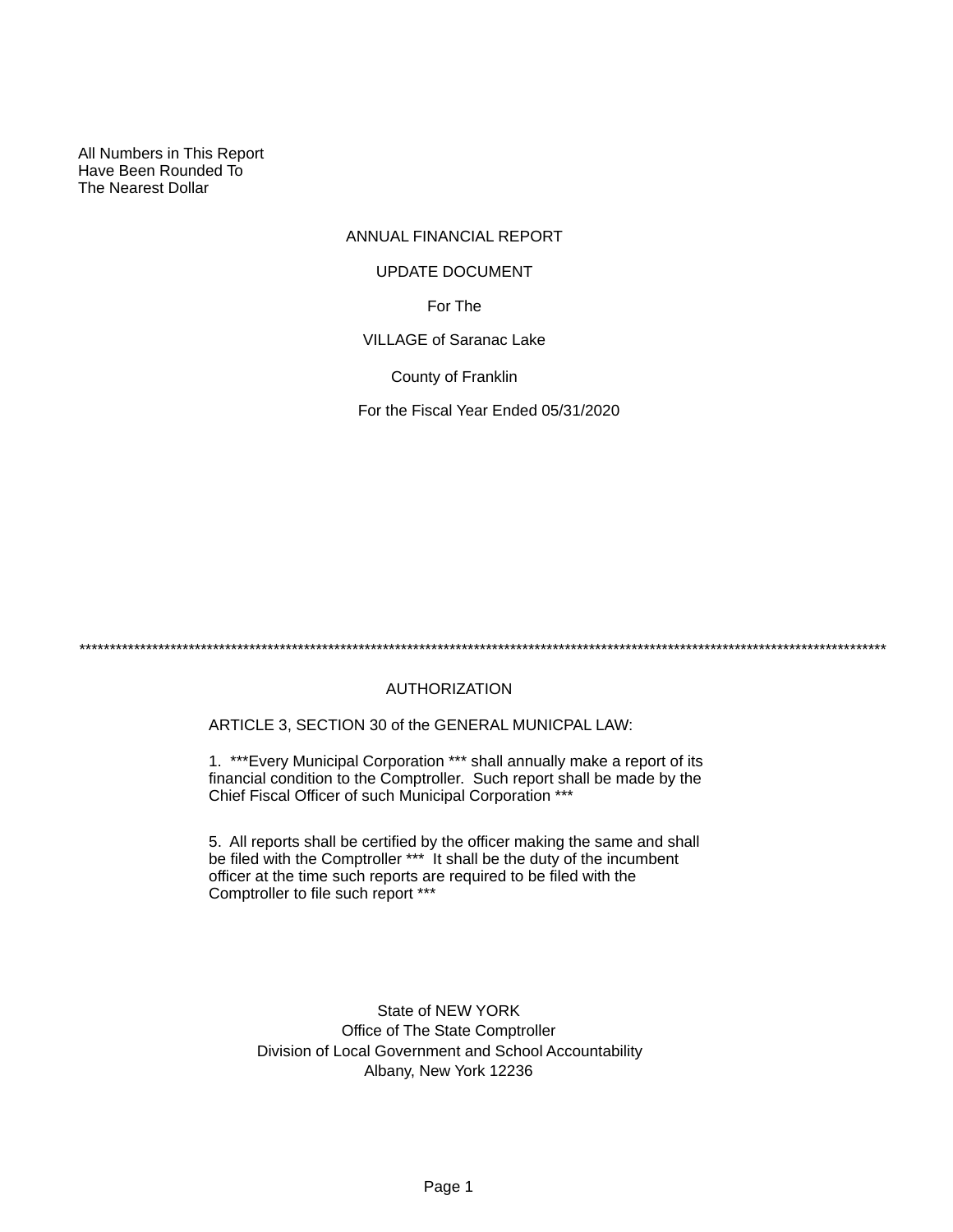All Numbers in This Report
Have Been Rounded To
The Nearest Dollar

# ANNUAL FINANCIAL REPORT

## UPDATE DOCUMENT

For The

VILLAGE of Saranac Lake

County of Franklin

For the Fiscal Year Ended 05/31/2020

*************************************************************************************************************************************

## AUTHORIZATION

ARTICLE 3, SECTION 30 of the GENERAL MUNICPAL LAW:

1. ***Every Municipal Corporation *** shall annually make a report of its financial condition to the Comptroller. Such report shall be made by the Chief Fiscal Officer of such Municipal Corporation ***

5. All reports shall be certified by the officer making the same and shall be filed with the Comptroller *** It shall be the duty of the incumbent officer at the time such reports are required to be filed with the Comptroller to file such report ***

State of NEW YORK
Office of The State Comptroller
Division of Local Government and School Accountability
Albany, New York 12236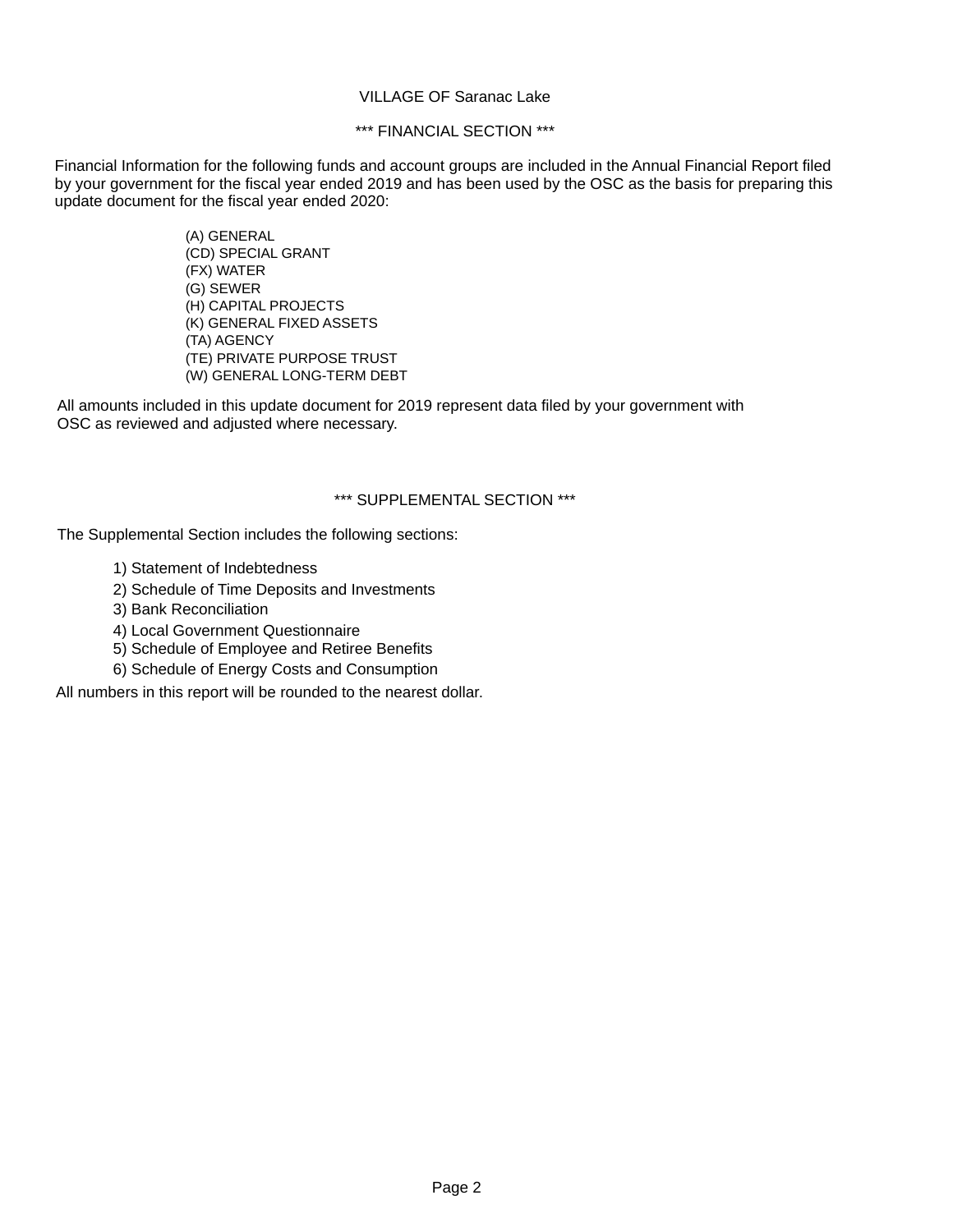VILLAGE OF Saranac Lake

## *** FINANCIAL SECTION ***

Financial Information for the following funds and account groups are included in the Annual Financial Report filed by your government for the fiscal year ended 2019 and has been used by the OSC as the basis for preparing this update document for the fiscal year ended 2020:

- (A) GENERAL
- (CD) SPECIAL GRANT
- (FX) WATER
- (G) SEWER
- (H) CAPITAL PROJECTS
- (K) GENERAL FIXED ASSETS
- (TA) AGENCY
- (TE) PRIVATE PURPOSE TRUST
- (W) GENERAL LONG-TERM DEBT

All amounts included in this update document for 2019 represent data filed by your government with OSC as reviewed and adjusted where necessary.

## *** SUPPLEMENTAL SECTION ***

The Supplemental Section includes the following sections:

1) Statement of Indebtedness
2) Schedule of Time Deposits and Investments
3) Bank Reconciliation
4) Local Government Questionnaire
5) Schedule of Employee and Retiree Benefits
6) Schedule of Energy Costs and Consumption

All numbers in this report will be rounded to the nearest dollar.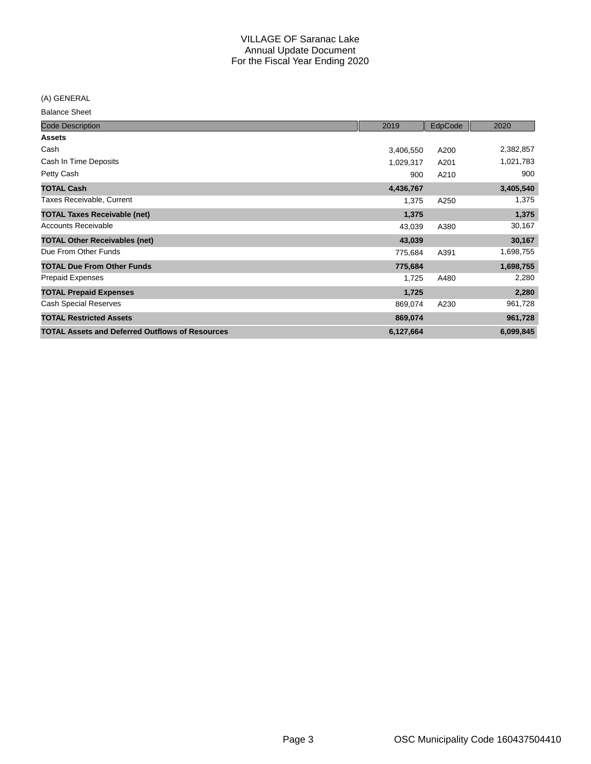# VILLAGE OF Saranac Lake
## Annual Update Document
## For the Fiscal Year Ending 2020

(A) GENERAL

Balance Sheet

| Code Description | 2019 | EdpCode | 2020 |
|---|---|---|---|
| **Assets** | | | |
| Cash | 3,406,550 | A200 | 2,382,857 |
| Cash In Time Deposits | 1,029,317 | A201 | 1,021,783 |
| Petty Cash | 900 | A210 | 900 |
| **TOTAL Cash** | **4,436,767** | | **3,405,540** |
| Taxes Receivable, Current | 1,375 | A250 | 1,375 |
| **TOTAL Taxes Receivable (net)** | **1,375** | | **1,375** |
| Accounts Receivable | 43,039 | A380 | 30,167 |
| **TOTAL Other Receivables (net)** | **43,039** | | **30,167** |
| Due From Other Funds | 775,684 | A391 | 1,698,755 |
| **TOTAL Due From Other Funds** | **775,684** | | **1,698,755** |
| Prepaid Expenses | 1,725 | A480 | 2,280 |
| **TOTAL Prepaid Expenses** | **1,725** | | **2,280** |
| Cash Special Reserves | 869,074 | A230 | 961,728 |
| **TOTAL Restricted Assets** | **869,074** | | **961,728** |
| **TOTAL Assets and Deferred Outflows of Resources** | **6,127,664** | | **6,099,845** |

OSC Municipality Code 160437504410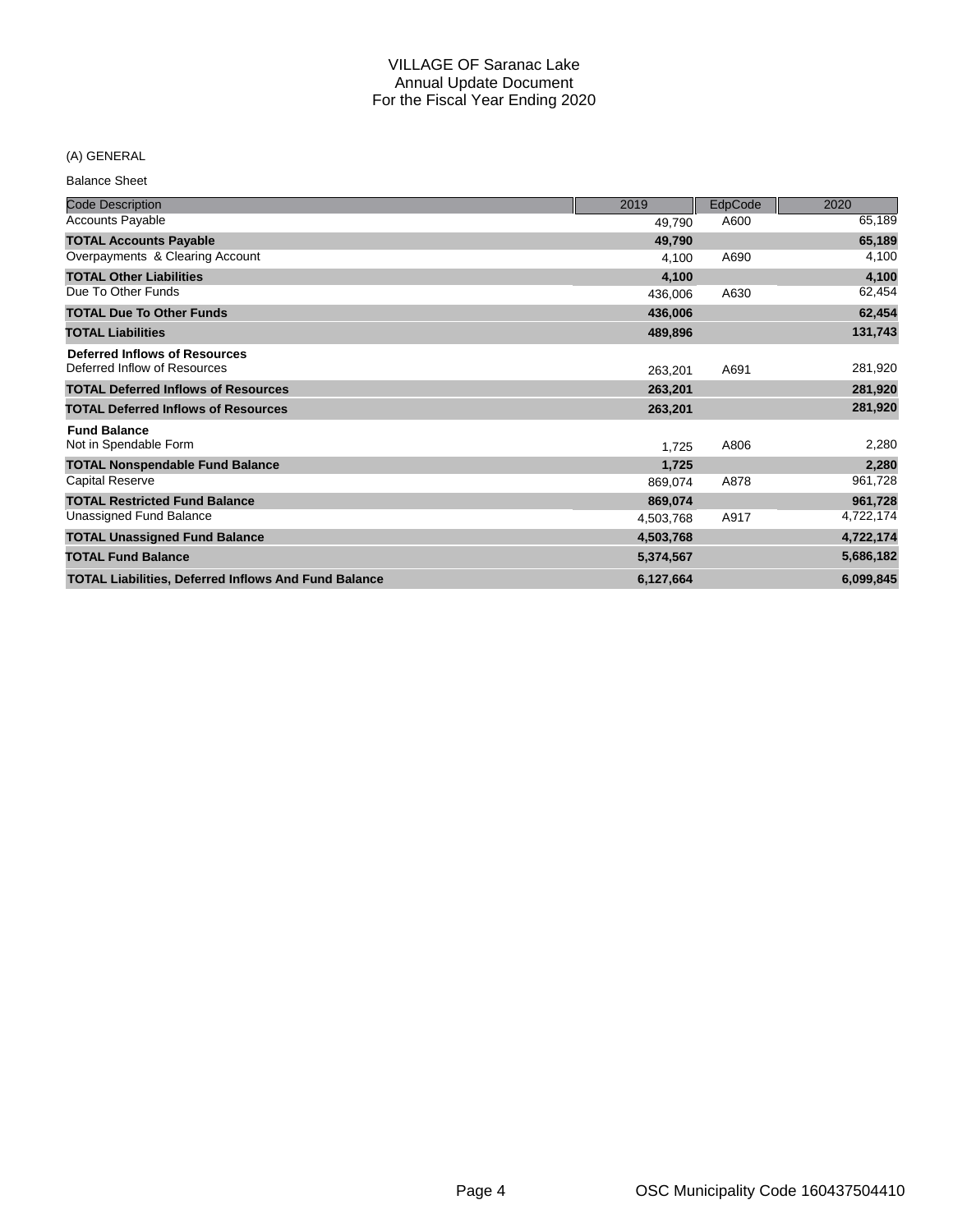VILLAGE OF Saranac Lake
Annual Update Document
For the Fiscal Year Ending 2020

(A) GENERAL

Balance Sheet

| Code Description | 2019 | EdpCode | 2020 |
|---|---|---|---|
| Accounts Payable | 49,790 | A600 | 65,189 |
| **TOTAL Accounts Payable** | **49,790** | | **65,189** |
| Overpayments & Clearing Account | 4,100 | A690 | 4,100 |
| **TOTAL Other Liabilities** | **4,100** | | **4,100** |
| Due To Other Funds | 436,006 | A630 | 62,454 |
| **TOTAL Due To Other Funds** | **436,006** | | **62,454** |
| **TOTAL Liabilities** | **489,896** | | **131,743** |
| **Deferred Inflows of Resources** | | | |
| Deferred Inflow of Resources | 263,201 | A691 | 281,920 |
| **TOTAL Deferred Inflows of Resources** | **263,201** | | **281,920** |
| **TOTAL Deferred Inflows of Resources** | **263,201** | | **281,920** |
| **Fund Balance** | | | |
| Not in Spendable Form | 1,725 | A806 | 2,280 |
| **TOTAL Nonspendable Fund Balance** | **1,725** | | **2,280** |
| Capital Reserve | 869,074 | A878 | 961,728 |
| **TOTAL Restricted Fund Balance** | **869,074** | | **961,728** |
| Unassigned Fund Balance | 4,503,768 | A917 | 4,722,174 |
| **TOTAL Unassigned Fund Balance** | **4,503,768** | | **4,722,174** |
| **TOTAL Fund Balance** | **5,374,567** | | **5,686,182** |
| **TOTAL Liabilities, Deferred Inflows And Fund Balance** | **6,127,664** | | **6,099,845** |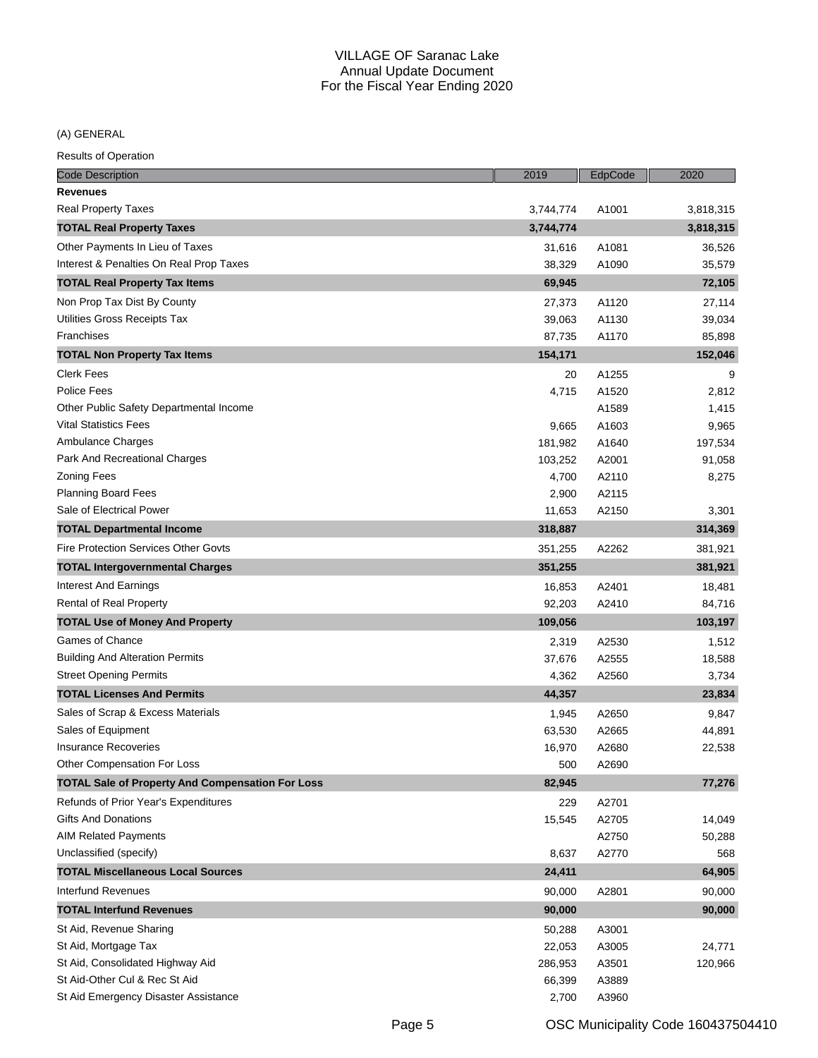VILLAGE OF Saranac Lake
Annual Update Document
For the Fiscal Year Ending 2020

(A) GENERAL

Results of Operation

| Code Description | 2019 | EdpCode | 2020 |
|---|---|---|---|
| **Revenues** | | | |
| Real Property Taxes | 3,744,774 | A1001 | 3,818,315 |
| **TOTAL Real Property Taxes** | **3,744,774** | | **3,818,315** |
| Other Payments In Lieu of Taxes | 31,616 | A1081 | 36,526 |
| Interest & Penalties On Real Prop Taxes | 38,329 | A1090 | 35,579 |
| **TOTAL Real Property Tax Items** | **69,945** | | **72,105** |
| Non Prop Tax Dist By County | 27,373 | A1120 | 27,114 |
| Utilities Gross Receipts Tax | 39,063 | A1130 | 39,034 |
| Franchises | 87,735 | A1170 | 85,898 |
| **TOTAL Non Property Tax Items** | **154,171** | | **152,046** |
| Clerk Fees | 20 | A1255 | 9 |
| Police Fees | 4,715 | A1520 | 2,812 |
| Other Public Safety Departmental Income | | A1589 | 1,415 |
| Vital Statistics Fees | 9,665 | A1603 | 9,965 |
| Ambulance Charges | 181,982 | A1640 | 197,534 |
| Park And Recreational Charges | 103,252 | A2001 | 91,058 |
| Zoning Fees | 4,700 | A2110 | 8,275 |
| Planning Board Fees | 2,900 | A2115 | |
| Sale of Electrical Power | 11,653 | A2150 | 3,301 |
| **TOTAL Departmental Income** | **318,887** | | **314,369** |
| Fire Protection Services Other Govts | 351,255 | A2262 | 381,921 |
| **TOTAL Intergovernmental Charges** | **351,255** | | **381,921** |
| Interest And Earnings | 16,853 | A2401 | 18,481 |
| Rental of Real Property | 92,203 | A2410 | 84,716 |
| **TOTAL Use of Money And Property** | **109,056** | | **103,197** |
| Games of Chance | 2,319 | A2530 | 1,512 |
| Building And Alteration Permits | 37,676 | A2555 | 18,588 |
| Street Opening Permits | 4,362 | A2560 | 3,734 |
| **TOTAL Licenses And Permits** | **44,357** | | **23,834** |
| Sales of Scrap & Excess Materials | 1,945 | A2650 | 9,847 |
| Sales of Equipment | 63,530 | A2665 | 44,891 |
| Insurance Recoveries | 16,970 | A2680 | 22,538 |
| Other Compensation For Loss | 500 | A2690 | |
| **TOTAL Sale of Property And Compensation For Loss** | **82,945** | | **77,276** |
| Refunds of Prior Year's Expenditures | 229 | A2701 | |
| Gifts And Donations | 15,545 | A2705 | 14,049 |
| AIM Related Payments | | A2750 | 50,288 |
| Unclassified (specify) | 8,637 | A2770 | 568 |
| **TOTAL Miscellaneous Local Sources** | **24,411** | | **64,905** |
| Interfund Revenues | 90,000 | A2801 | 90,000 |
| **TOTAL Interfund Revenues** | **90,000** | | **90,000** |
| St Aid, Revenue Sharing | 50,288 | A3001 | |
| St Aid, Mortgage Tax | 22,053 | A3005 | 24,771 |
| St Aid, Consolidated Highway Aid | 286,953 | A3501 | 120,966 |
| St Aid-Other Cul & Rec St Aid | 66,399 | A3889 | |
| St Aid Emergency Disaster Assistance | 2,700 | A3960 | |

OSC Municipality Code 160437504410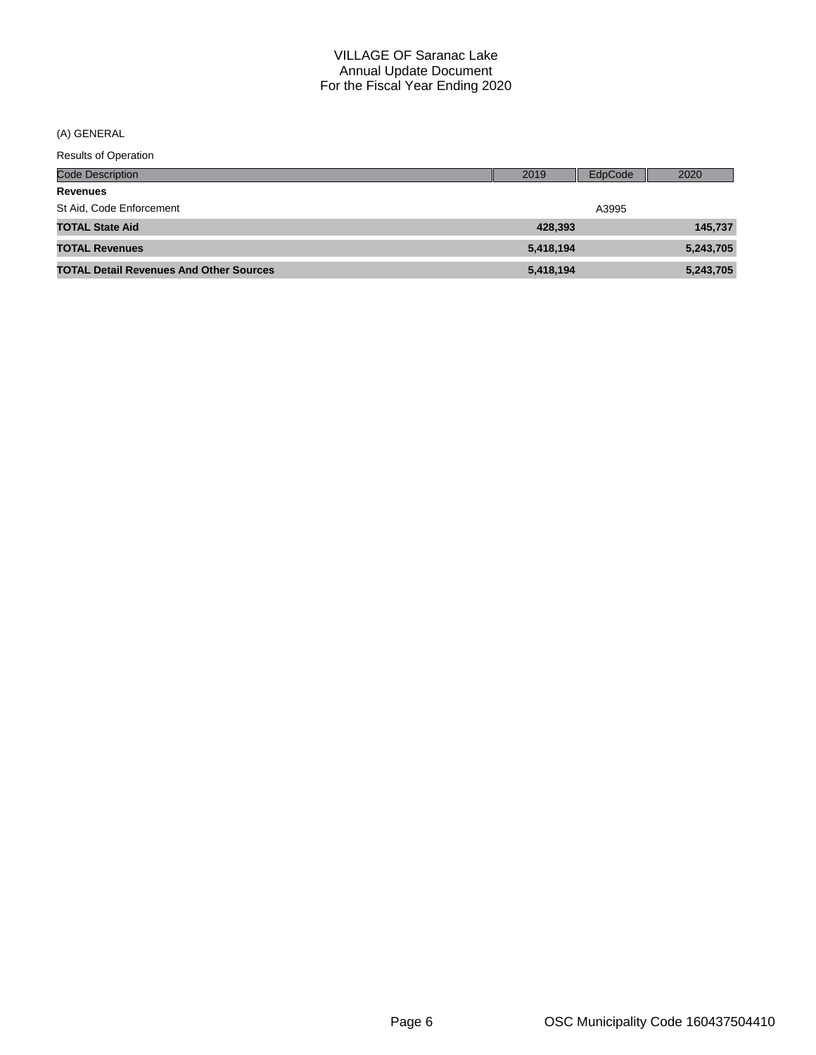VILLAGE OF Saranac Lake
Annual Update Document
For the Fiscal Year Ending 2020

(A) GENERAL

Results of Operation

| Code Description | 2019 | EdpCode | 2020 |
|---|---|---|---|
| **Revenues** | | | |
| St Aid, Code Enforcement | | A3995 | |
| **TOTAL State Aid** | **428,393** | | **145,737** |
| **TOTAL Revenues** | **5,418,194** | | **5,243,705** |
| **TOTAL Detail Revenues And Other Sources** | **5,418,194** | | **5,243,705** |

OSC Municipality Code 160437504410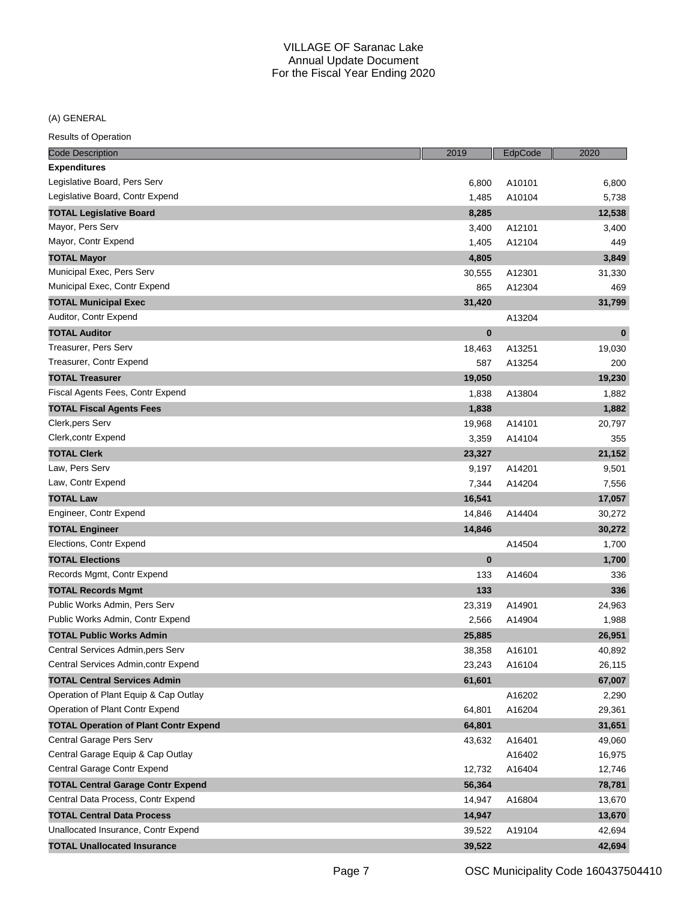VILLAGE OF Saranac Lake
Annual Update Document
For the Fiscal Year Ending 2020

(A) GENERAL

Results of Operation

| Code Description | 2019 | EdpCode | 2020 |
|---|---|---|---|
| **Expenditures** | | | |
| Legislative Board, Pers Serv | 6,800 | A10101 | 6,800 |
| Legislative Board, Contr Expend | 1,485 | A10104 | 5,738 |
| **TOTAL Legislative Board** | **8,285** | | **12,538** |
| Mayor, Pers Serv | 3,400 | A12101 | 3,400 |
| Mayor, Contr Expend | 1,405 | A12104 | 449 |
| **TOTAL Mayor** | **4,805** | | **3,849** |
| Municipal Exec, Pers Serv | 30,555 | A12301 | 31,330 |
| Municipal Exec, Contr Expend | 865 | A12304 | 469 |
| **TOTAL Municipal Exec** | **31,420** | | **31,799** |
| Auditor, Contr Expend | | A13204 | |
| **TOTAL Auditor** | **0** | | **0** |
| Treasurer, Pers Serv | 18,463 | A13251 | 19,030 |
| Treasurer, Contr Expend | 587 | A13254 | 200 |
| **TOTAL Treasurer** | **19,050** | | **19,230** |
| Fiscal Agents Fees, Contr Expend | 1,838 | A13804 | 1,882 |
| **TOTAL Fiscal Agents Fees** | **1,838** | | **1,882** |
| Clerk,pers Serv | 19,968 | A14101 | 20,797 |
| Clerk,contr Expend | 3,359 | A14104 | 355 |
| **TOTAL Clerk** | **23,327** | | **21,152** |
| Law, Pers Serv | 9,197 | A14201 | 9,501 |
| Law, Contr Expend | 7,344 | A14204 | 7,556 |
| **TOTAL Law** | **16,541** | | **17,057** |
| Engineer, Contr Expend | 14,846 | A14404 | 30,272 |
| **TOTAL Engineer** | **14,846** | | **30,272** |
| Elections, Contr Expend | | A14504 | 1,700 |
| **TOTAL Elections** | **0** | | **1,700** |
| Records Mgmt, Contr Expend | 133 | A14604 | 336 |
| **TOTAL Records Mgmt** | **133** | | **336** |
| Public Works Admin, Pers Serv | 23,319 | A14901 | 24,963 |
| Public Works Admin, Contr Expend | 2,566 | A14904 | 1,988 |
| **TOTAL Public Works Admin** | **25,885** | | **26,951** |
| Central Services Admin,pers Serv | 38,358 | A16101 | 40,892 |
| Central Services Admin,contr Expend | 23,243 | A16104 | 26,115 |
| **TOTAL Central Services Admin** | **61,601** | | **67,007** |
| Operation of Plant Equip & Cap Outlay | | A16202 | 2,290 |
| Operation of Plant Contr Expend | 64,801 | A16204 | 29,361 |
| **TOTAL Operation of Plant Contr Expend** | **64,801** | | **31,651** |
| Central Garage Pers Serv | 43,632 | A16401 | 49,060 |
| Central Garage Equip & Cap Outlay | | A16402 | 16,975 |
| Central Garage Contr Expend | 12,732 | A16404 | 12,746 |
| **TOTAL Central Garage Contr Expend** | **56,364** | | **78,781** |
| Central Data Process, Contr Expend | 14,947 | A16804 | 13,670 |
| **TOTAL Central Data Process** | **14,947** | | **13,670** |
| Unallocated Insurance, Contr Expend | 39,522 | A19104 | 42,694 |
| **TOTAL Unallocated Insurance** | **39,522** | | **42,694** |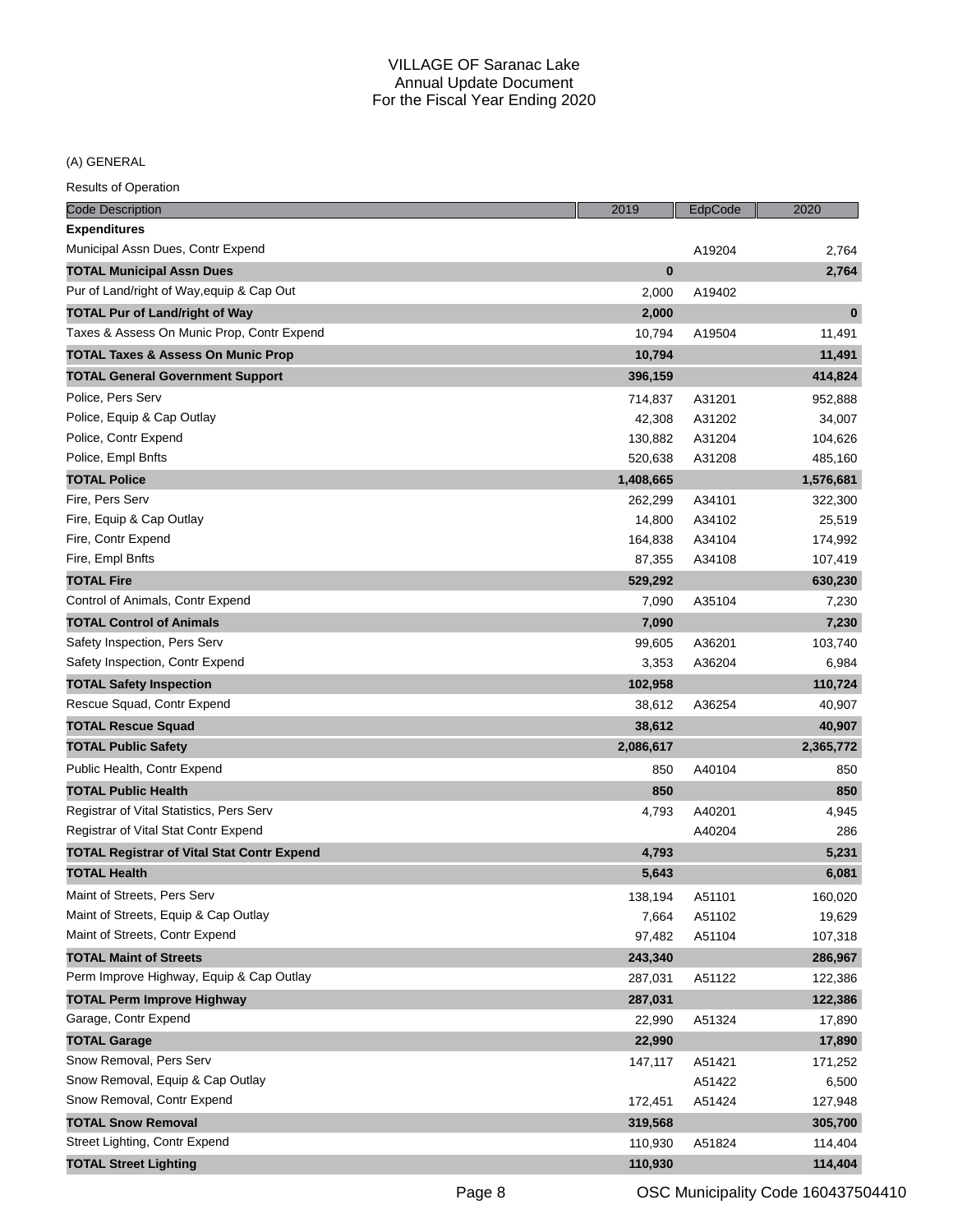VILLAGE OF Saranac Lake
Annual Update Document
For the Fiscal Year Ending 2020

(A) GENERAL

Results of Operation

| Code Description | 2019 | EdpCode | 2020 |
|---|---|---|---|
| **Expenditures** | | | |
| Municipal Assn Dues, Contr Expend | | A19204 | 2,764 |
| **TOTAL Municipal Assn Dues** | **0** | | **2,764** |
| Pur of Land/right of Way,equip & Cap Out | 2,000 | A19402 | |
| **TOTAL Pur of Land/right of Way** | **2,000** | | **0** |
| Taxes & Assess On Munic Prop, Contr Expend | 10,794 | A19504 | 11,491 |
| **TOTAL Taxes & Assess On Munic Prop** | **10,794** | | **11,491** |
| **TOTAL General Government Support** | **396,159** | | **414,824** |
| Police, Pers Serv | 714,837 | A31201 | 952,888 |
| Police, Equip & Cap Outlay | 42,308 | A31202 | 34,007 |
| Police, Contr Expend | 130,882 | A31204 | 104,626 |
| Police, Empl Bnfts | 520,638 | A31208 | 485,160 |
| **TOTAL Police** | **1,408,665** | | **1,576,681** |
| Fire, Pers Serv | 262,299 | A34101 | 322,300 |
| Fire, Equip & Cap Outlay | 14,800 | A34102 | 25,519 |
| Fire, Contr Expend | 164,838 | A34104 | 174,992 |
| Fire, Empl Bnfts | 87,355 | A34108 | 107,419 |
| **TOTAL Fire** | **529,292** | | **630,230** |
| Control of Animals, Contr Expend | 7,090 | A35104 | 7,230 |
| **TOTAL Control of Animals** | **7,090** | | **7,230** |
| Safety Inspection, Pers Serv | 99,605 | A36201 | 103,740 |
| Safety Inspection, Contr Expend | 3,353 | A36204 | 6,984 |
| **TOTAL Safety Inspection** | **102,958** | | **110,724** |
| Rescue Squad, Contr Expend | 38,612 | A36254 | 40,907 |
| **TOTAL Rescue Squad** | **38,612** | | **40,907** |
| **TOTAL Public Safety** | **2,086,617** | | **2,365,772** |
| Public Health, Contr Expend | 850 | A40104 | 850 |
| **TOTAL Public Health** | **850** | | **850** |
| Registrar of Vital Statistics, Pers Serv | 4,793 | A40201 | 4,945 |
| Registrar of Vital Stat Contr Expend | | A40204 | 286 |
| **TOTAL Registrar of Vital Stat Contr Expend** | **4,793** | | **5,231** |
| **TOTAL Health** | **5,643** | | **6,081** |
| Maint of Streets, Pers Serv | 138,194 | A51101 | 160,020 |
| Maint of Streets, Equip & Cap Outlay | 7,664 | A51102 | 19,629 |
| Maint of Streets, Contr Expend | 97,482 | A51104 | 107,318 |
| **TOTAL Maint of Streets** | **243,340** | | **286,967** |
| Perm Improve Highway, Equip & Cap Outlay | 287,031 | A51122 | 122,386 |
| **TOTAL Perm Improve Highway** | **287,031** | | **122,386** |
| Garage, Contr Expend | 22,990 | A51324 | 17,890 |
| **TOTAL Garage** | **22,990** | | **17,890** |
| Snow Removal, Pers Serv | 147,117 | A51421 | 171,252 |
| Snow Removal, Equip & Cap Outlay | | A51422 | 6,500 |
| Snow Removal, Contr Expend | 172,451 | A51424 | 127,948 |
| **TOTAL Snow Removal** | **319,568** | | **305,700** |
| Street Lighting, Contr Expend | 110,930 | A51824 | 114,404 |
| **TOTAL Street Lighting** | **110,930** | | **114,404** |

OSC Municipality Code 160437504410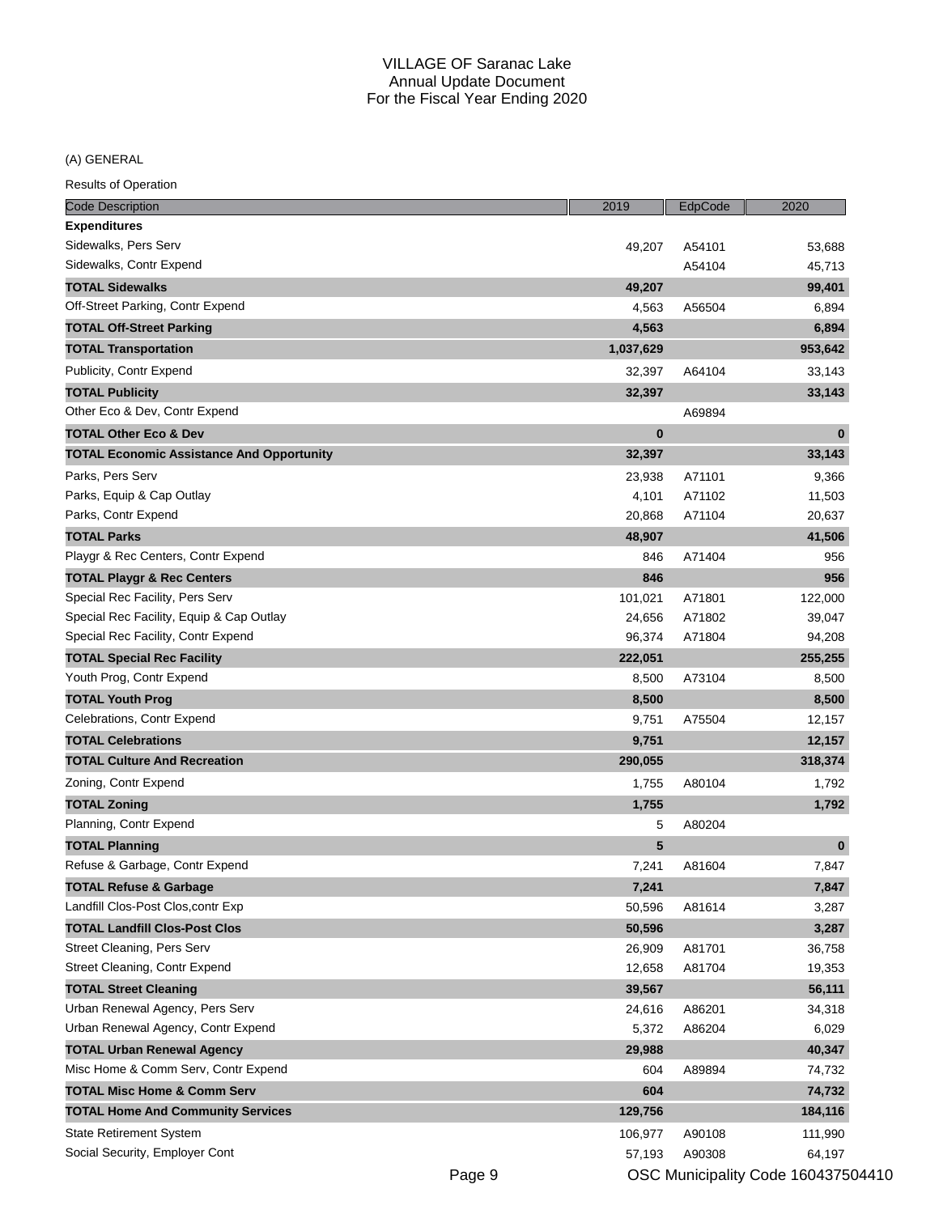VILLAGE OF Saranac Lake
Annual Update Document
For the Fiscal Year Ending 2020

(A) GENERAL

Results of Operation

| Code Description | 2019 | EdpCode | 2020 |
|---|---|---|---|
| **Expenditures** | | | |
| Sidewalks, Pers Serv | 49,207 | A54101 | 53,688 |
| Sidewalks, Contr Expend | | A54104 | 45,713 |
| **TOTAL Sidewalks** | **49,207** | | **99,401** |
| Off-Street Parking, Contr Expend | 4,563 | A56504 | 6,894 |
| **TOTAL Off-Street Parking** | **4,563** | | **6,894** |
| **TOTAL Transportation** | **1,037,629** | | **953,642** |
| Publicity, Contr Expend | 32,397 | A64104 | 33,143 |
| **TOTAL Publicity** | **32,397** | | **33,143** |
| Other Eco & Dev, Contr Expend | | A69894 | |
| **TOTAL Other Eco & Dev** | **0** | | **0** |
| **TOTAL Economic Assistance And Opportunity** | **32,397** | | **33,143** |
| Parks, Pers Serv | 23,938 | A71101 | 9,366 |
| Parks, Equip & Cap Outlay | 4,101 | A71102 | 11,503 |
| Parks, Contr Expend | 20,868 | A71104 | 20,637 |
| **TOTAL Parks** | **48,907** | | **41,506** |
| Playgr & Rec Centers, Contr Expend | 846 | A71404 | 956 |
| **TOTAL Playgr & Rec Centers** | **846** | | **956** |
| Special Rec Facility, Pers Serv | 101,021 | A71801 | 122,000 |
| Special Rec Facility, Equip & Cap Outlay | 24,656 | A71802 | 39,047 |
| Special Rec Facility, Contr Expend | 96,374 | A71804 | 94,208 |
| **TOTAL Special Rec Facility** | **222,051** | | **255,255** |
| Youth Prog, Contr Expend | 8,500 | A73104 | 8,500 |
| **TOTAL Youth Prog** | **8,500** | | **8,500** |
| Celebrations, Contr Expend | 9,751 | A75504 | 12,157 |
| **TOTAL Celebrations** | **9,751** | | **12,157** |
| **TOTAL Culture And Recreation** | **290,055** | | **318,374** |
| Zoning, Contr Expend | 1,755 | A80104 | 1,792 |
| **TOTAL Zoning** | **1,755** | | **1,792** |
| Planning, Contr Expend | 5 | A80204 | |
| **TOTAL Planning** | **5** | | **0** |
| Refuse & Garbage, Contr Expend | 7,241 | A81604 | 7,847 |
| **TOTAL Refuse & Garbage** | **7,241** | | **7,847** |
| Landfill Clos-Post Clos,contr Exp | 50,596 | A81614 | 3,287 |
| **TOTAL Landfill Clos-Post Clos** | **50,596** | | **3,287** |
| Street Cleaning, Pers Serv | 26,909 | A81701 | 36,758 |
| Street Cleaning, Contr Expend | 12,658 | A81704 | 19,353 |
| **TOTAL Street Cleaning** | **39,567** | | **56,111** |
| Urban Renewal Agency, Pers Serv | 24,616 | A86201 | 34,318 |
| Urban Renewal Agency, Contr Expend | 5,372 | A86204 | 6,029 |
| **TOTAL Urban Renewal Agency** | **29,988** | | **40,347** |
| Misc Home & Comm Serv, Contr Expend | 604 | A89894 | 74,732 |
| **TOTAL Misc Home & Comm Serv** | **604** | | **74,732** |
| **TOTAL Home And Community Services** | **129,756** | | **184,116** |
| State Retirement System | 106,977 | A90108 | 111,990 |
| Social Security, Employer Cont | 57,193 | A90308 | 64,197 |

OSC Municipality Code 160437504410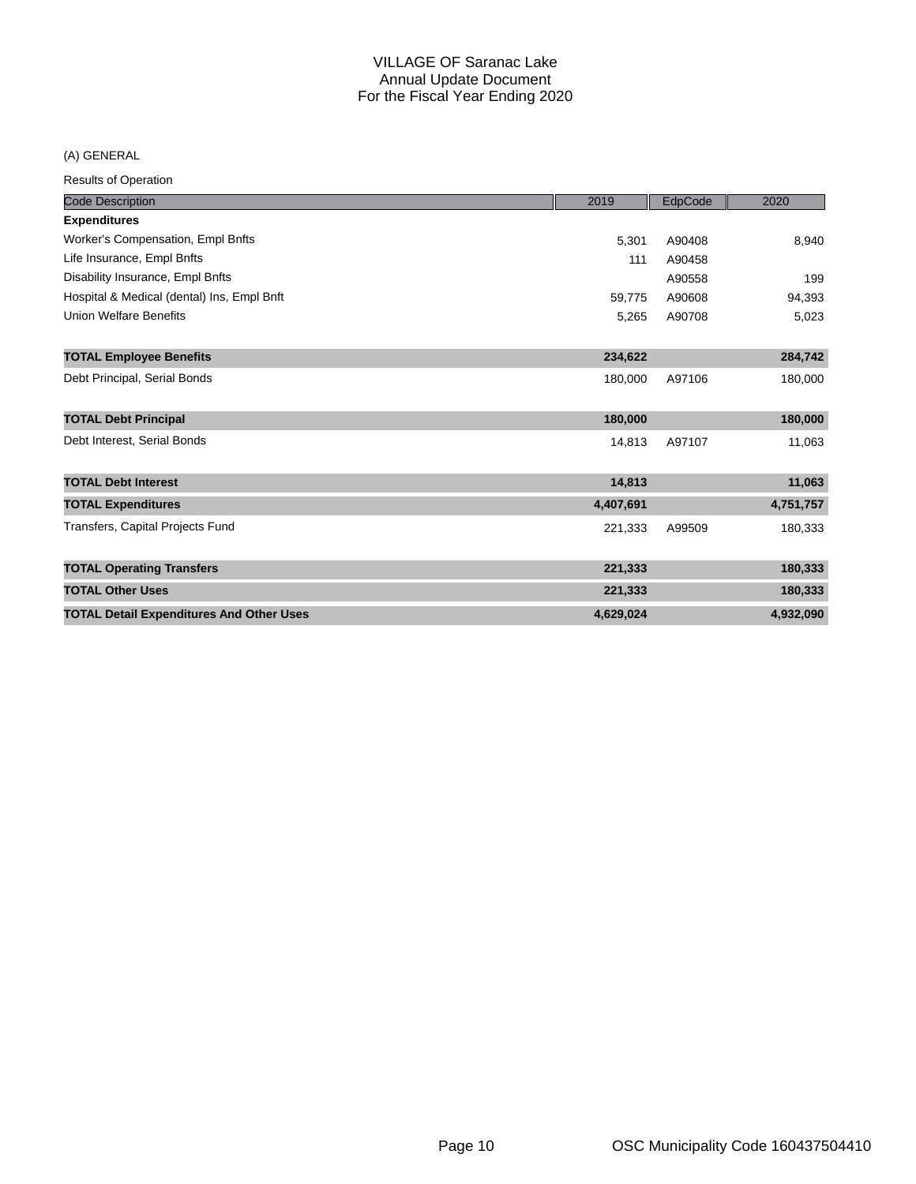# VILLAGE OF Saranac Lake
## Annual Update Document
## For the Fiscal Year Ending 2020

(A) GENERAL

Results of Operation

| Code Description | 2019 | EdpCode | 2020 |
|---|---|---|---|
| **Expenditures** | | | |
| Worker's Compensation, Empl Bnfts | 5,301 | A90408 | 8,940 |
| Life Insurance, Empl Bnfts | 111 | A90458 | |
| Disability Insurance, Empl Bnfts | | A90558 | 199 |
| Hospital & Medical (dental) Ins, Empl Bnft | 59,775 | A90608 | 94,393 |
| Union Welfare Benefits | 5,265 | A90708 | 5,023 |
| **TOTAL Employee Benefits** | **234,622** | | **284,742** |
| Debt Principal, Serial Bonds | 180,000 | A97106 | 180,000 |
| **TOTAL Debt Principal** | **180,000** | | **180,000** |
| Debt Interest, Serial Bonds | 14,813 | A97107 | 11,063 |
| **TOTAL Debt Interest** | **14,813** | | **11,063** |
| **TOTAL Expenditures** | **4,407,691** | | **4,751,757** |
| Transfers, Capital Projects Fund | 221,333 | A99509 | 180,333 |
| **TOTAL Operating Transfers** | **221,333** | | **180,333** |
| **TOTAL Other Uses** | **221,333** | | **180,333** |
| **TOTAL Detail Expenditures And Other Uses** | **4,629,024** | | **4,932,090** |

OSC Municipality Code 160437504410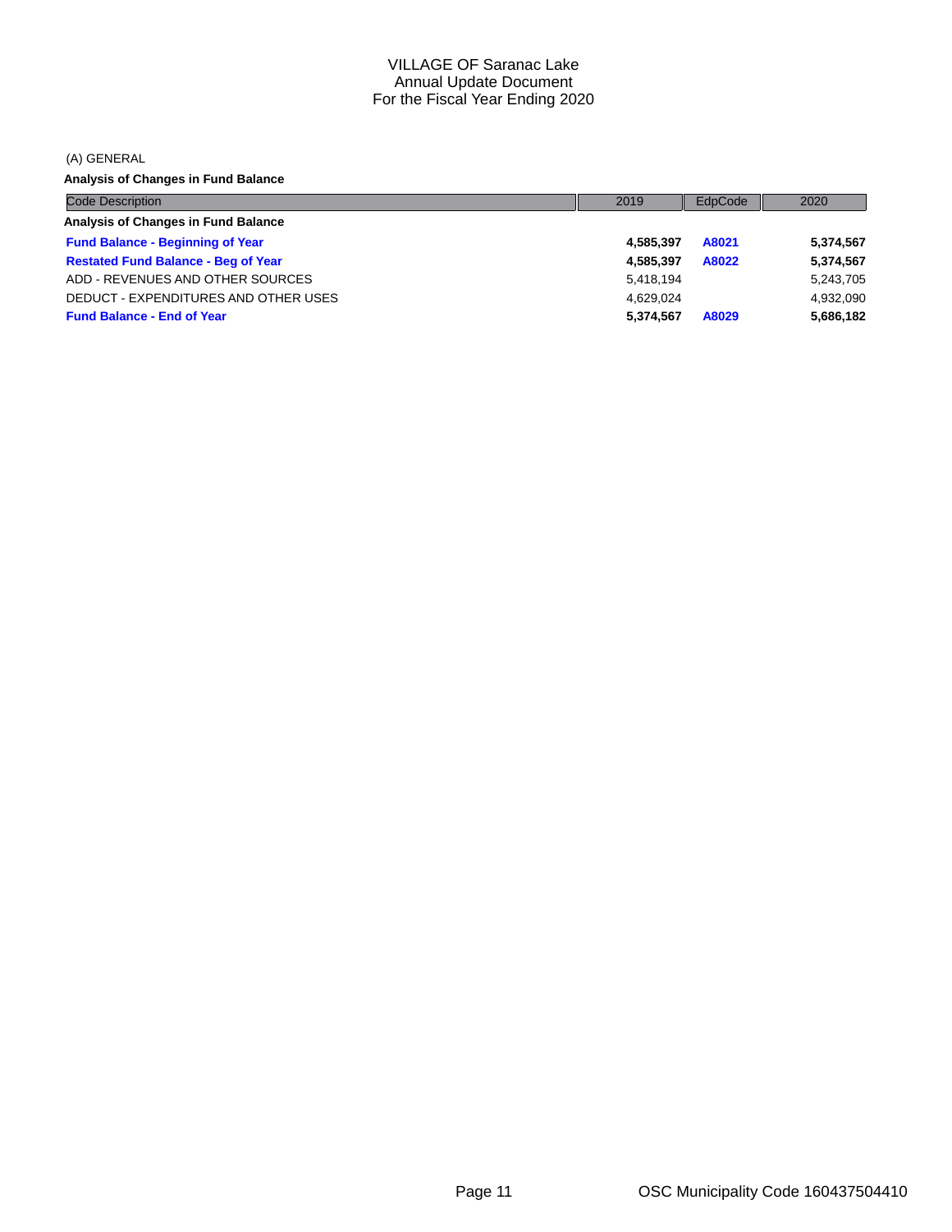# VILLAGE OF Saranac Lake
## Annual Update Document
## For the Fiscal Year Ending 2020

(A) GENERAL

**Analysis of Changes in Fund Balance**

| Code Description | 2019 | EdpCode | 2020 |
|---|---|---|---|
| **Analysis of Changes in Fund Balance** | | | |
| **Fund Balance - Beginning of Year** | **4,585,397** | **A8021** | **5,374,567** |
| **Restated Fund Balance - Beg of Year** | **4,585,397** | **A8022** | **5,374,567** |
| ADD - REVENUES AND OTHER SOURCES | 5,418,194 | | 5,243,705 |
| DEDUCT - EXPENDITURES AND OTHER USES | 4,629,024 | | 4,932,090 |
| **Fund Balance - End of Year** | **5,374,567** | **A8029** | **5,686,182** |

OSC Municipality Code 160437504410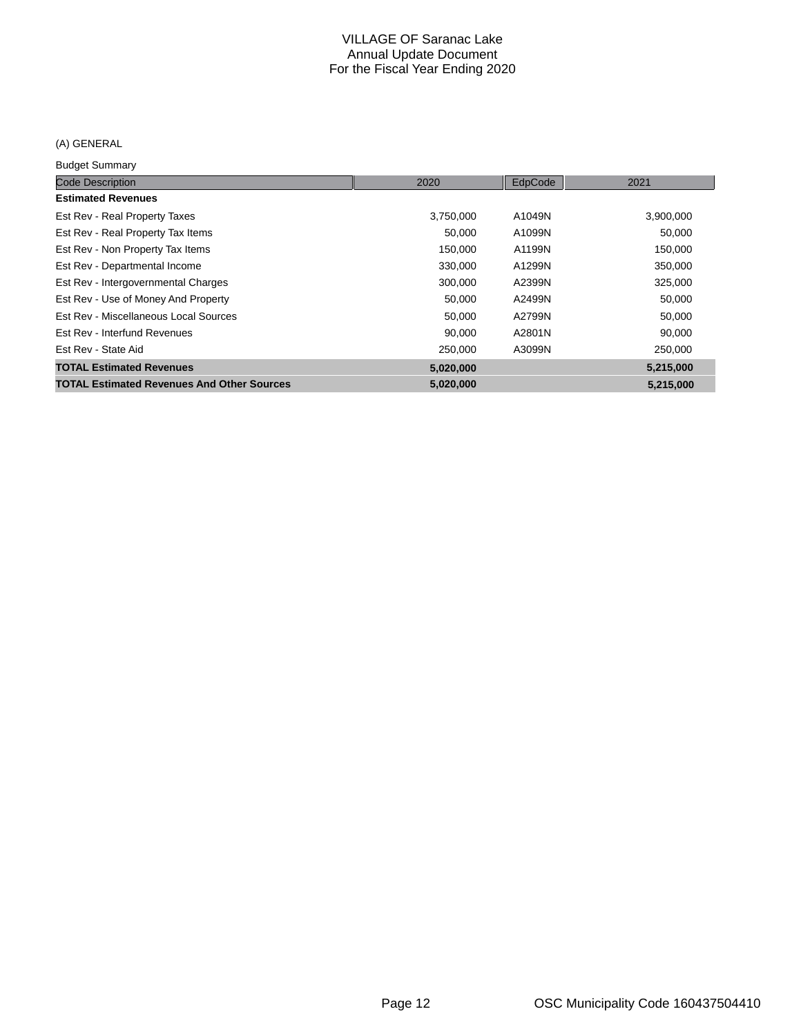VILLAGE OF Saranac Lake
Annual Update Document
For the Fiscal Year Ending 2020

(A) GENERAL

Budget Summary

| Code Description | 2020 | EdpCode | 2021 |
|---|---|---|---|
| **Estimated Revenues** | | | |
| Est Rev - Real Property Taxes | 3,750,000 | A1049N | 3,900,000 |
| Est Rev - Real Property Tax Items | 50,000 | A1099N | 50,000 |
| Est Rev - Non Property Tax Items | 150,000 | A1199N | 150,000 |
| Est Rev - Departmental Income | 330,000 | A1299N | 350,000 |
| Est Rev - Intergovernmental Charges | 300,000 | A2399N | 325,000 |
| Est Rev - Use of Money And Property | 50,000 | A2499N | 50,000 |
| Est Rev - Miscellaneous Local Sources | 50,000 | A2799N | 50,000 |
| Est Rev - Interfund Revenues | 90,000 | A2801N | 90,000 |
| Est Rev - State Aid | 250,000 | A3099N | 250,000 |
| **TOTAL Estimated Revenues** | **5,020,000** | | **5,215,000** |
| **TOTAL Estimated Revenues And Other Sources** | **5,020,000** | | **5,215,000** |

OSC Municipality Code 160437504410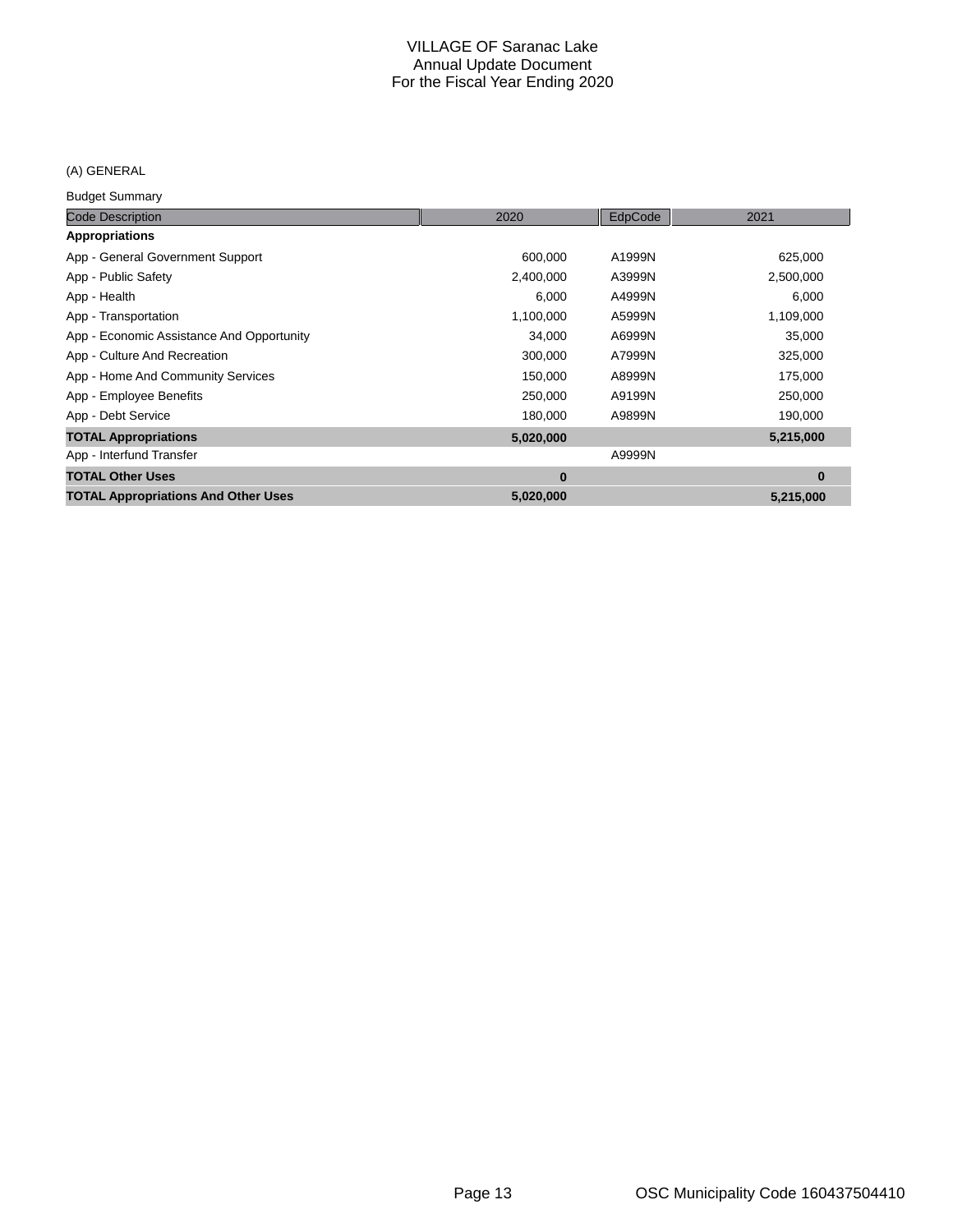# VILLAGE OF Saranac Lake
## Annual Update Document
## For the Fiscal Year Ending 2020

(A) GENERAL

Budget Summary

| Code Description | 2020 | EdpCode | 2021 |
|---|---|---|---|
| **Appropriations** | | | |
| App - General Government Support | 600,000 | A1999N | 625,000 |
| App - Public Safety | 2,400,000 | A3999N | 2,500,000 |
| App - Health | 6,000 | A4999N | 6,000 |
| App - Transportation | 1,100,000 | A5999N | 1,109,000 |
| App - Economic Assistance And Opportunity | 34,000 | A6999N | 35,000 |
| App - Culture And Recreation | 300,000 | A7999N | 325,000 |
| App - Home And Community Services | 150,000 | A8999N | 175,000 |
| App - Employee Benefits | 250,000 | A9199N | 250,000 |
| App - Debt Service | 180,000 | A9899N | 190,000 |
| **TOTAL Appropriations** | **5,020,000** | | **5,215,000** |
| App - Interfund Transfer | | A9999N | |
| **TOTAL Other Uses** | **0** | | **0** |
| **TOTAL Appropriations And Other Uses** | **5,020,000** | | **5,215,000** |

OSC Municipality Code 160437504410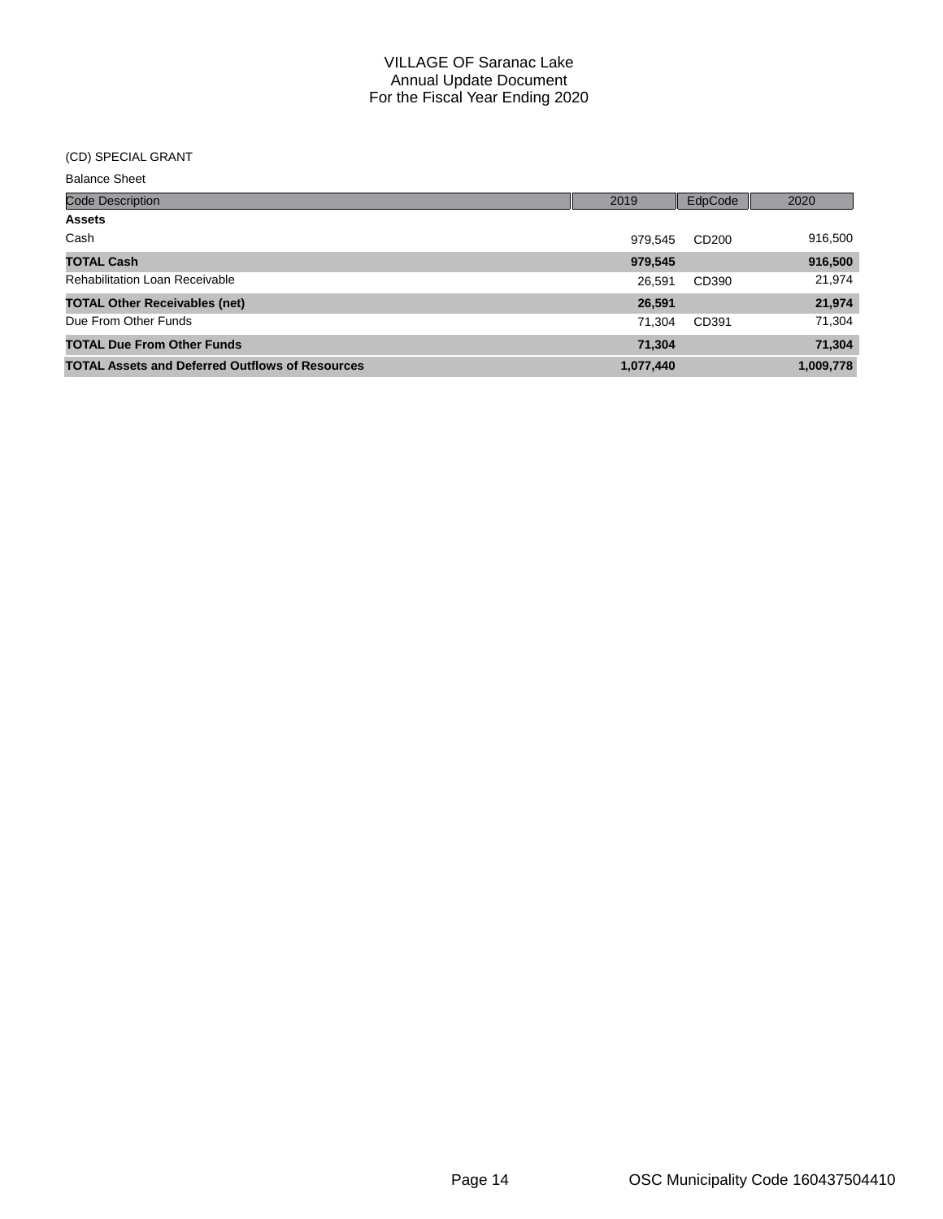# VILLAGE OF Saranac Lake
## Annual Update Document
## For the Fiscal Year Ending 2020

(CD) SPECIAL GRANT

Balance Sheet

| Code Description | 2019 | EdpCode | 2020 |
|---|---|---|---|
| **Assets** | | | |
| Cash | 979,545 | CD200 | 916,500 |
| **TOTAL Cash** | **979,545** | | **916,500** |
| Rehabilitation Loan Receivable | 26,591 | CD390 | 21,974 |
| **TOTAL Other Receivables (net)** | **26,591** | | **21,974** |
| Due From Other Funds | 71,304 | CD391 | 71,304 |
| **TOTAL Due From Other Funds** | **71,304** | | **71,304** |
| **TOTAL Assets and Deferred Outflows of Resources** | **1,077,440** | | **1,009,778** |

OSC Municipality Code 160437504410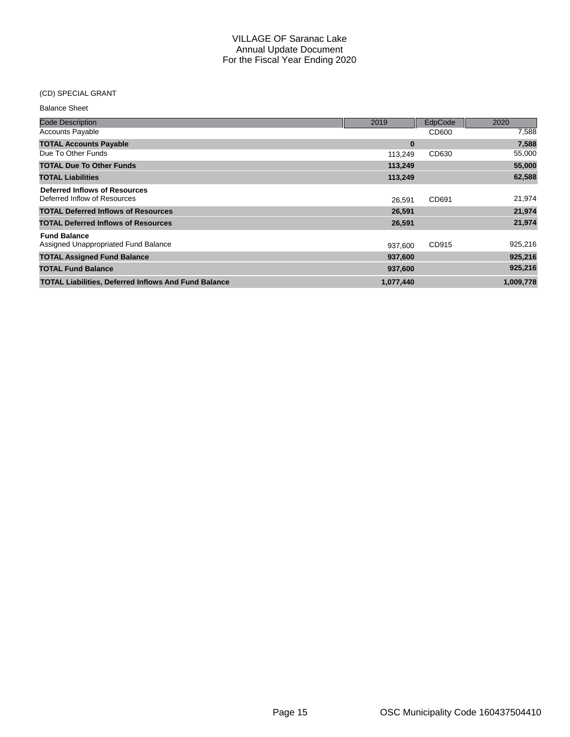VILLAGE OF Saranac Lake
Annual Update Document
For the Fiscal Year Ending 2020

(CD) SPECIAL GRANT

Balance Sheet

| Code Description | 2019 | EdpCode | 2020 |
| --- | --- | --- | --- |
| Accounts Payable | | CD600 | 7,588 |
| **TOTAL Accounts Payable** | **0** | | **7,588** |
| Due To Other Funds | 113,249 | CD630 | 55,000 |
| **TOTAL Due To Other Funds** | **113,249** | | **55,000** |
| **TOTAL Liabilities** | **113,249** | | **62,588** |
| **Deferred Inflows of Resources** | | | |
| Deferred Inflow of Resources | 26,591 | CD691 | 21,974 |
| **TOTAL Deferred Inflows of Resources** | **26,591** | | **21,974** |
| **TOTAL Deferred Inflows of Resources** | **26,591** | | **21,974** |
| **Fund Balance** | | | |
| Assigned Unappropriated Fund Balance | 937,600 | CD915 | 925,216 |
| **TOTAL Assigned Fund Balance** | **937,600** | | **925,216** |
| **TOTAL Fund Balance** | **937,600** | | **925,216** |
| **TOTAL Liabilities, Deferred Inflows And Fund Balance** | **1,077,440** | | **1,009,778** |

OSC Municipality Code 160437504410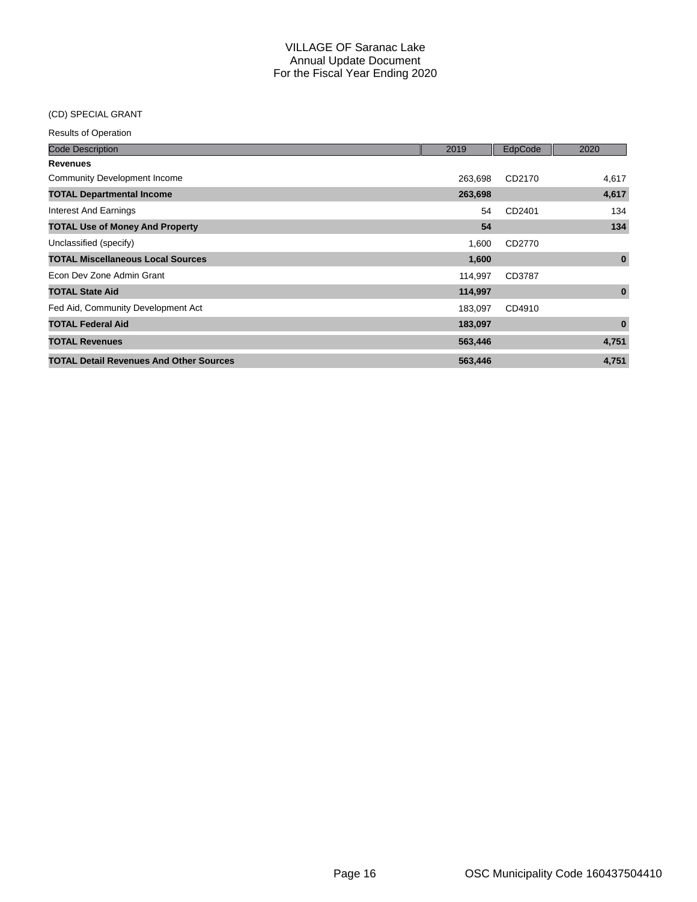# VILLAGE OF Saranac Lake
## Annual Update Document
## For the Fiscal Year Ending 2020

(CD) SPECIAL GRANT

Results of Operation

| Code Description | 2019 | EdpCode | 2020 |
|---|---|---|---|
| **Revenues** | | | |
| Community Development Income | 263,698 | CD2170 | 4,617 |
| **TOTAL Departmental Income** | **263,698** | | **4,617** |
| Interest And Earnings | 54 | CD2401 | 134 |
| **TOTAL Use of Money And Property** | **54** | | **134** |
| Unclassified (specify) | 1,600 | CD2770 | |
| **TOTAL Miscellaneous Local Sources** | **1,600** | | **0** |
| Econ Dev Zone Admin Grant | 114,997 | CD3787 | |
| **TOTAL State Aid** | **114,997** | | **0** |
| Fed Aid, Community Development Act | 183,097 | CD4910 | |
| **TOTAL Federal Aid** | **183,097** | | **0** |
| **TOTAL Revenues** | **563,446** | | **4,751** |
| **TOTAL Detail Revenues And Other Sources** | **563,446** | | **4,751** |

OSC Municipality Code 160437504410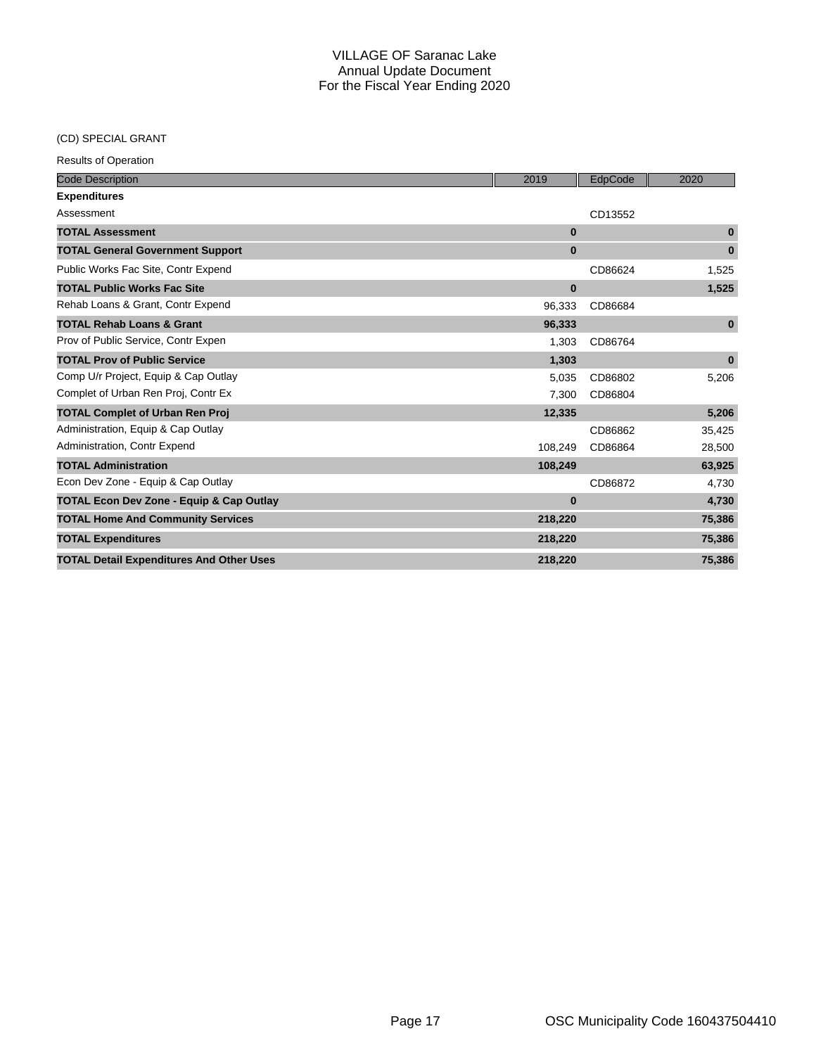# VILLAGE OF Saranac Lake
## Annual Update Document
## For the Fiscal Year Ending 2020

(CD) SPECIAL GRANT

Results of Operation

| Code Description | 2019 | EdpCode | 2020 |
|---|---|---|---|
| **Expenditures** | | | |
| Assessment | | CD13552 | |
| **TOTAL Assessment** | **0** | | **0** |
| **TOTAL General Government Support** | **0** | | **0** |
| Public Works Fac Site, Contr Expend | | CD86624 | 1,525 |
| **TOTAL Public Works Fac Site** | **0** | | **1,525** |
| Rehab Loans & Grant, Contr Expend | 96,333 | CD86684 | |
| **TOTAL Rehab Loans & Grant** | **96,333** | | **0** |
| Prov of Public Service, Contr Expen | 1,303 | CD86764 | |
| **TOTAL Prov of Public Service** | **1,303** | | **0** |
| Comp U/r Project, Equip & Cap Outlay | 5,035 | CD86802 | 5,206 |
| Complet of Urban Ren Proj, Contr Ex | 7,300 | CD86804 | |
| **TOTAL Complet of Urban Ren Proj** | **12,335** | | **5,206** |
| Administration, Equip & Cap Outlay | | CD86862 | 35,425 |
| Administration, Contr Expend | 108,249 | CD86864 | 28,500 |
| **TOTAL Administration** | **108,249** | | **63,925** |
| Econ Dev Zone - Equip & Cap Outlay | | CD86872 | 4,730 |
| **TOTAL Econ Dev Zone - Equip & Cap Outlay** | **0** | | **4,730** |
| **TOTAL Home And Community Services** | **218,220** | | **75,386** |
| **TOTAL Expenditures** | **218,220** | | **75,386** |
| **TOTAL Detail Expenditures And Other Uses** | **218,220** | | **75,386** |

OSC Municipality Code 160437504410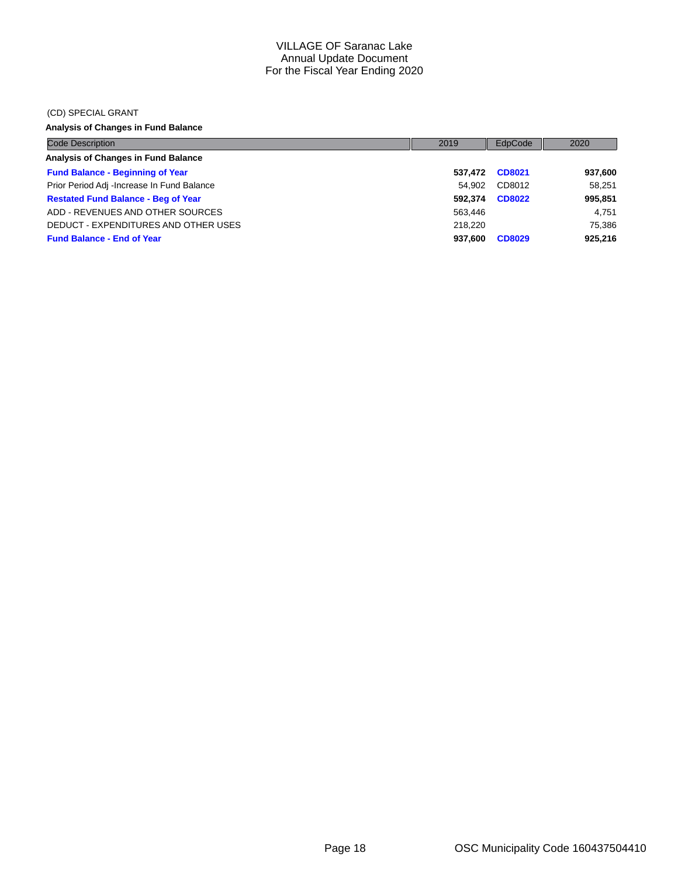VILLAGE OF Saranac Lake
Annual Update Document
For the Fiscal Year Ending 2020

(CD) SPECIAL GRANT

**Analysis of Changes in Fund Balance**

| Code Description | 2019 | EdpCode | 2020 |
|---|---|---|---|
| **Analysis of Changes in Fund Balance** | | | |
| **Fund Balance - Beginning of Year** | **537,472** | **CD8021** | **937,600** |
| Prior Period Adj -Increase In Fund Balance | 54,902 | CD8012 | 58,251 |
| **Restated Fund Balance - Beg of Year** | **592,374** | **CD8022** | **995,851** |
| ADD - REVENUES AND OTHER SOURCES | 563,446 | | 4,751 |
| DEDUCT - EXPENDITURES AND OTHER USES | 218,220 | | 75,386 |
| **Fund Balance - End of Year** | **937,600** | **CD8029** | **925,216** |

OSC Municipality Code 160437504410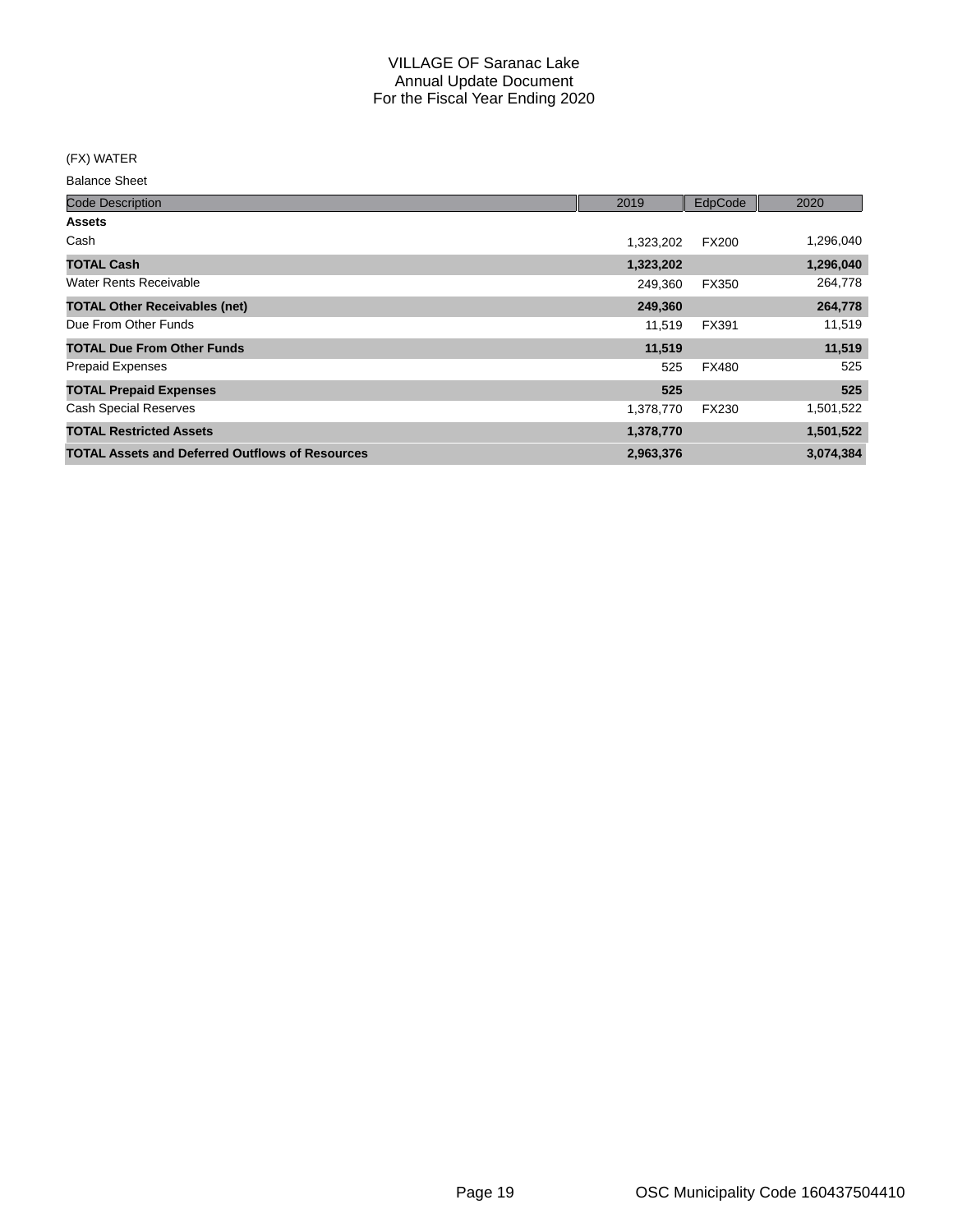# VILLAGE OF Saranac Lake
## Annual Update Document
## For the Fiscal Year Ending 2020

(FX) WATER

Balance Sheet

| Code Description | 2019 | EdpCode | 2020 |
|---|---|---|---|
| **Assets** | | | |
| Cash | 1,323,202 | FX200 | 1,296,040 |
| **TOTAL Cash** | **1,323,202** | | **1,296,040** |
| Water Rents Receivable | 249,360 | FX350 | 264,778 |
| **TOTAL Other Receivables (net)** | **249,360** | | **264,778** |
| Due From Other Funds | 11,519 | FX391 | 11,519 |
| **TOTAL Due From Other Funds** | **11,519** | | **11,519** |
| Prepaid Expenses | 525 | FX480 | 525 |
| **TOTAL Prepaid Expenses** | **525** | | **525** |
| Cash Special Reserves | 1,378,770 | FX230 | 1,501,522 |
| **TOTAL Restricted Assets** | **1,378,770** | | **1,501,522** |
| **TOTAL Assets and Deferred Outflows of Resources** | **2,963,376** | | **3,074,384** |

OSC Municipality Code 160437504410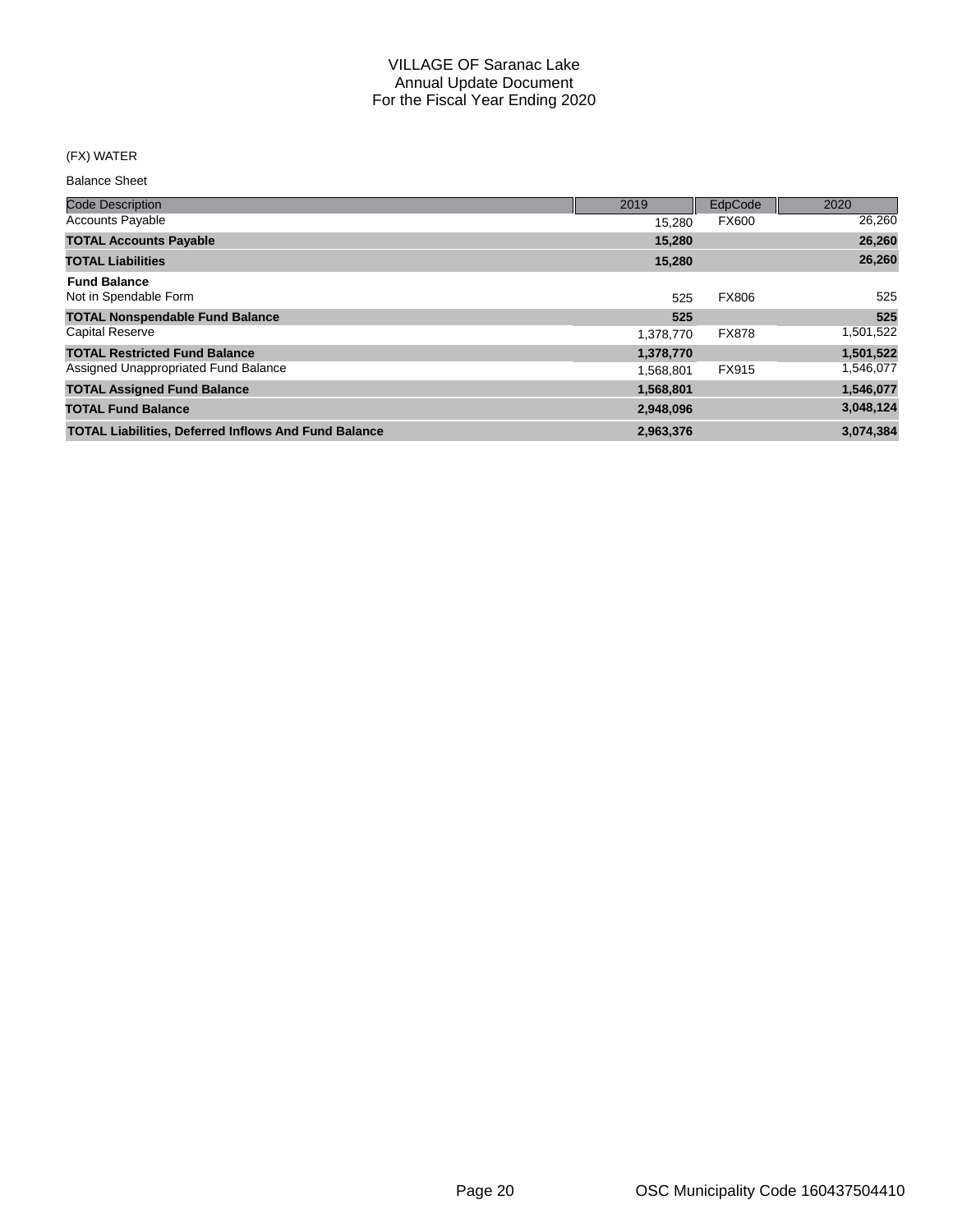# VILLAGE OF Saranac Lake
## Annual Update Document
## For the Fiscal Year Ending 2020

(FX) WATER

Balance Sheet

| Code Description | 2019 | EdpCode | 2020 |
|---|---|---|---|
| Accounts Payable | 15,280 | FX600 | 26,260 |
| **TOTAL Accounts Payable** | **15,280** | | **26,260** |
| **TOTAL Liabilities** | **15,280** | | **26,260** |
| **Fund Balance** | | | |
| Not in Spendable Form | 525 | FX806 | 525 |
| **TOTAL Nonspendable Fund Balance** | **525** | | **525** |
| Capital Reserve | 1,378,770 | FX878 | 1,501,522 |
| **TOTAL Restricted Fund Balance** | **1,378,770** | | **1,501,522** |
| Assigned Unappropriated Fund Balance | 1,568,801 | FX915 | 1,546,077 |
| **TOTAL Assigned Fund Balance** | **1,568,801** | | **1,546,077** |
| **TOTAL Fund Balance** | **2,948,096** | | **3,048,124** |
| **TOTAL Liabilities, Deferred Inflows And Fund Balance** | **2,963,376** | | **3,074,384** |

OSC Municipality Code 160437504410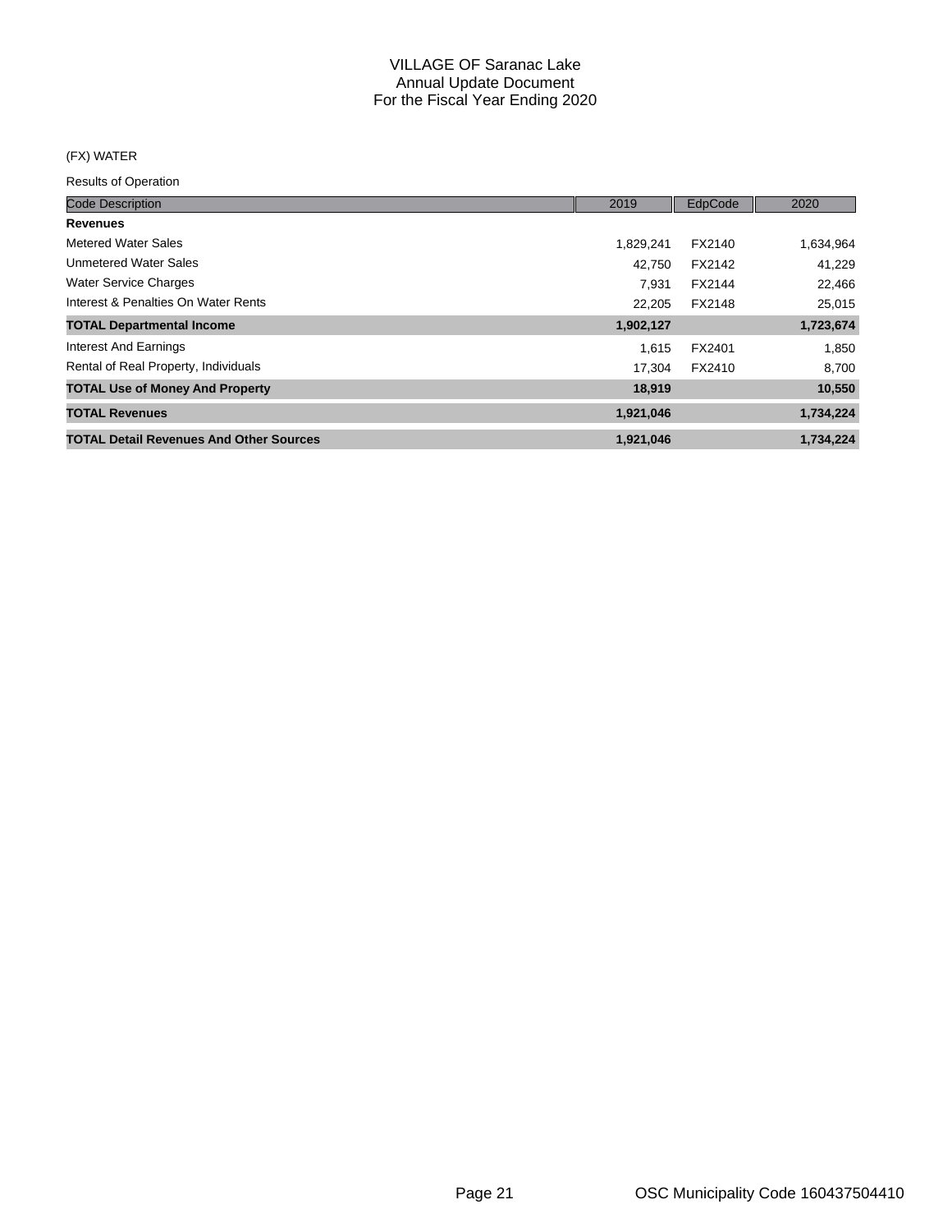# VILLAGE OF Saranac Lake
## Annual Update Document
## For the Fiscal Year Ending 2020

(FX) WATER

Results of Operation

| Code Description | 2019 | EdpCode | 2020 |
|---|---|---|---|
| **Revenues** | | | |
| Metered Water Sales | 1,829,241 | FX2140 | 1,634,964 |
| Unmetered Water Sales | 42,750 | FX2142 | 41,229 |
| Water Service Charges | 7,931 | FX2144 | 22,466 |
| Interest & Penalties On Water Rents | 22,205 | FX2148 | 25,015 |
| **TOTAL Departmental Income** | **1,902,127** | | **1,723,674** |
| Interest And Earnings | 1,615 | FX2401 | 1,850 |
| Rental of Real Property, Individuals | 17,304 | FX2410 | 8,700 |
| **TOTAL Use of Money And Property** | **18,919** | | **10,550** |
| **TOTAL Revenues** | **1,921,046** | | **1,734,224** |
| **TOTAL Detail Revenues And Other Sources** | **1,921,046** | | **1,734,224** |

OSC Municipality Code 160437504410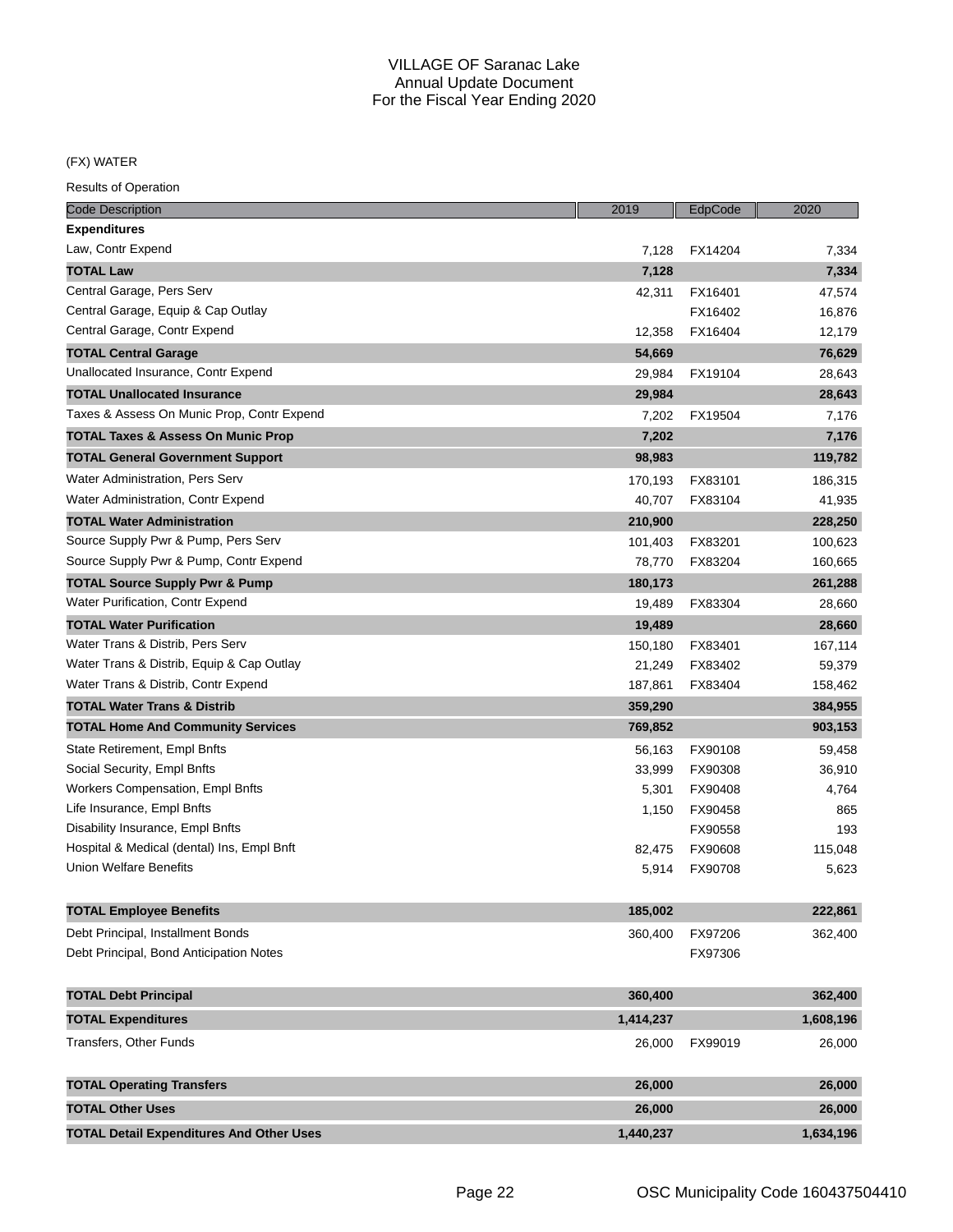# VILLAGE OF Saranac Lake
## Annual Update Document
## For the Fiscal Year Ending 2020

(FX) WATER

Results of Operation

| Code Description | 2019 | EdpCode | 2020 |
|---|---|---|---|
| **Expenditures** | | | |
| Law, Contr Expend | 7,128 | FX14204 | 7,334 |
| **TOTAL Law** | **7,128** | | **7,334** |
| Central Garage, Pers Serv | 42,311 | FX16401 | 47,574 |
| Central Garage, Equip & Cap Outlay | | FX16402 | 16,876 |
| Central Garage, Contr Expend | 12,358 | FX16404 | 12,179 |
| **TOTAL Central Garage** | **54,669** | | **76,629** |
| Unallocated Insurance, Contr Expend | 29,984 | FX19104 | 28,643 |
| **TOTAL Unallocated Insurance** | **29,984** | | **28,643** |
| Taxes & Assess On Munic Prop, Contr Expend | 7,202 | FX19504 | 7,176 |
| **TOTAL Taxes & Assess On Munic Prop** | **7,202** | | **7,176** |
| **TOTAL General Government Support** | **98,983** | | **119,782** |
| Water Administration, Pers Serv | 170,193 | FX83101 | 186,315 |
| Water Administration, Contr Expend | 40,707 | FX83104 | 41,935 |
| **TOTAL Water Administration** | **210,900** | | **228,250** |
| Source Supply Pwr & Pump, Pers Serv | 101,403 | FX83201 | 100,623 |
| Source Supply Pwr & Pump, Contr Expend | 78,770 | FX83204 | 160,665 |
| **TOTAL Source Supply Pwr & Pump** | **180,173** | | **261,288** |
| Water Purification, Contr Expend | 19,489 | FX83304 | 28,660 |
| **TOTAL Water Purification** | **19,489** | | **28,660** |
| Water Trans & Distrib, Pers Serv | 150,180 | FX83401 | 167,114 |
| Water Trans & Distrib, Equip & Cap Outlay | 21,249 | FX83402 | 59,379 |
| Water Trans & Distrib, Contr Expend | 187,861 | FX83404 | 158,462 |
| **TOTAL Water Trans & Distrib** | **359,290** | | **384,955** |
| **TOTAL Home And Community Services** | **769,852** | | **903,153** |
| State Retirement, Empl Bnfts | 56,163 | FX90108 | 59,458 |
| Social Security, Empl Bnfts | 33,999 | FX90308 | 36,910 |
| Workers Compensation, Empl Bnfts | 5,301 | FX90408 | 4,764 |
| Life Insurance, Empl Bnfts | 1,150 | FX90458 | 865 |
| Disability Insurance, Empl Bnfts | | FX90558 | 193 |
| Hospital & Medical (dental) Ins, Empl Bnft | 82,475 | FX90608 | 115,048 |
| Union Welfare Benefits | 5,914 | FX90708 | 5,623 |
| **TOTAL Employee Benefits** | **185,002** | | **222,861** |
| Debt Principal, Installment Bonds | 360,400 | FX97206 | 362,400 |
| Debt Principal, Bond Anticipation Notes | | FX97306 | |
| **TOTAL Debt Principal** | **360,400** | | **362,400** |
| **TOTAL Expenditures** | **1,414,237** | | **1,608,196** |
| Transfers, Other Funds | 26,000 | FX99019 | 26,000 |
| **TOTAL Operating Transfers** | **26,000** | | **26,000** |
| **TOTAL Other Uses** | **26,000** | | **26,000** |
| **TOTAL Detail Expenditures And Other Uses** | **1,440,237** | | **1,634,196** |

OSC Municipality Code 160437504410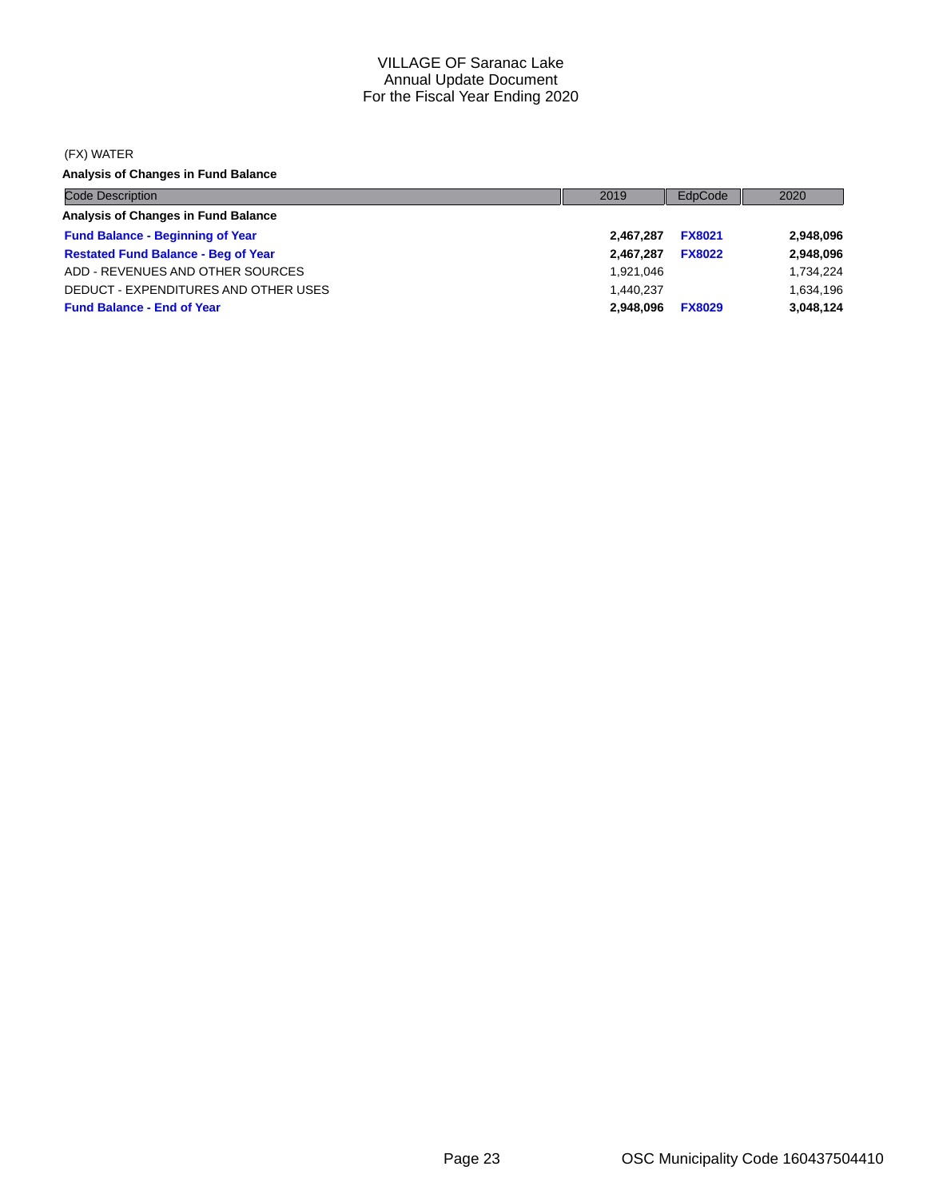# VILLAGE OF Saranac Lake
## Annual Update Document
## For the Fiscal Year Ending 2020

(FX) WATER

**Analysis of Changes in Fund Balance**

| Code Description | 2019 | EdpCode | 2020 |
|---|---|---|---|
| **Analysis of Changes in Fund Balance** | | | |
| **Fund Balance - Beginning of Year** | **2,467,287** | **FX8021** | **2,948,096** |
| **Restated Fund Balance - Beg of Year** | **2,467,287** | **FX8022** | **2,948,096** |
| ADD - REVENUES AND OTHER SOURCES | 1,921,046 | | 1,734,224 |
| DEDUCT - EXPENDITURES AND OTHER USES | 1,440,237 | | 1,634,196 |
| **Fund Balance - End of Year** | **2,948,096** | **FX8029** | **3,048,124** |

OSC Municipality Code 160437504410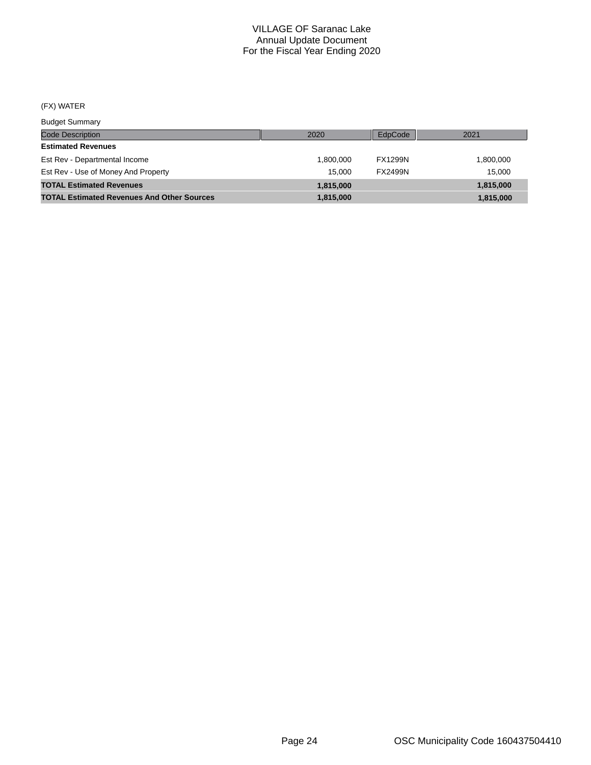(FX) WATER

Budget Summary

| Code Description | 2020 | EdpCode | 2021 |
|---|---|---|---|
| **Estimated Revenues** | | | |
| Est Rev - Departmental Income | 1,800,000 | FX1299N | 1,800,000 |
| Est Rev - Use of Money And Property | 15,000 | FX2499N | 15,000 |
| **TOTAL Estimated Revenues** | **1,815,000** | | **1,815,000** |
| **TOTAL Estimated Revenues And Other Sources** | **1,815,000** | | **1,815,000** |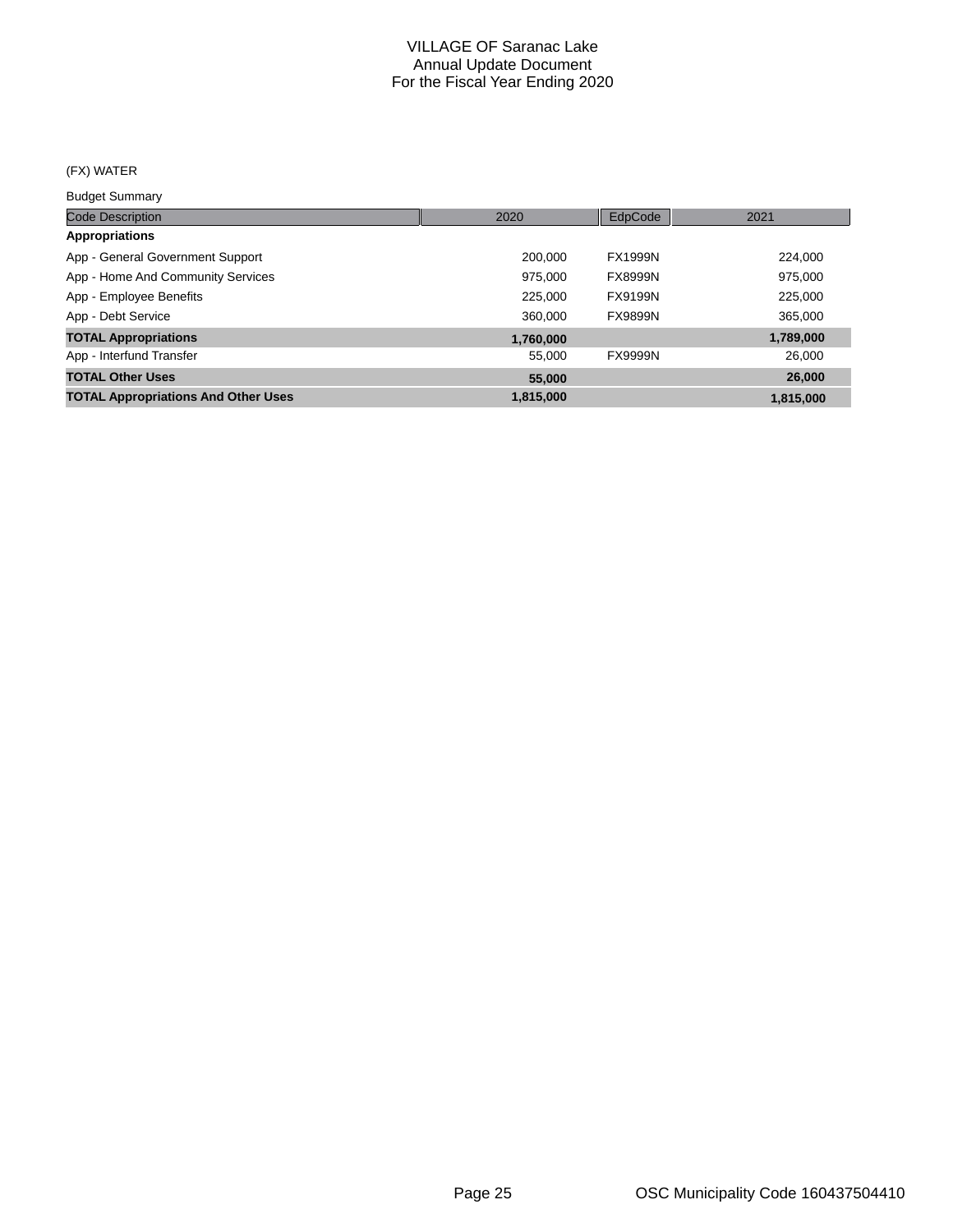# VILLAGE OF Saranac Lake
## Annual Update Document
## For the Fiscal Year Ending 2020

(FX) WATER

Budget Summary

| Code Description | 2020 | EdpCode | 2021 |
|---|---|---|---|
| **Appropriations** | | | |
| App - General Government Support | 200,000 | FX1999N | 224,000 |
| App - Home And Community Services | 975,000 | FX8999N | 975,000 |
| App - Employee Benefits | 225,000 | FX9199N | 225,000 |
| App - Debt Service | 360,000 | FX9899N | 365,000 |
| **TOTAL Appropriations** | **1,760,000** | | **1,789,000** |
| App - Interfund Transfer | 55,000 | FX9999N | 26,000 |
| **TOTAL Other Uses** | **55,000** | | **26,000** |
| **TOTAL Appropriations And Other Uses** | **1,815,000** | | **1,815,000** |

OSC Municipality Code 160437504410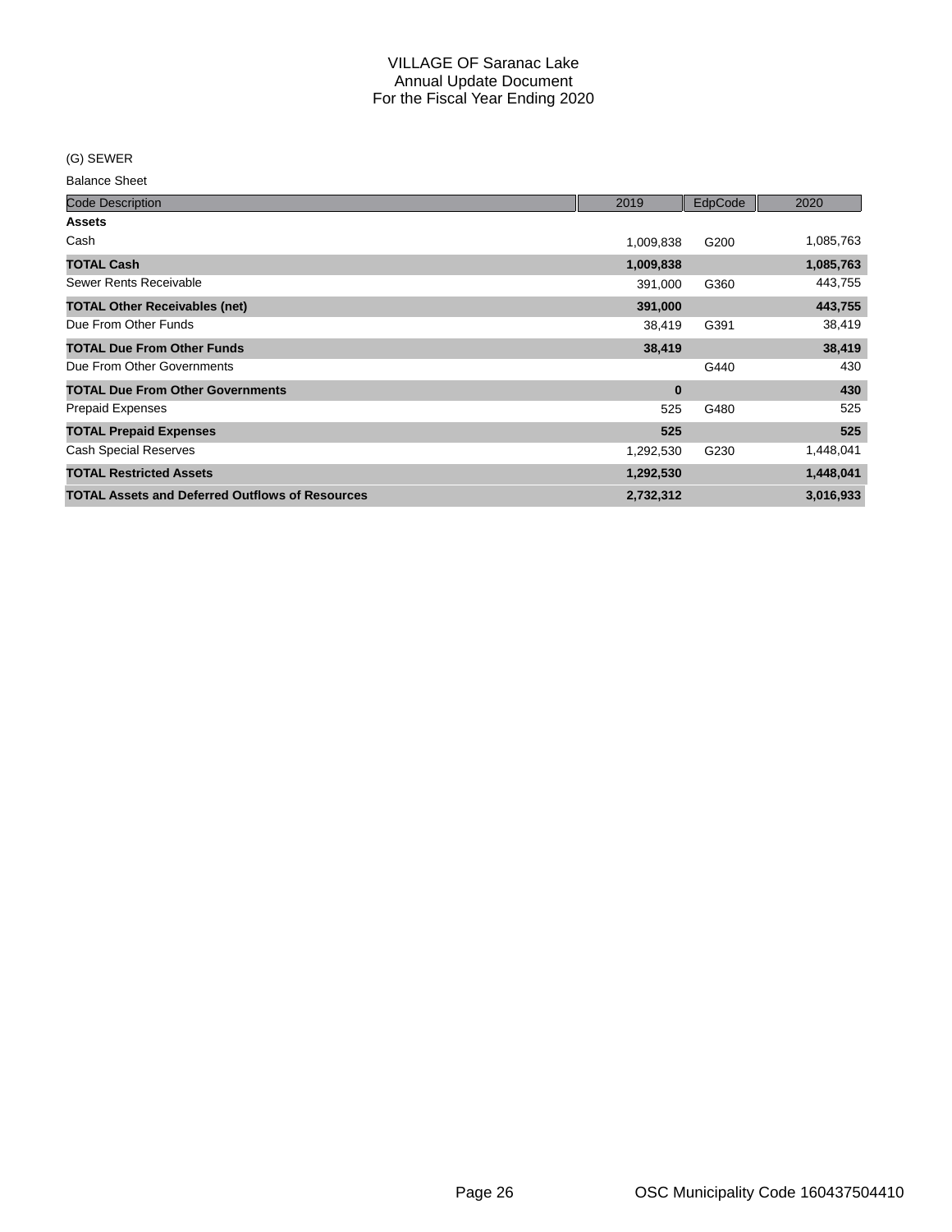# VILLAGE OF Saranac Lake
## Annual Update Document
## For the Fiscal Year Ending 2020

(G) SEWER

Balance Sheet

| Code Description | 2019 | EdpCode | 2020 |
|---|---|---|---|
| **Assets** | | | |
| Cash | 1,009,838 | G200 | 1,085,763 |
| **TOTAL Cash** | **1,009,838** | | **1,085,763** |
| Sewer Rents Receivable | 391,000 | G360 | 443,755 |
| **TOTAL Other Receivables (net)** | **391,000** | | **443,755** |
| Due From Other Funds | 38,419 | G391 | 38,419 |
| **TOTAL Due From Other Funds** | **38,419** | | **38,419** |
| Due From Other Governments | | G440 | 430 |
| **TOTAL Due From Other Governments** | **0** | | **430** |
| Prepaid Expenses | 525 | G480 | 525 |
| **TOTAL Prepaid Expenses** | **525** | | **525** |
| Cash Special Reserves | 1,292,530 | G230 | 1,448,041 |
| **TOTAL Restricted Assets** | **1,292,530** | | **1,448,041** |
| **TOTAL Assets and Deferred Outflows of Resources** | **2,732,312** | | **3,016,933** |

OSC Municipality Code 160437504410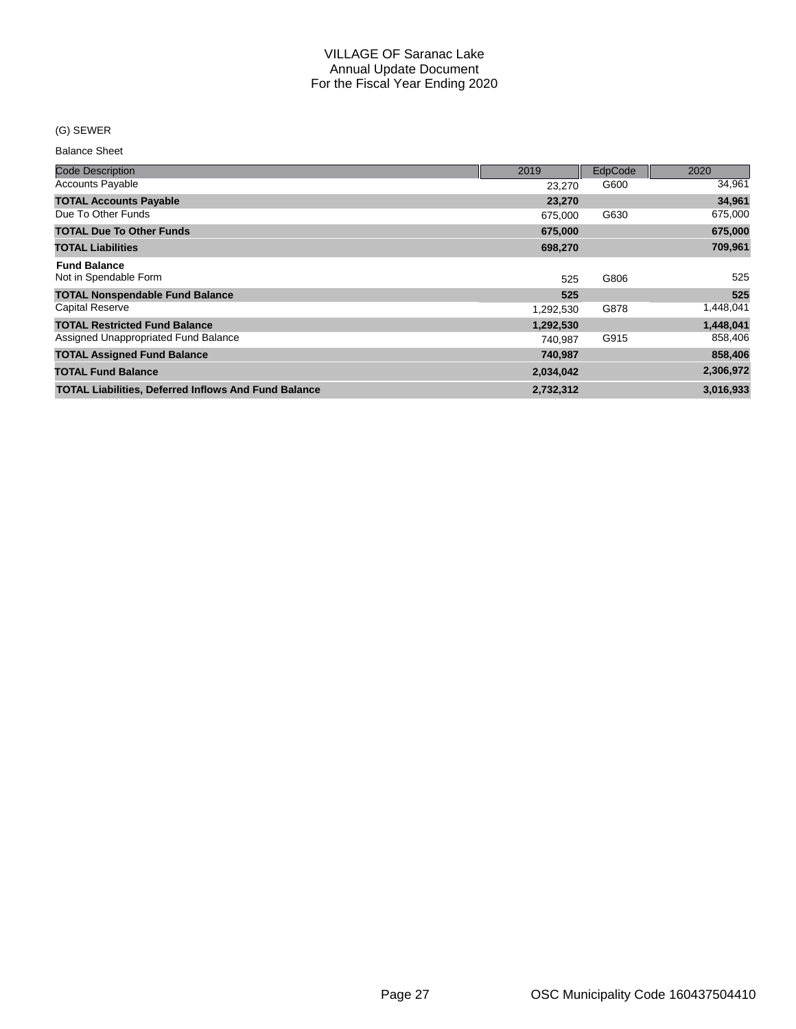# VILLAGE OF Saranac Lake
## Annual Update Document
## For the Fiscal Year Ending 2020

(G) SEWER

Balance Sheet

| Code Description | 2019 | EdpCode | 2020 |
|---|---|---|---|
| Accounts Payable | 23,270 | G600 | 34,961 |
| **TOTAL Accounts Payable** | **23,270** | | **34,961** |
| Due To Other Funds | 675,000 | G630 | 675,000 |
| **TOTAL Due To Other Funds** | **675,000** | | **675,000** |
| **TOTAL Liabilities** | **698,270** | | **709,961** |
| **Fund Balance** | | | |
| Not in Spendable Form | 525 | G806 | 525 |
| **TOTAL Nonspendable Fund Balance** | **525** | | **525** |
| Capital Reserve | 1,292,530 | G878 | 1,448,041 |
| **TOTAL Restricted Fund Balance** | **1,292,530** | | **1,448,041** |
| Assigned Unappropriated Fund Balance | 740,987 | G915 | 858,406 |
| **TOTAL Assigned Fund Balance** | **740,987** | | **858,406** |
| **TOTAL Fund Balance** | **2,034,042** | | **2,306,972** |
| **TOTAL Liabilities, Deferred Inflows And Fund Balance** | **2,732,312** | | **3,016,933** |

OSC Municipality Code 160437504410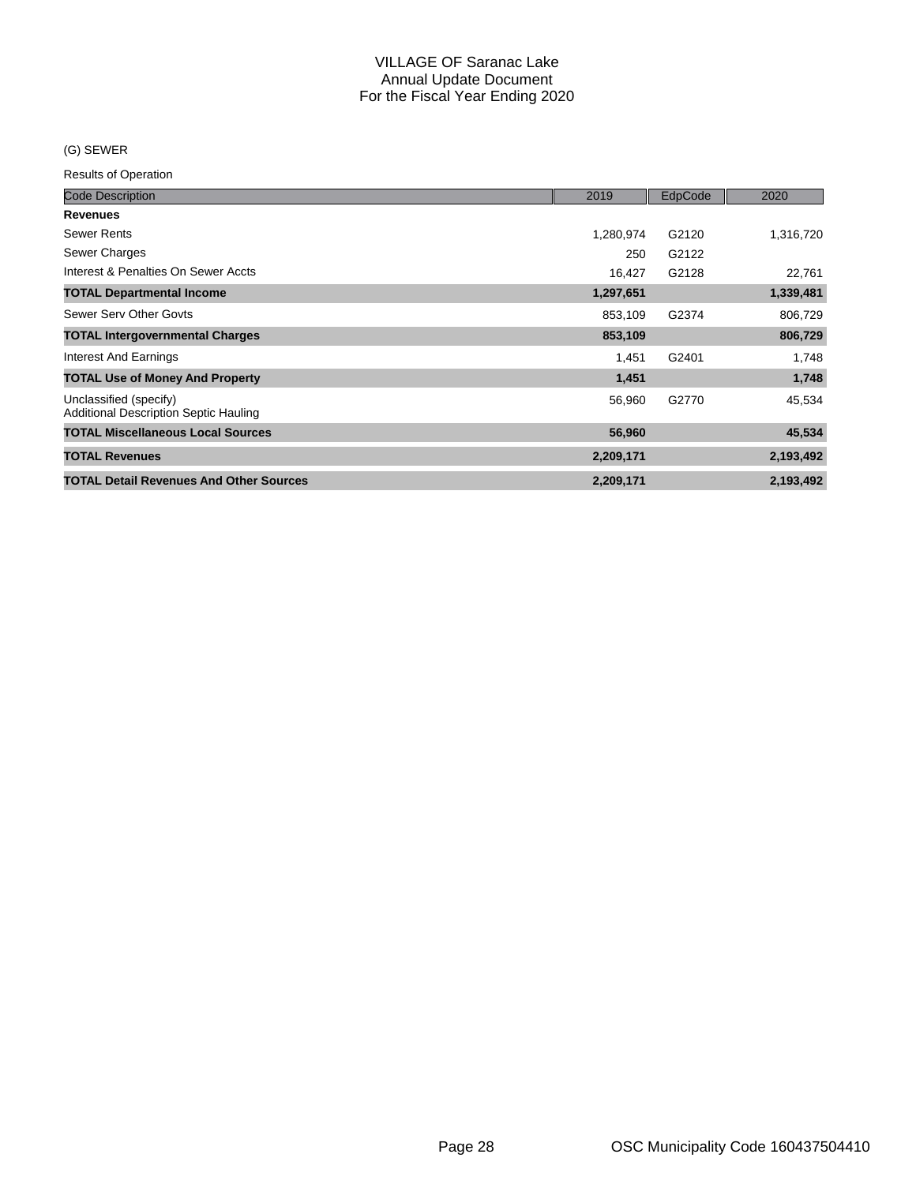# VILLAGE OF Saranac Lake
## Annual Update Document
## For the Fiscal Year Ending 2020

(G) SEWER

Results of Operation

| Code Description | 2019 | EdpCode | 2020 |
|---|---|---|---|
| **Revenues** | | | |
| Sewer Rents | 1,280,974 | G2120 | 1,316,720 |
| Sewer Charges | 250 | G2122 | |
| Interest & Penalties On Sewer Accts | 16,427 | G2128 | 22,761 |
| **TOTAL Departmental Income** | **1,297,651** | | **1,339,481** |
| Sewer Serv Other Govts | 853,109 | G2374 | 806,729 |
| **TOTAL Intergovernmental Charges** | **853,109** | | **806,729** |
| Interest And Earnings | 1,451 | G2401 | 1,748 |
| **TOTAL Use of Money And Property** | **1,451** | | **1,748** |
| Unclassified (specify) Additional Description Septic Hauling | 56,960 | G2770 | 45,534 |
| **TOTAL Miscellaneous Local Sources** | **56,960** | | **45,534** |
| **TOTAL Revenues** | **2,209,171** | | **2,193,492** |
| **TOTAL Detail Revenues And Other Sources** | **2,209,171** | | **2,193,492** |

OSC Municipality Code 160437504410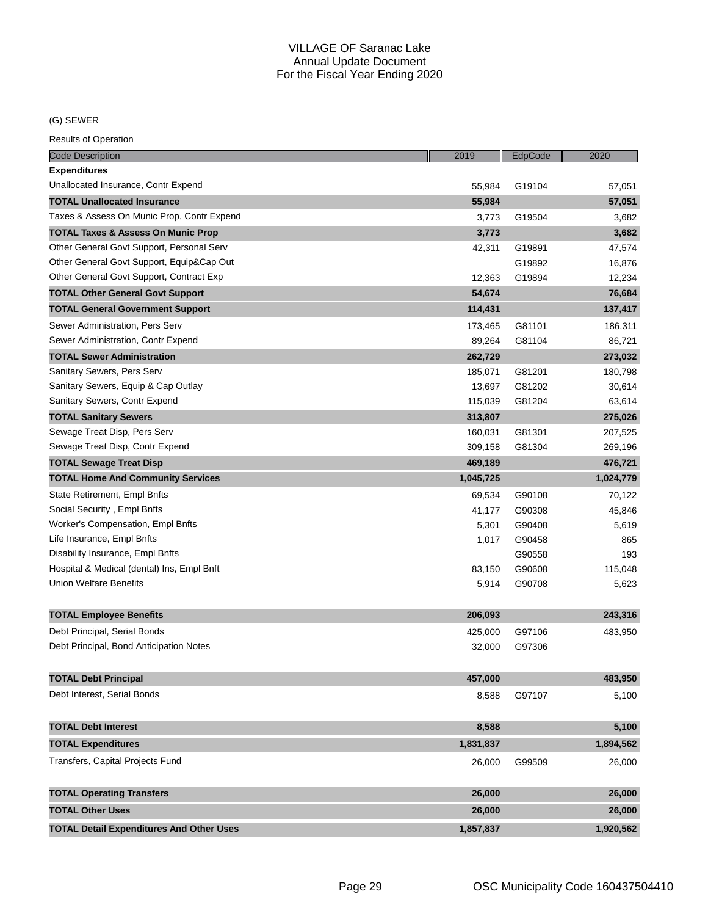VILLAGE OF Saranac Lake
Annual Update Document
For the Fiscal Year Ending 2020

(G) SEWER

Results of Operation

| Code Description | 2019 | EdpCode | 2020 |
|---|---|---|---|
| **Expenditures** | | | |
| Unallocated Insurance, Contr Expend | 55,984 | G19104 | 57,051 |
| **TOTAL Unallocated Insurance** | **55,984** | | **57,051** |
| Taxes & Assess On Munic Prop, Contr Expend | 3,773 | G19504 | 3,682 |
| **TOTAL Taxes & Assess On Munic Prop** | **3,773** | | **3,682** |
| Other General Govt Support, Personal Serv | 42,311 | G19891 | 47,574 |
| Other General Govt Support, Equip&Cap Out | | G19892 | 16,876 |
| Other General Govt Support, Contract Exp | 12,363 | G19894 | 12,234 |
| **TOTAL Other General Govt Support** | **54,674** | | **76,684** |
| **TOTAL General Government Support** | **114,431** | | **137,417** |
| Sewer Administration, Pers Serv | 173,465 | G81101 | 186,311 |
| Sewer Administration, Contr Expend | 89,264 | G81104 | 86,721 |
| **TOTAL Sewer Administration** | **262,729** | | **273,032** |
| Sanitary Sewers, Pers Serv | 185,071 | G81201 | 180,798 |
| Sanitary Sewers, Equip & Cap Outlay | 13,697 | G81202 | 30,614 |
| Sanitary Sewers, Contr Expend | 115,039 | G81204 | 63,614 |
| **TOTAL Sanitary Sewers** | **313,807** | | **275,026** |
| Sewage Treat Disp, Pers Serv | 160,031 | G81301 | 207,525 |
| Sewage Treat Disp, Contr Expend | 309,158 | G81304 | 269,196 |
| **TOTAL Sewage Treat Disp** | **469,189** | | **476,721** |
| **TOTAL Home And Community Services** | **1,045,725** | | **1,024,779** |
| State Retirement, Empl Bnfts | 69,534 | G90108 | 70,122 |
| Social Security , Empl Bnfts | 41,177 | G90308 | 45,846 |
| Worker's Compensation, Empl Bnfts | 5,301 | G90408 | 5,619 |
| Life Insurance, Empl Bnfts | 1,017 | G90458 | 865 |
| Disability Insurance, Empl Bnfts | | G90558 | 193 |
| Hospital & Medical (dental) Ins, Empl Bnft | 83,150 | G90608 | 115,048 |
| Union Welfare Benefits | 5,914 | G90708 | 5,623 |
| **TOTAL Employee Benefits** | **206,093** | | **243,316** |
| Debt Principal, Serial Bonds | 425,000 | G97106 | 483,950 |
| Debt Principal, Bond Anticipation Notes | 32,000 | G97306 | |
| **TOTAL Debt Principal** | **457,000** | | **483,950** |
| Debt Interest, Serial Bonds | 8,588 | G97107 | 5,100 |
| **TOTAL Debt Interest** | **8,588** | | **5,100** |
| **TOTAL Expenditures** | **1,831,837** | | **1,894,562** |
| Transfers, Capital Projects Fund | 26,000 | G99509 | 26,000 |
| **TOTAL Operating Transfers** | **26,000** | | **26,000** |
| **TOTAL Other Uses** | **26,000** | | **26,000** |
| **TOTAL Detail Expenditures And Other Uses** | **1,857,837** | | **1,920,562** |

OSC Municipality Code 160437504410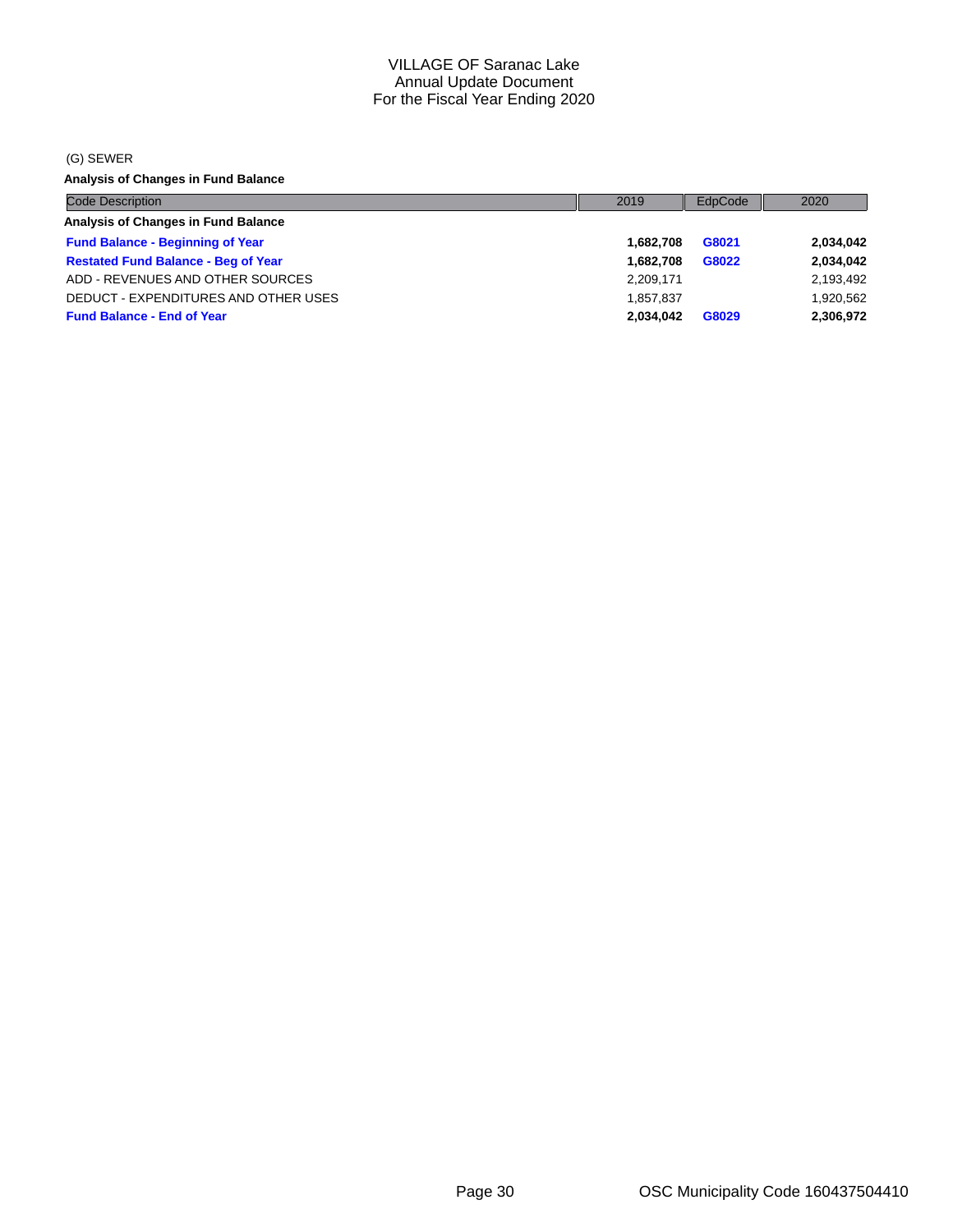# VILLAGE OF Saranac Lake
## Annual Update Document
## For the Fiscal Year Ending 2020

(G) SEWER

**Analysis of Changes in Fund Balance**

| Code Description | 2019 | EdpCode | 2020 |
|---|---|---|---|
| **Analysis of Changes in Fund Balance** | | | |
| **Fund Balance - Beginning of Year** | **1,682,708** | **G8021** | **2,034,042** |
| **Restated Fund Balance - Beg of Year** | **1,682,708** | **G8022** | **2,034,042** |
| ADD - REVENUES AND OTHER SOURCES | 2,209,171 | | 2,193,492 |
| DEDUCT - EXPENDITURES AND OTHER USES | 1,857,837 | | 1,920,562 |
| **Fund Balance - End of Year** | **2,034,042** | **G8029** | **2,306,972** |

OSC Municipality Code 160437504410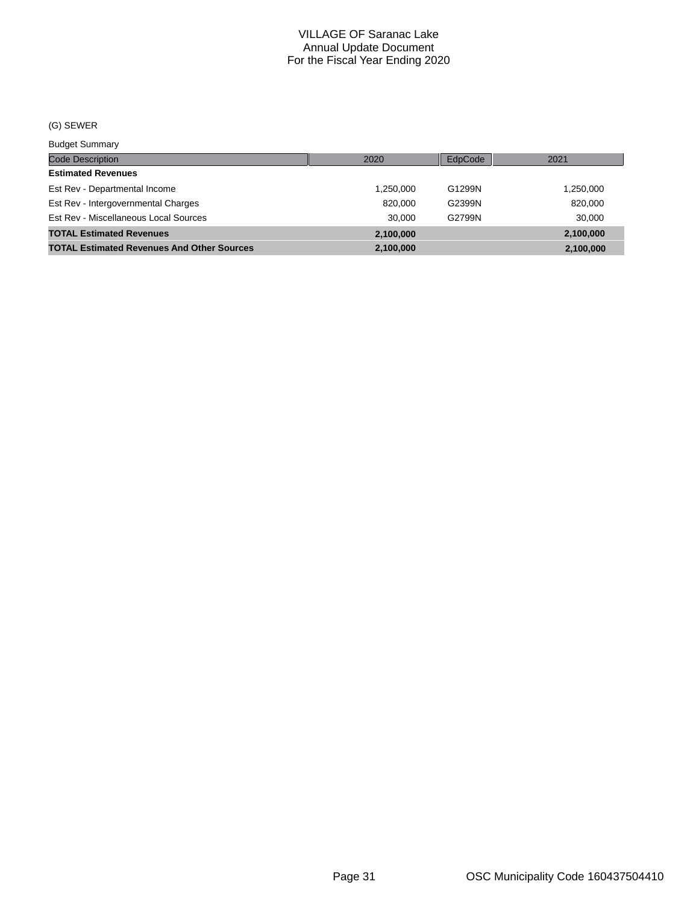VILLAGE OF Saranac Lake
Annual Update Document
For the Fiscal Year Ending 2020

(G) SEWER

Budget Summary

| Code Description | 2020 | EdpCode | 2021 |
|---|---|---|---|
| **Estimated Revenues** | | | |
| Est Rev - Departmental Income | 1,250,000 | G1299N | 1,250,000 |
| Est Rev - Intergovernmental Charges | 820,000 | G2399N | 820,000 |
| Est Rev - Miscellaneous Local Sources | 30,000 | G2799N | 30,000 |
| **TOTAL Estimated Revenues** | **2,100,000** | | **2,100,000** |
| **TOTAL Estimated Revenues And Other Sources** | **2,100,000** | | **2,100,000** |

OSC Municipality Code 160437504410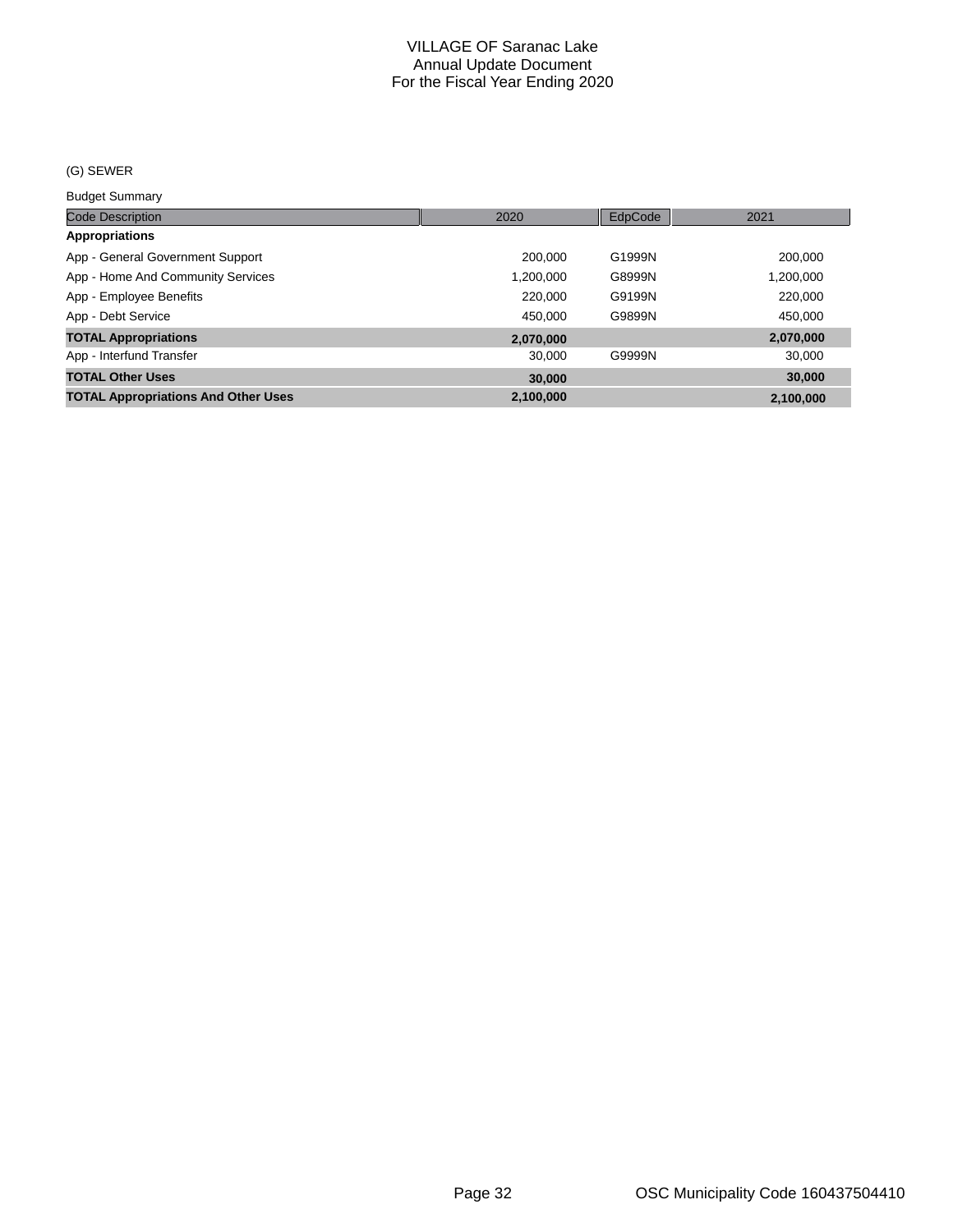# VILLAGE OF Saranac Lake
## Annual Update Document
## For the Fiscal Year Ending 2020

(G) SEWER

Budget Summary

| Code Description | 2020 | EdpCode | 2021 |
|---|---|---|---|
| **Appropriations** | | | |
| App - General Government Support | 200,000 | G1999N | 200,000 |
| App - Home And Community Services | 1,200,000 | G8999N | 1,200,000 |
| App - Employee Benefits | 220,000 | G9199N | 220,000 |
| App - Debt Service | 450,000 | G9899N | 450,000 |
| **TOTAL Appropriations** | **2,070,000** | | **2,070,000** |
| App - Interfund Transfer | 30,000 | G9999N | 30,000 |
| **TOTAL Other Uses** | **30,000** | | **30,000** |
| **TOTAL Appropriations And Other Uses** | **2,100,000** | | **2,100,000** |

OSC Municipality Code 160437504410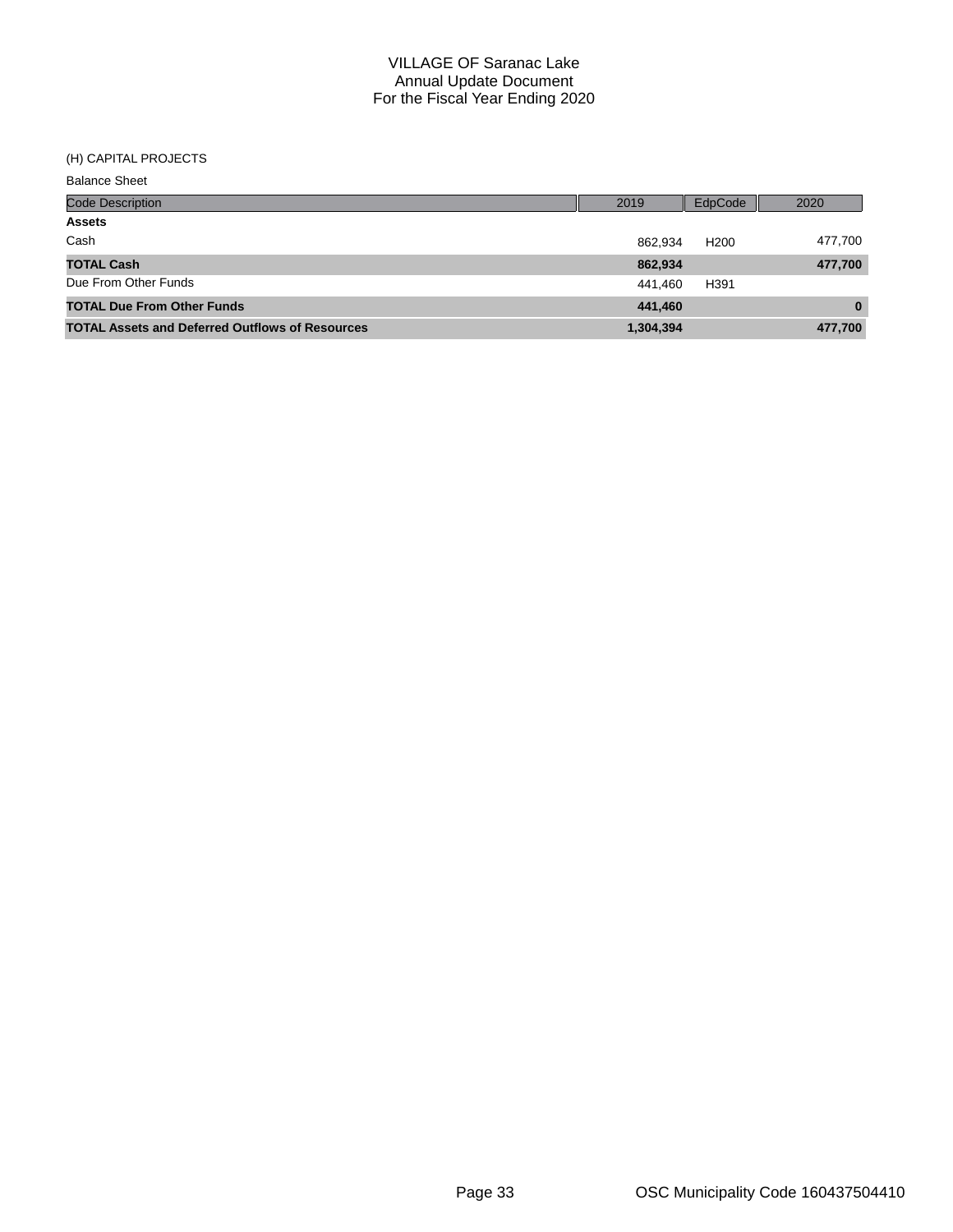# VILLAGE OF Saranac Lake
## Annual Update Document
## For the Fiscal Year Ending 2020

(H) CAPITAL PROJECTS

Balance Sheet

| Code Description | 2019 | EdpCode | 2020 |
|---|---|---|---|
| **Assets** | | | |
| Cash | 862,934 | H200 | 477,700 |
| **TOTAL Cash** | **862,934** | | **477,700** |
| Due From Other Funds | 441,460 | H391 | |
| **TOTAL Due From Other Funds** | **441,460** | | **0** |
| **TOTAL Assets and Deferred Outflows of Resources** | **1,304,394** | | **477,700** |

OSC Municipality Code 160437504410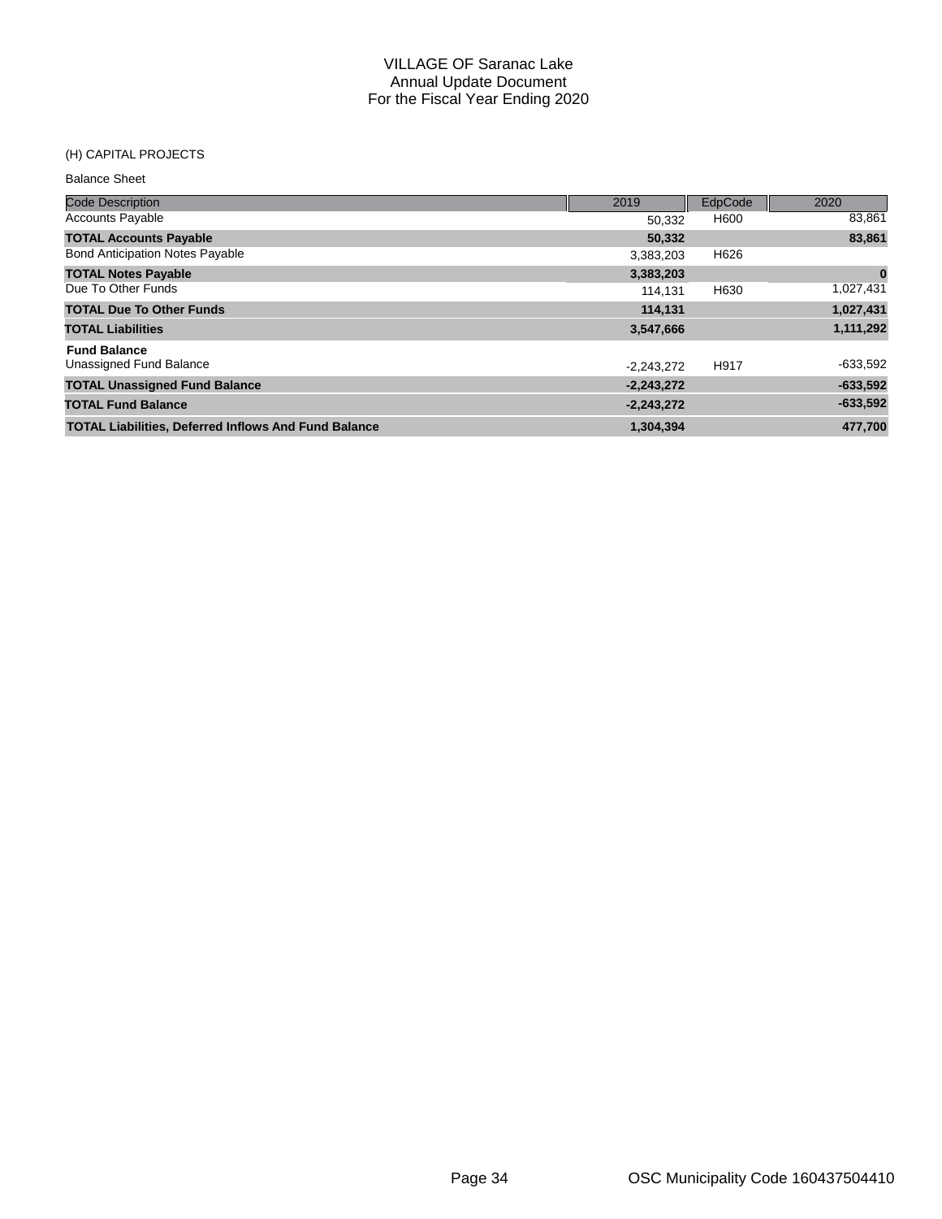# VILLAGE OF Saranac Lake
## Annual Update Document
## For the Fiscal Year Ending 2020

(H) CAPITAL PROJECTS

Balance Sheet

| Code Description | 2019 | EdpCode | 2020 |
|---|---|---|---|
| Accounts Payable | 50,332 | H600 | 83,861 |
| **TOTAL Accounts Payable** | **50,332** | | **83,861** |
| Bond Anticipation Notes Payable | 3,383,203 | H626 | |
| **TOTAL Notes Payable** | **3,383,203** | | **0** |
| Due To Other Funds | 114,131 | H630 | 1,027,431 |
| **TOTAL Due To Other Funds** | **114,131** | | **1,027,431** |
| **TOTAL Liabilities** | **3,547,666** | | **1,111,292** |
| **Fund Balance** | | | |
| Unassigned Fund Balance | -2,243,272 | H917 | -633,592 |
| **TOTAL Unassigned Fund Balance** | **-2,243,272** | | **-633,592** |
| **TOTAL Fund Balance** | **-2,243,272** | | **-633,592** |
| **TOTAL Liabilities, Deferred Inflows And Fund Balance** | **1,304,394** | | **477,700** |

OSC Municipality Code 160437504410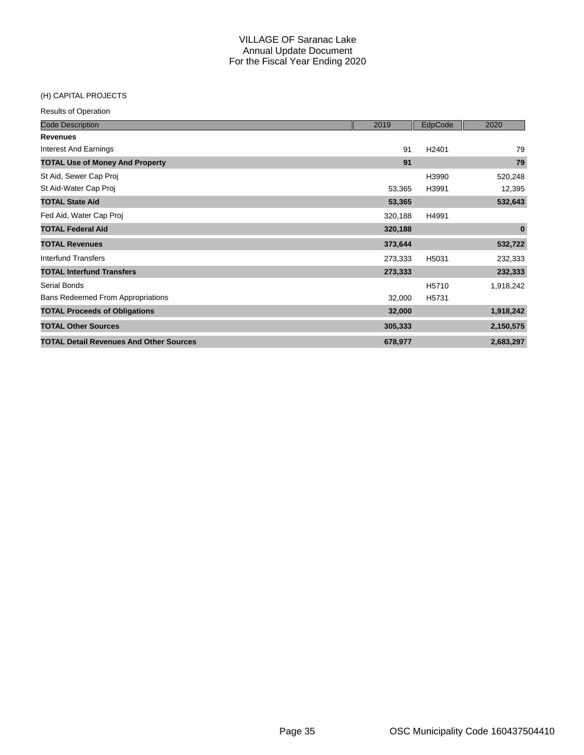# VILLAGE OF Saranac Lake
## Annual Update Document
## For the Fiscal Year Ending 2020

(H) CAPITAL PROJECTS

Results of Operation

| Code Description | 2019 | EdpCode | 2020 |
|---|---|---|---|
| **Revenues** | | | |
| Interest And Earnings | 91 | H2401 | 79 |
| **TOTAL Use of Money And Property** | **91** | | **79** |
| St Aid, Sewer Cap Proj | | H3990 | 520,248 |
| St Aid-Water Cap Proj | 53,365 | H3991 | 12,395 |
| **TOTAL State Aid** | **53,365** | | **532,643** |
| Fed Aid, Water Cap Proj | 320,188 | H4991 | |
| **TOTAL Federal Aid** | **320,188** | | **0** |
| **TOTAL Revenues** | **373,644** | | **532,722** |
| Interfund Transfers | 273,333 | H5031 | 232,333 |
| **TOTAL Interfund Transfers** | **273,333** | | **232,333** |
| Serial Bonds | | H5710 | 1,918,242 |
| Bans Redeemed From Appropriations | 32,000 | H5731 | |
| **TOTAL Proceeds of Obligations** | **32,000** | | **1,918,242** |
| **TOTAL Other Sources** | **305,333** | | **2,150,575** |
| **TOTAL Detail Revenues And Other Sources** | **678,977** | | **2,683,297** |

OSC Municipality Code 160437504410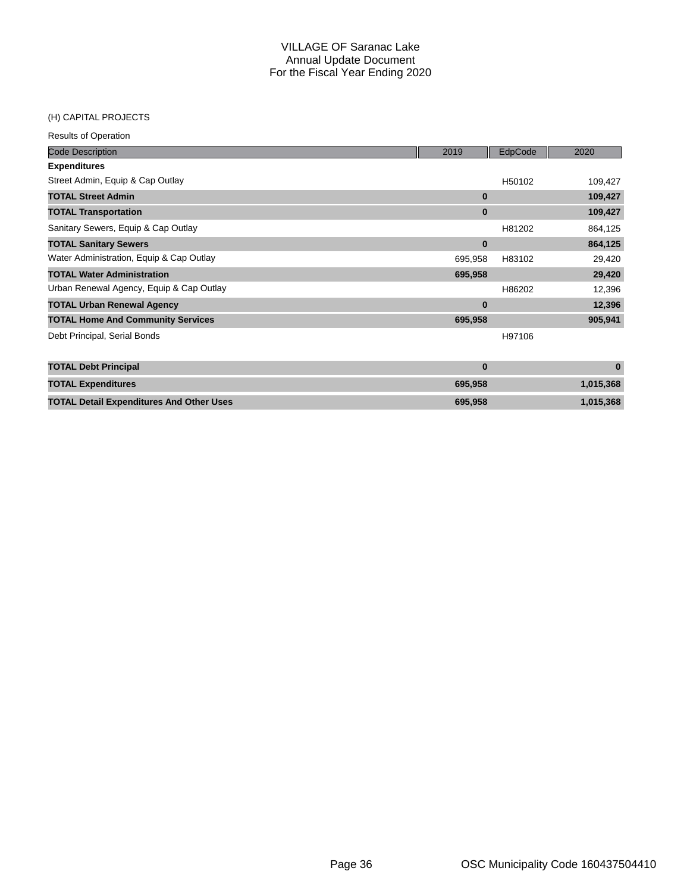# VILLAGE OF Saranac Lake
## Annual Update Document
## For the Fiscal Year Ending 2020

(H) CAPITAL PROJECTS

Results of Operation

| Code Description | 2019 | EdpCode | 2020 |
|---|---|---|---|
| **Expenditures** | | | |
| Street Admin, Equip & Cap Outlay | | H50102 | 109,427 |
| **TOTAL Street Admin** | **0** | | **109,427** |
| **TOTAL Transportation** | **0** | | **109,427** |
| Sanitary Sewers, Equip & Cap Outlay | | H81202 | 864,125 |
| **TOTAL Sanitary Sewers** | **0** | | **864,125** |
| Water Administration, Equip & Cap Outlay | 695,958 | H83102 | 29,420 |
| **TOTAL Water Administration** | **695,958** | | **29,420** |
| Urban Renewal Agency, Equip & Cap Outlay | | H86202 | 12,396 |
| **TOTAL Urban Renewal Agency** | **0** | | **12,396** |
| **TOTAL Home And Community Services** | **695,958** | | **905,941** |
| Debt Principal, Serial Bonds | | H97106 | |
| **TOTAL Debt Principal** | **0** | | **0** |
| **TOTAL Expenditures** | **695,958** | | **1,015,368** |
| **TOTAL Detail Expenditures And Other Uses** | **695,958** | | **1,015,368** |

OSC Municipality Code 160437504410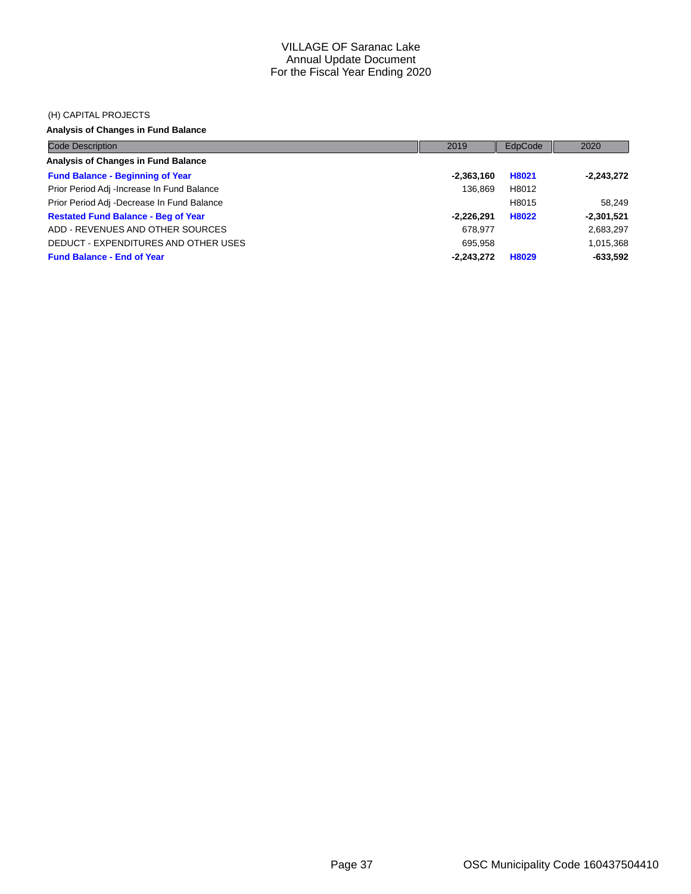# VILLAGE OF Saranac Lake
## Annual Update Document
## For the Fiscal Year Ending 2020

(H) CAPITAL PROJECTS

**Analysis of Changes in Fund Balance**

| Code Description | 2019 | EdpCode | 2020 |
|---|---|---|---|
| **Analysis of Changes in Fund Balance** | | | |
| **Fund Balance - Beginning of Year** | **-2,363,160** | **H8021** | **-2,243,272** |
| Prior Period Adj -Increase In Fund Balance | 136,869 | H8012 | |
| Prior Period Adj -Decrease In Fund Balance | | H8015 | 58,249 |
| **Restated Fund Balance - Beg of Year** | **-2,226,291** | **H8022** | **-2,301,521** |
| ADD - REVENUES AND OTHER SOURCES | 678,977 | | 2,683,297 |
| DEDUCT - EXPENDITURES AND OTHER USES | 695,958 | | 1,015,368 |
| **Fund Balance - End of Year** | **-2,243,272** | **H8029** | **-633,592** |

OSC Municipality Code 160437504410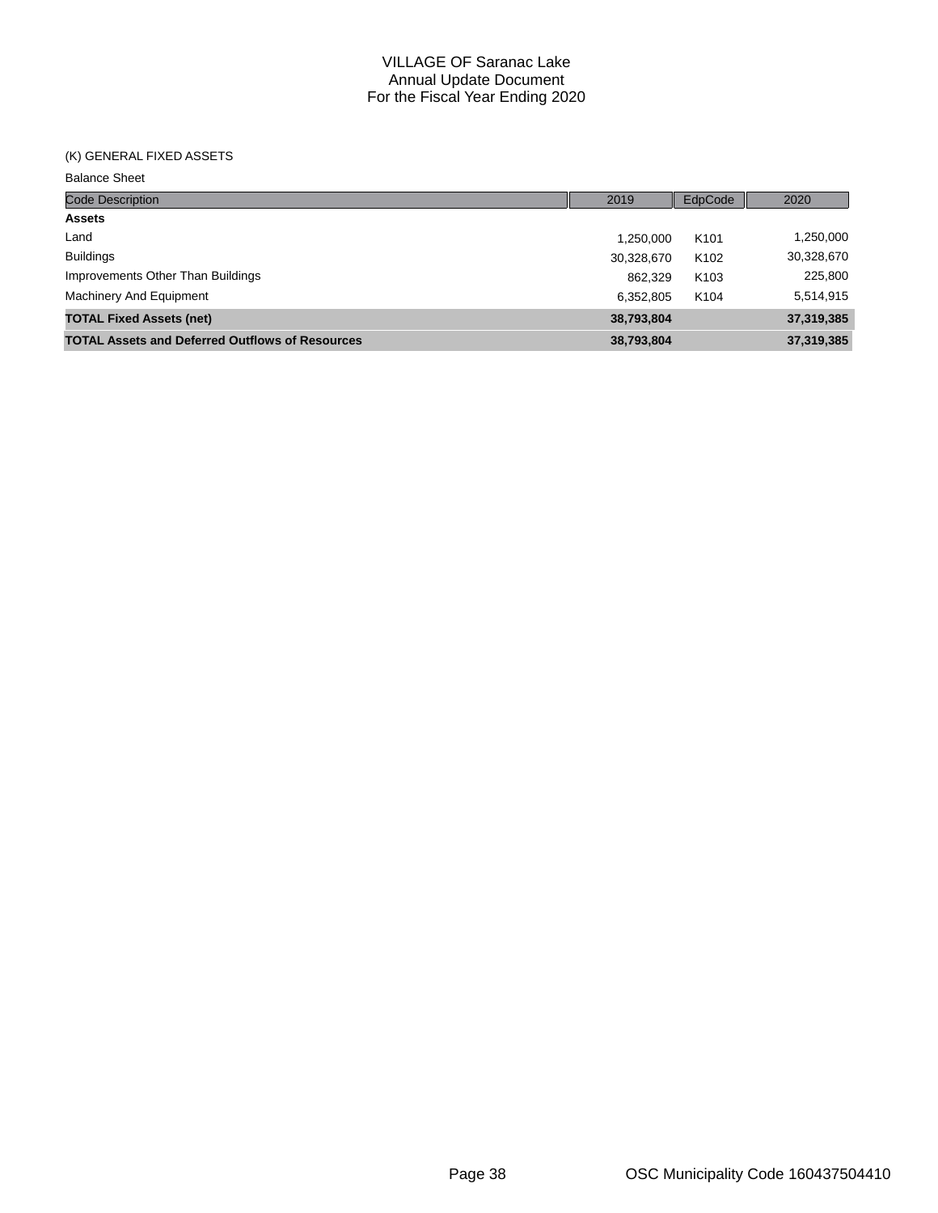VILLAGE OF Saranac Lake
Annual Update Document
For the Fiscal Year Ending 2020

(K) GENERAL FIXED ASSETS

Balance Sheet

| Code Description | 2019 | EdpCode | 2020 |
|---|---|---|---|
| **Assets** | | | |
| Land | 1,250,000 | K101 | 1,250,000 |
| Buildings | 30,328,670 | K102 | 30,328,670 |
| Improvements Other Than Buildings | 862,329 | K103 | 225,800 |
| Machinery And Equipment | 6,352,805 | K104 | 5,514,915 |
| **TOTAL Fixed Assets (net)** | **38,793,804** | | **37,319,385** |
| **TOTAL Assets and Deferred Outflows of Resources** | **38,793,804** | | **37,319,385** |

OSC Municipality Code 160437504410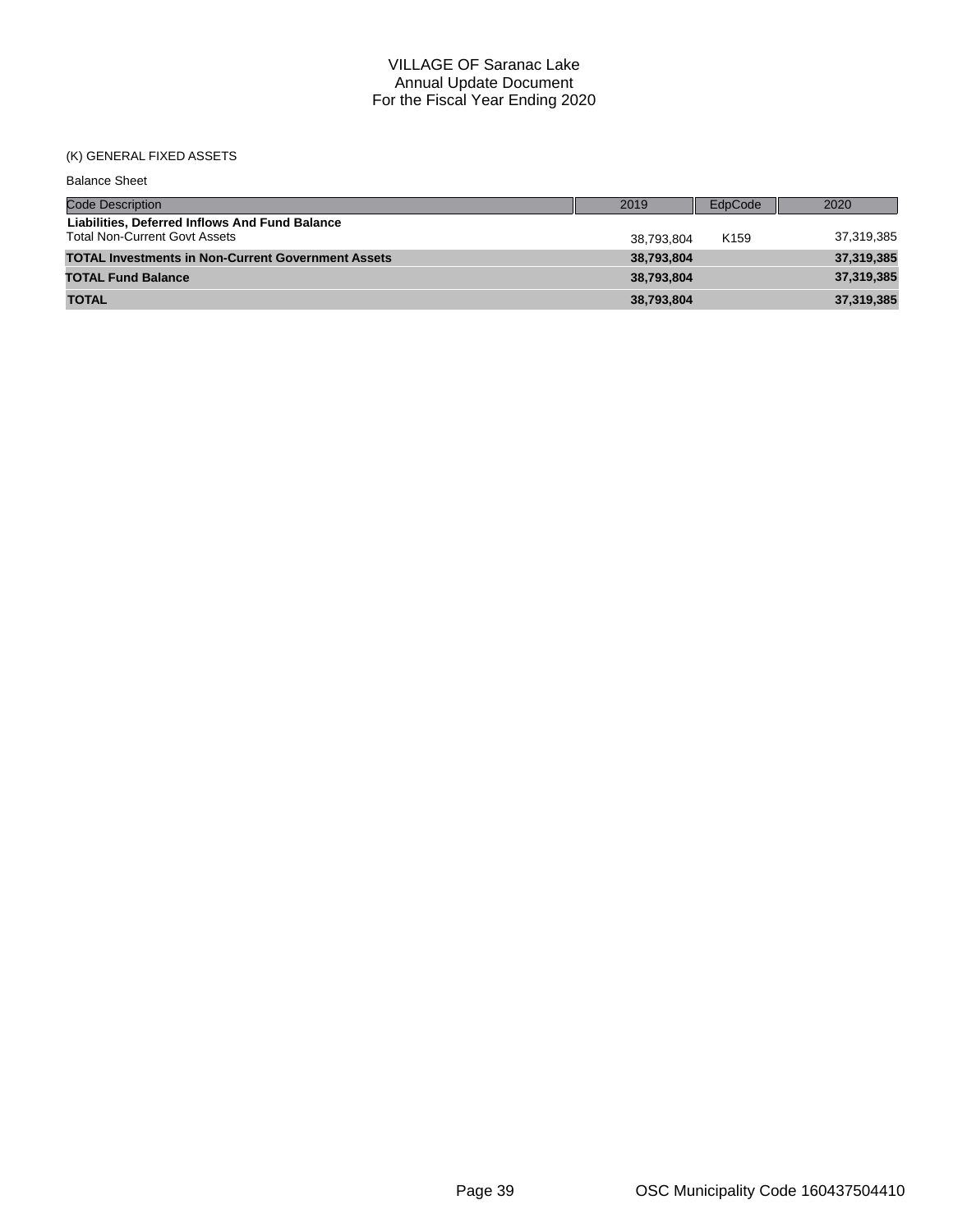# VILLAGE OF Saranac Lake
## Annual Update Document
## For the Fiscal Year Ending 2020

(K) GENERAL FIXED ASSETS

Balance Sheet

| Code Description | 2019 | EdpCode | 2020 |
|---|---|---|---|
| **Liabilities, Deferred Inflows And Fund Balance** | | | |
| Total Non-Current Govt Assets | 38,793,804 | K159 | 37,319,385 |
| **TOTAL Investments in Non-Current Government Assets** | **38,793,804** | | **37,319,385** |
| **TOTAL Fund Balance** | **38,793,804** | | **37,319,385** |
| **TOTAL** | **38,793,804** | | **37,319,385** |

OSC Municipality Code 160437504410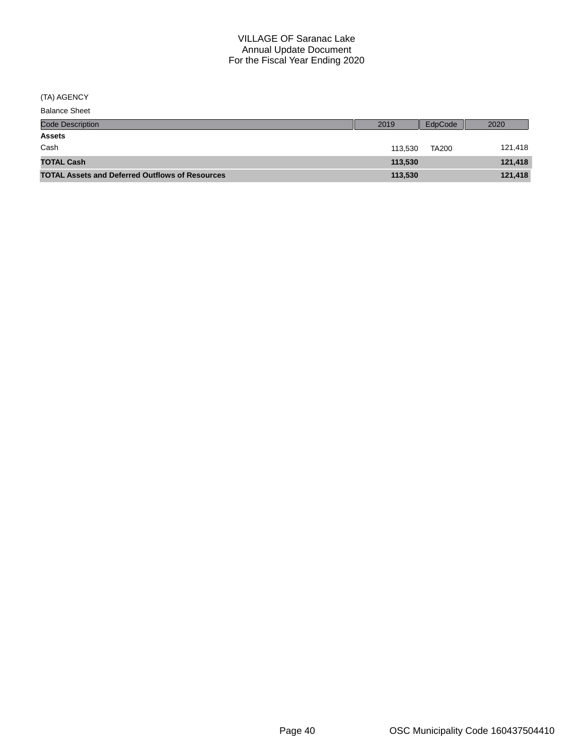# VILLAGE OF Saranac Lake
## Annual Update Document
## For the Fiscal Year Ending 2020

(TA) AGENCY

Balance Sheet

| Code Description | 2019 | EdpCode | 2020 |
|---|---|---|---|
| **Assets** | | | |
| Cash | 113,530 | TA200 | 121,418 |
| **TOTAL Cash** | **113,530** | | **121,418** |
| **TOTAL Assets and Deferred Outflows of Resources** | **113,530** | | **121,418** |

OSC Municipality Code 160437504410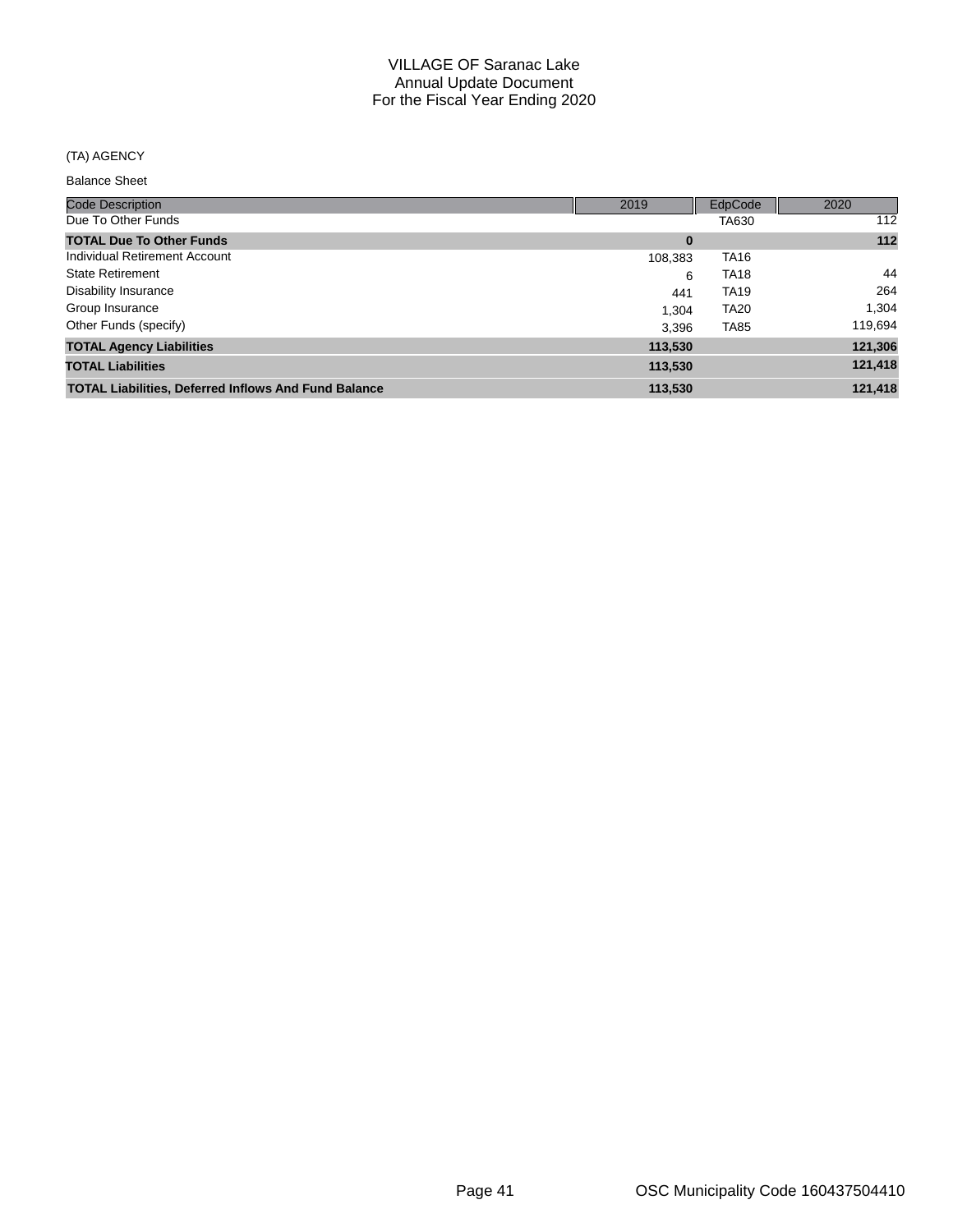VILLAGE OF Saranac Lake
Annual Update Document
For the Fiscal Year Ending 2020

(TA) AGENCY

Balance Sheet

| Code Description | 2019 | EdpCode | 2020 |
|---|---|---|---|
| Due To Other Funds | | TA630 | 112 |
| **TOTAL Due To Other Funds** | **0** | | **112** |
| Individual Retirement Account | 108,383 | TA16 | |
| State Retirement | 6 | TA18 | 44 |
| Disability Insurance | 441 | TA19 | 264 |
| Group Insurance | 1,304 | TA20 | 1,304 |
| Other Funds (specify) | 3,396 | TA85 | 119,694 |
| **TOTAL Agency Liabilities** | **113,530** | | **121,306** |
| **TOTAL Liabilities** | **113,530** | | **121,418** |
| **TOTAL Liabilities, Deferred Inflows And Fund Balance** | **113,530** | | **121,418** |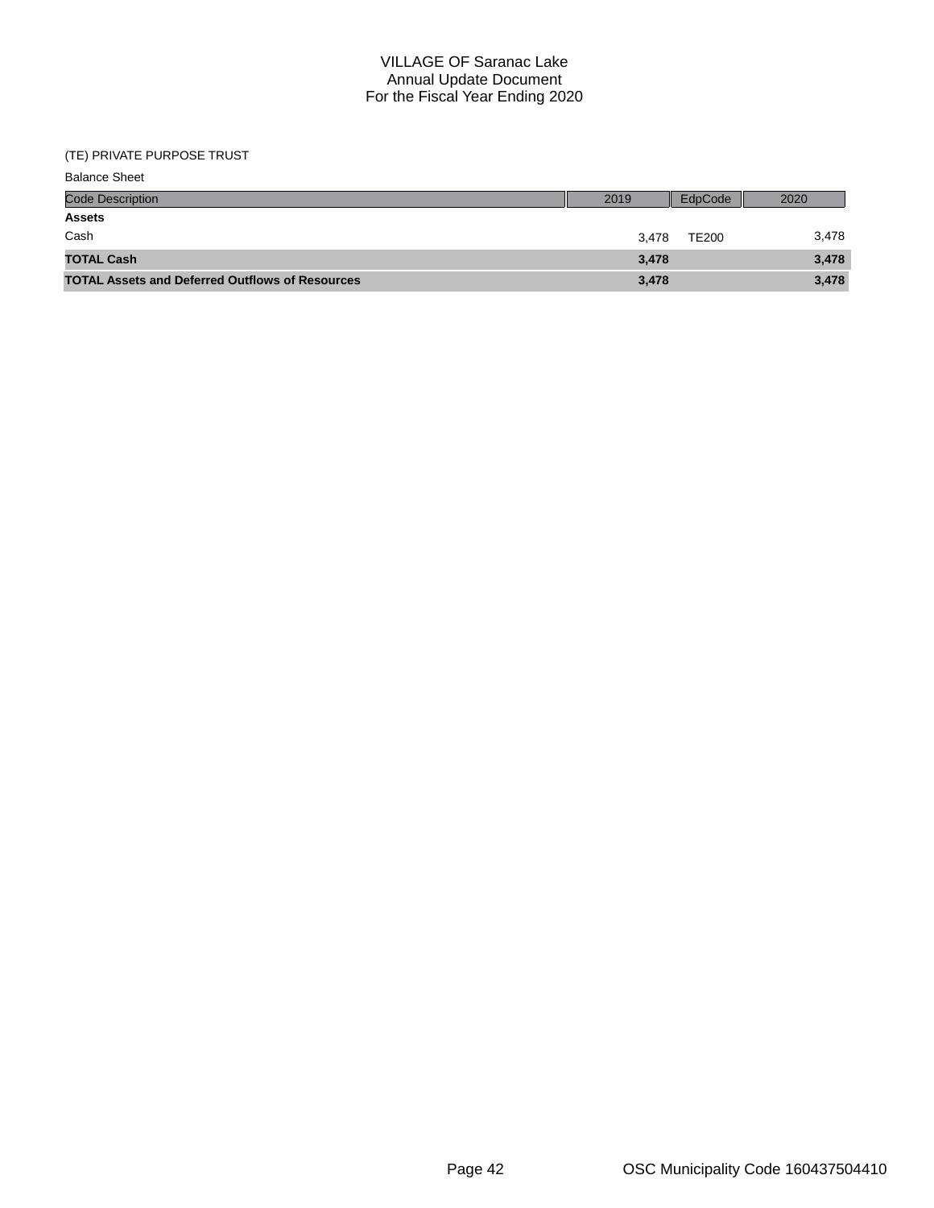# VILLAGE OF Saranac Lake
## Annual Update Document
## For the Fiscal Year Ending 2020

(TE) PRIVATE PURPOSE TRUST

Balance Sheet

| Code Description | 2019 | EdpCode | 2020 |
|---|---|---|---|
| **Assets** | | | |
| Cash | 3,478 | TE200 | 3,478 |
| **TOTAL Cash** | **3,478** | | **3,478** |
| **TOTAL Assets and Deferred Outflows of Resources** | **3,478** | | **3,478** |

OSC Municipality Code 160437504410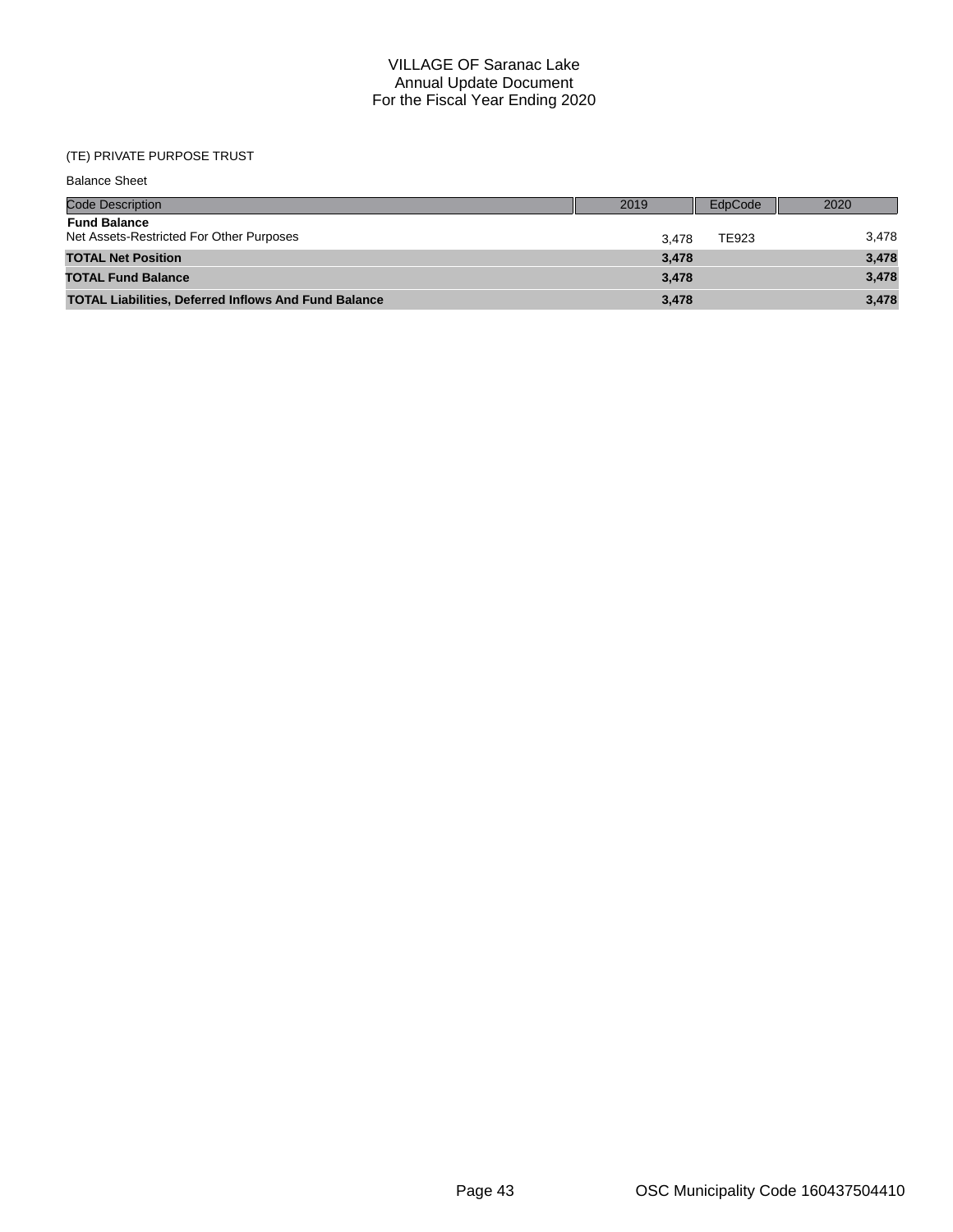# VILLAGE OF Saranac Lake
## Annual Update Document
## For the Fiscal Year Ending 2020

(TE) PRIVATE PURPOSE TRUST

Balance Sheet

| Code Description | 2019 | EdpCode | 2020 |
|---|---|---|---|
| **Fund Balance** | | | |
| Net Assets-Restricted For Other Purposes | 3,478 | TE923 | 3,478 |
| **TOTAL Net Position** | **3,478** | | **3,478** |
| **TOTAL Fund Balance** | **3,478** | | **3,478** |
| **TOTAL Liabilities, Deferred Inflows And Fund Balance** | **3,478** | | **3,478** |

OSC Municipality Code 160437504410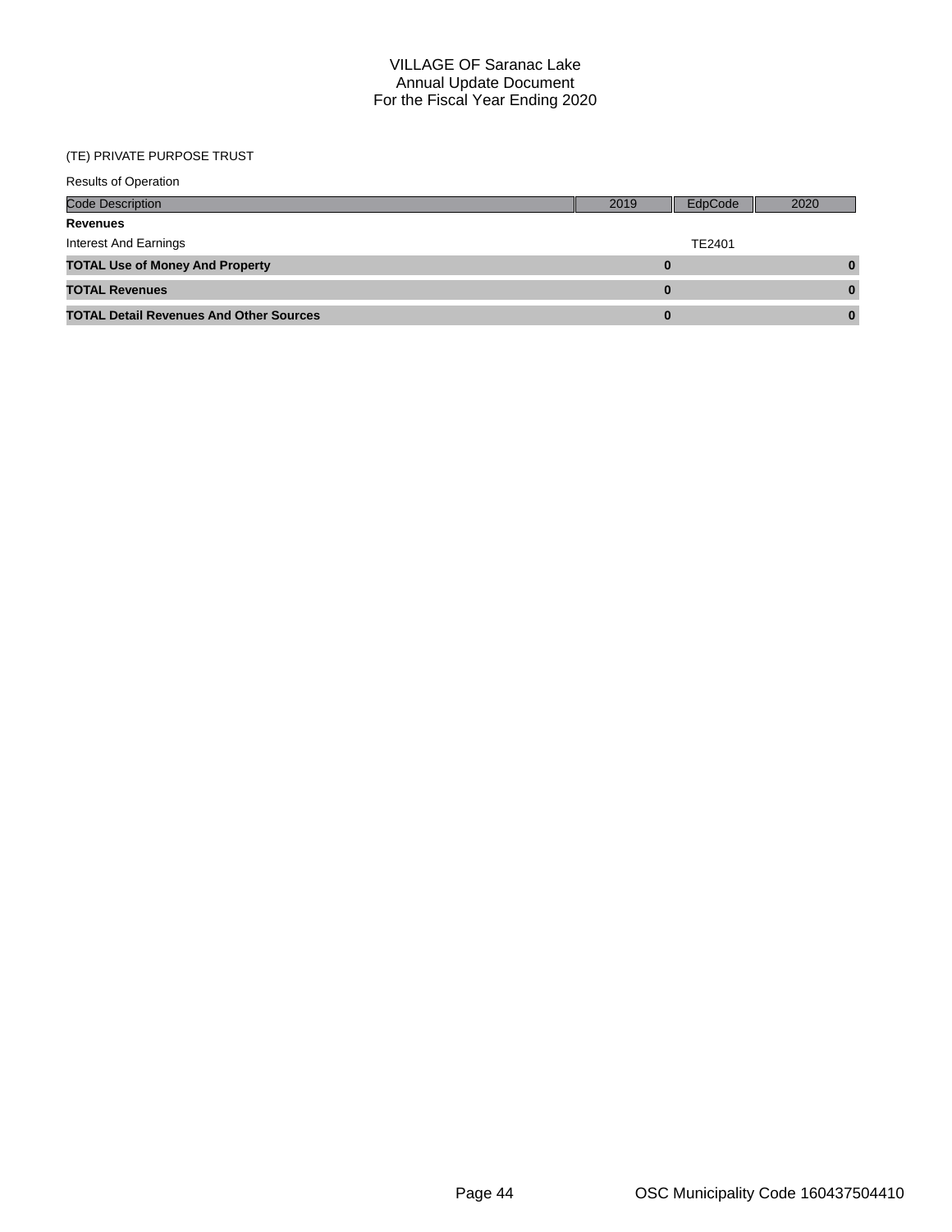# VILLAGE OF Saranac Lake
## Annual Update Document
## For the Fiscal Year Ending 2020

(TE) PRIVATE PURPOSE TRUST

Results of Operation

| Code Description | 2019 | EdpCode | 2020 |
|---|---|---|---|
| **Revenues** | | | |
| Interest And Earnings | | TE2401 | |
| **TOTAL Use of Money And Property** | **0** | | **0** |
| **TOTAL Revenues** | **0** | | **0** |
| **TOTAL Detail Revenues And Other Sources** | **0** | | **0** |

OSC Municipality Code 160437504410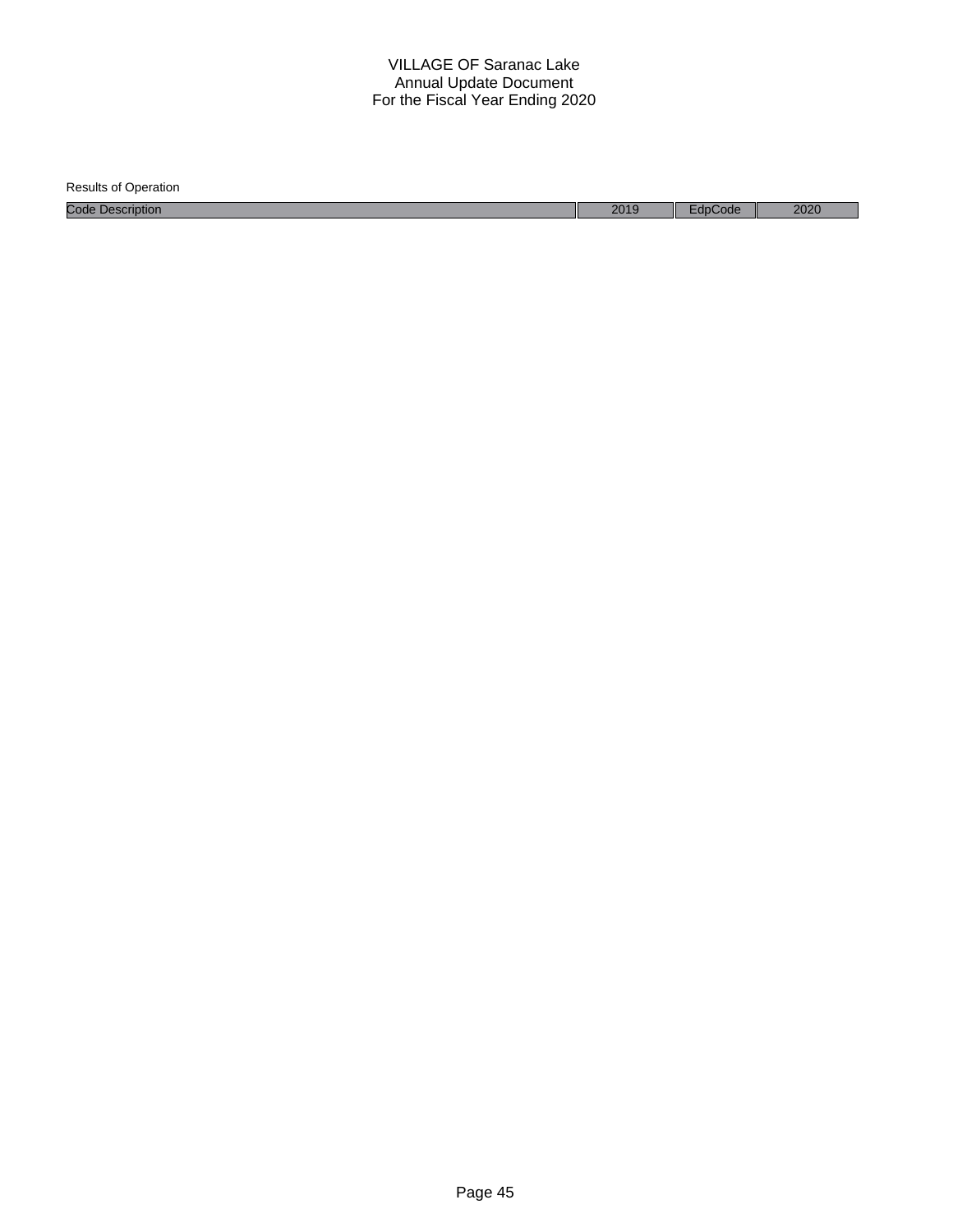VILLAGE OF Saranac Lake
Annual Update Document
For the Fiscal Year Ending 2020

Results of Operation

| Code Description | 2019 | EdpCode | 2020 |
| --- | --- | --- | --- |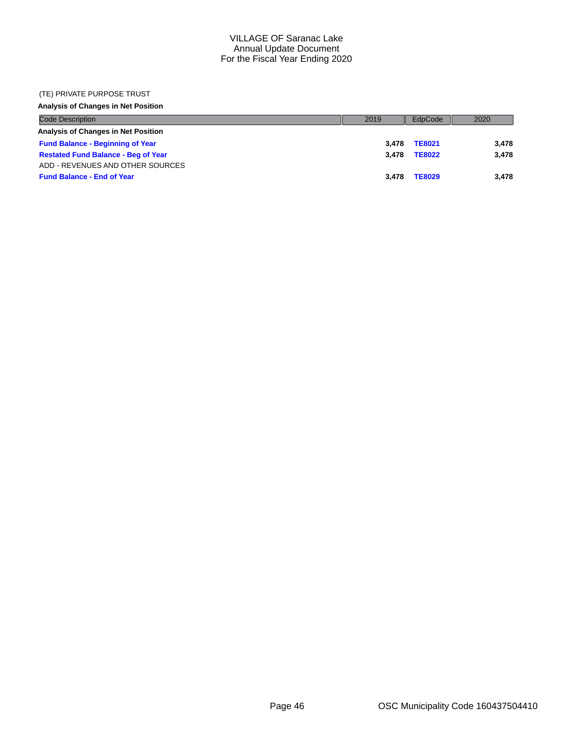# VILLAGE OF Saranac Lake
## Annual Update Document
## For the Fiscal Year Ending 2020

(TE) PRIVATE PURPOSE TRUST

**Analysis of Changes in Net Position**

| Code Description | 2019 | EdpCode | 2020 |
|---|---|---|---|
| **Analysis of Changes in Net Position** | | | |
| **Fund Balance - Beginning of Year** | **3,478** | **TE8021** | **3,478** |
| **Restated Fund Balance - Beg of Year** | **3,478** | **TE8022** | **3,478** |
| ADD - REVENUES AND OTHER SOURCES | | | |
| **Fund Balance - End of Year** | **3,478** | **TE8029** | **3,478** |

OSC Municipality Code 160437504410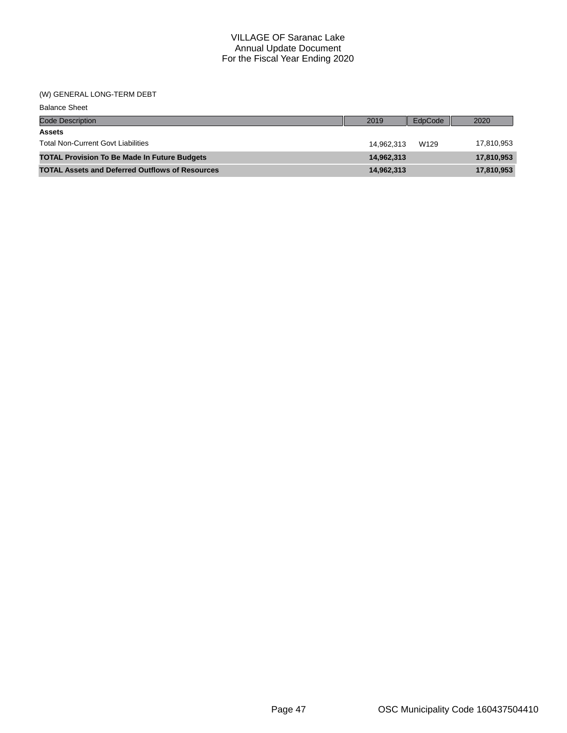# VILLAGE OF Saranac Lake
## Annual Update Document
## For the Fiscal Year Ending 2020

(W) GENERAL LONG-TERM DEBT

Balance Sheet

| Code Description | 2019 | EdpCode | 2020 |
|---|---|---|---|
| **Assets** | | | |
| Total Non-Current Govt Liabilities | 14,962,313 | W129 | 17,810,953 |
| **TOTAL Provision To Be Made In Future Budgets** | **14,962,313** | | **17,810,953** |
| **TOTAL Assets and Deferred Outflows of Resources** | **14,962,313** | | **17,810,953** |

OSC Municipality Code 160437504410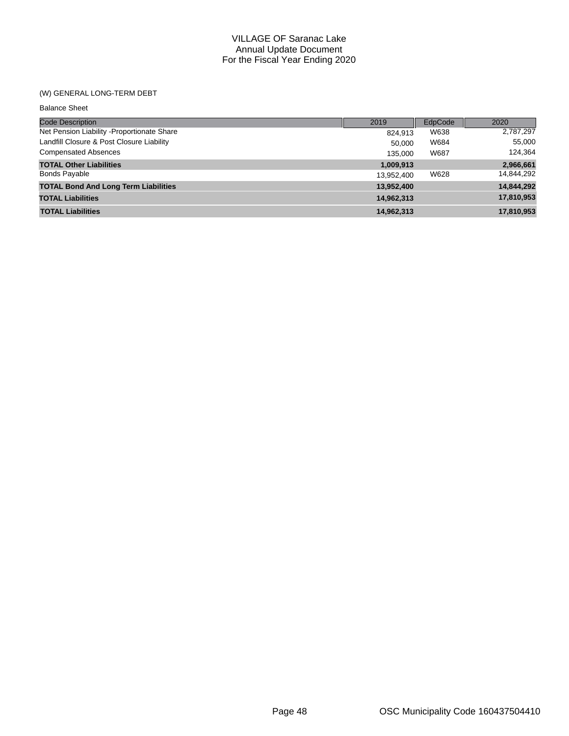# VILLAGE OF Saranac Lake
## Annual Update Document
## For the Fiscal Year Ending 2020

(W) GENERAL LONG-TERM DEBT

Balance Sheet

| Code Description | 2019 | EdpCode | 2020 |
|---|---|---|---|
| Net Pension Liability -Proportionate Share | 824,913 | W638 | 2,787,297 |
| Landfill Closure & Post Closure Liability | 50,000 | W684 | 55,000 |
| Compensated Absences | 135,000 | W687 | 124,364 |
| **TOTAL Other Liabilities** | **1,009,913** | | **2,966,661** |
| Bonds Payable | 13,952,400 | W628 | 14,844,292 |
| **TOTAL Bond And Long Term Liabilities** | **13,952,400** | | **14,844,292** |
| **TOTAL Liabilities** | **14,962,313** | | **17,810,953** |
| **TOTAL Liabilities** | **14,962,313** | | **17,810,953** |

OSC Municipality Code 160437504410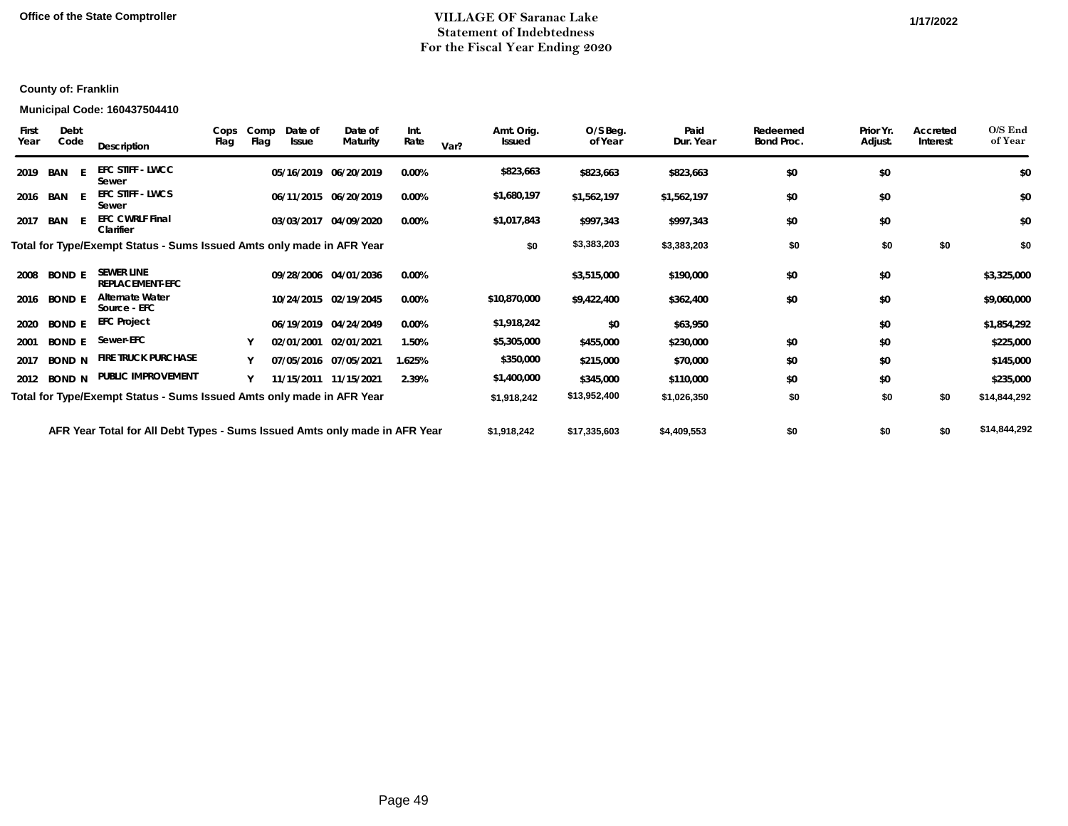Office of the State Comptroller

# VILLAGE OF Saranac Lake
## Statement of Indebtedness
## For the Fiscal Year Ending 2020

1/17/2022

**County of:** Franklin

**Municipal Code:** 160437504410

| First Year | Debt Code | | Description | Cops Flag | Comp Flag | Date of Issue | Date of Maturity | Int. Rate | Var? | Amt. Orig. Issued | O/S Beg. of Year | Paid Dur. Year | Redeemed Bond Proc. | Prior Yr. Adjust. | Accreted Interest | O/S End of Year |
|---|---|---|---|---|---|---|---|---|---|---|---|---|---|---|---|---|
| 2019 | BAN | E | EFC STIFF - LWCC Sewer | | | 05/16/2019 | 06/20/2019 | 0.00% | | $823,663 | $823,663 | $823,663 | $0 | $0 | | $0 |
| 2016 | BAN | E | EFC STIFF - LWCS Sewer | | | 06/11/2015 | 06/20/2019 | 0.00% | | $1,680,197 | $1,562,197 | $1,562,197 | $0 | $0 | | $0 |
| 2017 | BAN | E | EFC CWRLF Final Clarifier | | | 03/03/2017 | 04/09/2020 | 0.00% | | $1,017,843 | $997,343 | $997,343 | $0 | $0 | | $0 |
| Total for Type/Exempt Status - Sums Issued Amts only made in AFR Year | | | | | | | | | | $0 | $3,383,203 | $3,383,203 | $0 | $0 | $0 | $0 |
| 2008 | BOND | E | SEWER LINE REPLACEMENT-EFC | | | 09/28/2006 | 04/01/2036 | 0.00% | | | $3,515,000 | $190,000 | $0 | $0 | | $3,325,000 |
| 2016 | BOND | E | Alternate Water Source - EFC | | | 10/24/2015 | 02/19/2045 | 0.00% | | $10,870,000 | $9,422,400 | $362,400 | $0 | $0 | | $9,060,000 |
| 2020 | BOND | E | EFC Project | | | 06/19/2019 | 04/24/2049 | 0.00% | | $1,918,242 | $0 | $63,950 | | $0 | | $1,854,292 |
| 2001 | BOND | E | Sewer-EFC | | Y | 02/01/2001 | 02/01/2021 | 1.50% | | $5,305,000 | $455,000 | $230,000 | $0 | $0 | | $225,000 |
| 2017 | BOND | N | FIRE TRUCK PURCHASE | | Y | 07/05/2016 | 07/05/2021 | 1.625% | | $350,000 | $215,000 | $70,000 | $0 | $0 | | $145,000 |
| 2012 | BOND | N | PUBLIC IMPROVEMENT | | Y | 11/15/2011 | 11/15/2021 | 2.39% | | $1,400,000 | $345,000 | $110,000 | $0 | $0 | | $235,000 |
| Total for Type/Exempt Status - Sums Issued Amts only made in AFR Year | | | | | | | | | | $1,918,242 | $13,952,400 | $1,026,350 | $0 | $0 | $0 | $14,844,292 |
| AFR Year Total for All Debt Types - Sums Issued Amts only made in AFR Year | | | | | | | | | | $1,918,242 | $17,335,603 | $4,409,553 | $0 | $0 | $0 | $14,844,292 |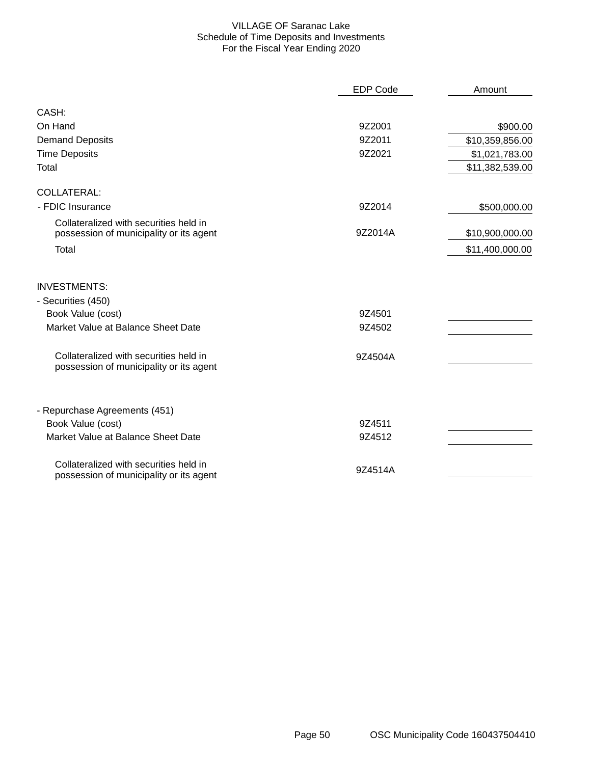# VILLAGE OF Saranac Lake
## Schedule of Time Deposits and Investments
## For the Fiscal Year Ending 2020

| | EDP Code | Amount |
|---|---|---|
| **CASH:** | | |
| On Hand | 9Z2001 | $900.00 |
| Demand Deposits | 9Z2011 | $10,359,856.00 |
| Time Deposits | 9Z2021 | $1,021,783.00 |
| Total | | $11,382,539.00 |
| **COLLATERAL:** | | |
| - FDIC Insurance | 9Z2014 | $500,000.00 |
| Collateralized with securities held in possession of municipality or its agent | 9Z2014A | $10,900,000.00 |
| Total | | $11,400,000.00 |
| **INVESTMENTS:** | | |
| - Securities (450) | | |
| Book Value (cost) | 9Z4501 | |
| Market Value at Balance Sheet Date | 9Z4502 | |
| Collateralized with securities held in possession of municipality or its agent | 9Z4504A | |
| - Repurchase Agreements (451) | | |
| Book Value (cost) | 9Z4511 | |
| Market Value at Balance Sheet Date | 9Z4512 | |
| Collateralized with securities held in possession of municipality or its agent | 9Z4514A | |

OSC Municipality Code 160437504410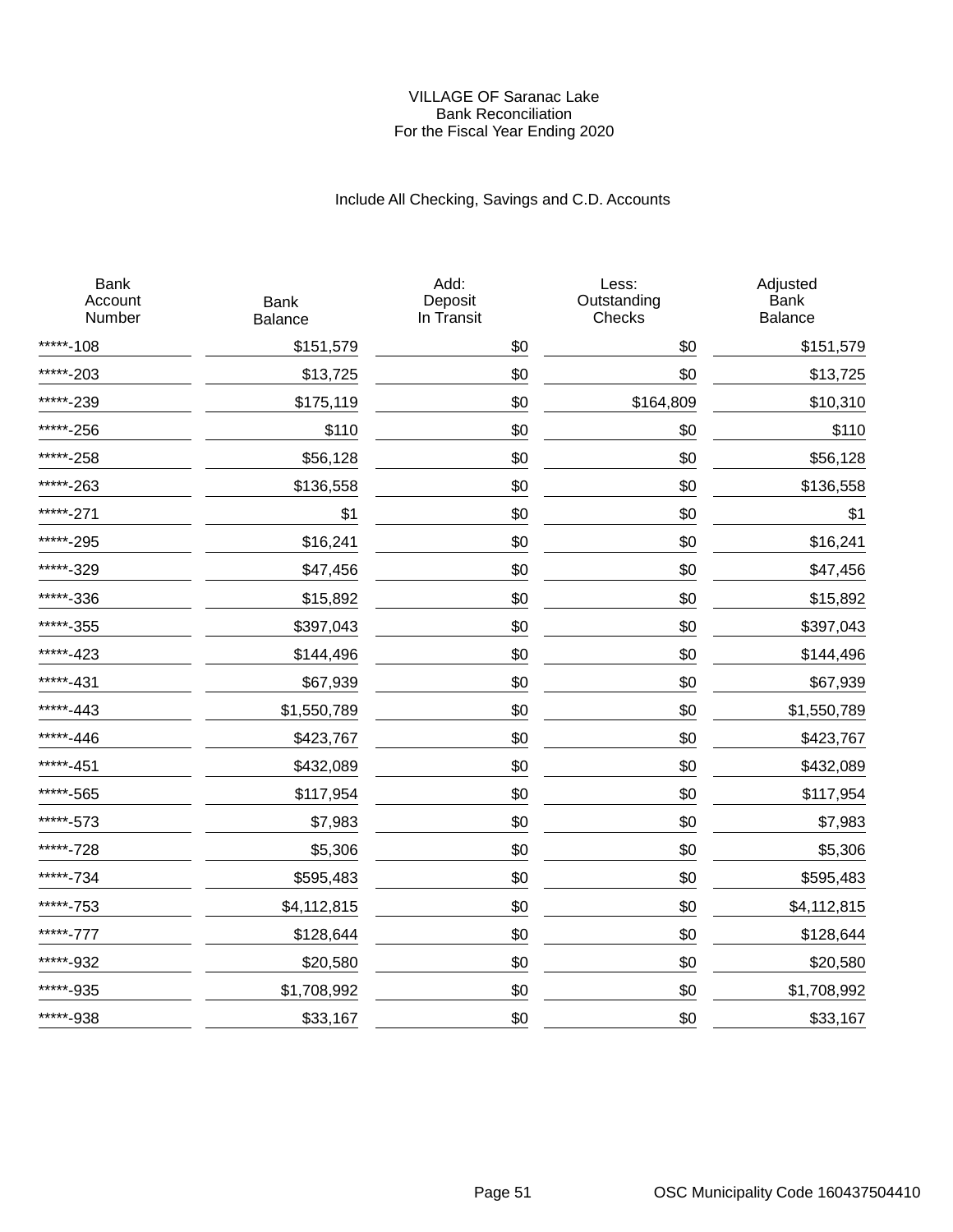# VILLAGE OF Saranac Lake
## Bank Reconciliation
### For the Fiscal Year Ending 2020

Include All Checking, Savings and C.D. Accounts

| Bank Account Number | Bank Balance | Add: Deposit In Transit | Less: Outstanding Checks | Adjusted Bank Balance |
|---|---|---|---|---|
| *****-108 | $151,579 | $0 | $0 | $151,579 |
| *****-203 | $13,725 | $0 | $0 | $13,725 |
| *****-239 | $175,119 | $0 | $164,809 | $10,310 |
| *****-256 | $110 | $0 | $0 | $110 |
| *****-258 | $56,128 | $0 | $0 | $56,128 |
| *****-263 | $136,558 | $0 | $0 | $136,558 |
| *****-271 | $1 | $0 | $0 | $1 |
| *****-295 | $16,241 | $0 | $0 | $16,241 |
| *****-329 | $47,456 | $0 | $0 | $47,456 |
| *****-336 | $15,892 | $0 | $0 | $15,892 |
| *****-355 | $397,043 | $0 | $0 | $397,043 |
| *****-423 | $144,496 | $0 | $0 | $144,496 |
| *****-431 | $67,939 | $0 | $0 | $67,939 |
| *****-443 | $1,550,789 | $0 | $0 | $1,550,789 |
| *****-446 | $423,767 | $0 | $0 | $423,767 |
| *****-451 | $432,089 | $0 | $0 | $432,089 |
| *****-565 | $117,954 | $0 | $0 | $117,954 |
| *****-573 | $7,983 | $0 | $0 | $7,983 |
| *****-728 | $5,306 | $0 | $0 | $5,306 |
| *****-734 | $595,483 | $0 | $0 | $595,483 |
| *****-753 | $4,112,815 | $0 | $0 | $4,112,815 |
| *****-777 | $128,644 | $0 | $0 | $128,644 |
| *****-932 | $20,580 | $0 | $0 | $20,580 |
| *****-935 | $1,708,992 | $0 | $0 | $1,708,992 |
| *****-938 | $33,167 | $0 | $0 | $33,167 |

OSC Municipality Code 160437504410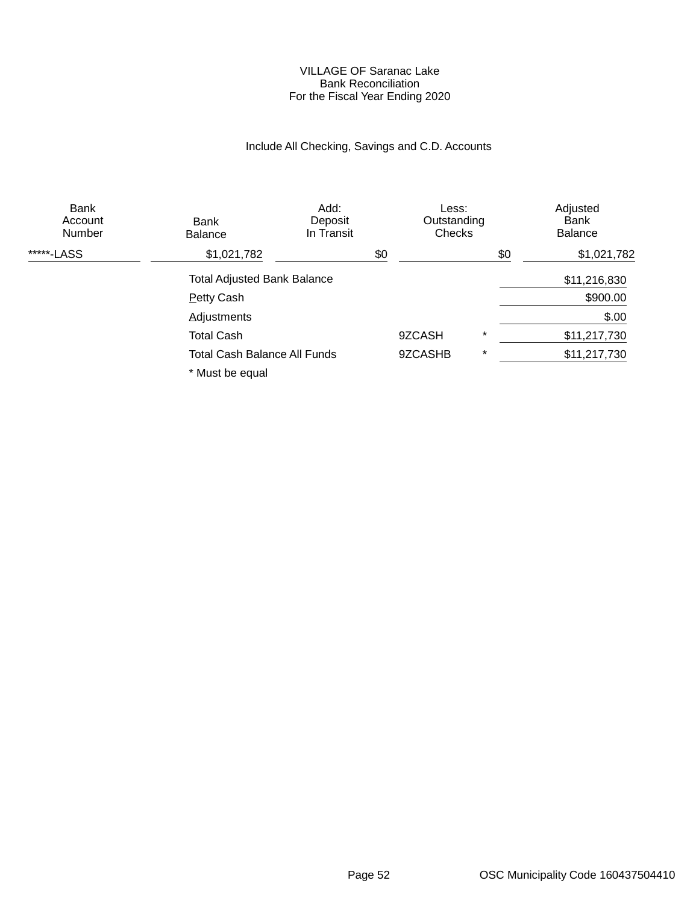# VILLAGE OF Saranac Lake
## Bank Reconciliation
### For the Fiscal Year Ending 2020

Include All Checking, Savings and C.D. Accounts

| Bank Account Number | Bank Balance | Add: Deposit In Transit | Less: Outstanding Checks | Adjusted Bank Balance |
|---|---|---|---|---|
| *****-LASS | $1,021,782 | $0 | $0 | $1,021,782 |

| | | | |
|---|---|---|---|
| Total Adjusted Bank Balance | | | $11,216,830 |
| Petty Cash | | | $900.00 |
| Adjustments | | | $.00 |
| Total Cash | 9ZCASH | * | $11,217,730 |
| Total Cash Balance All Funds | 9ZCASHB | * | $11,217,730 |

* Must be equal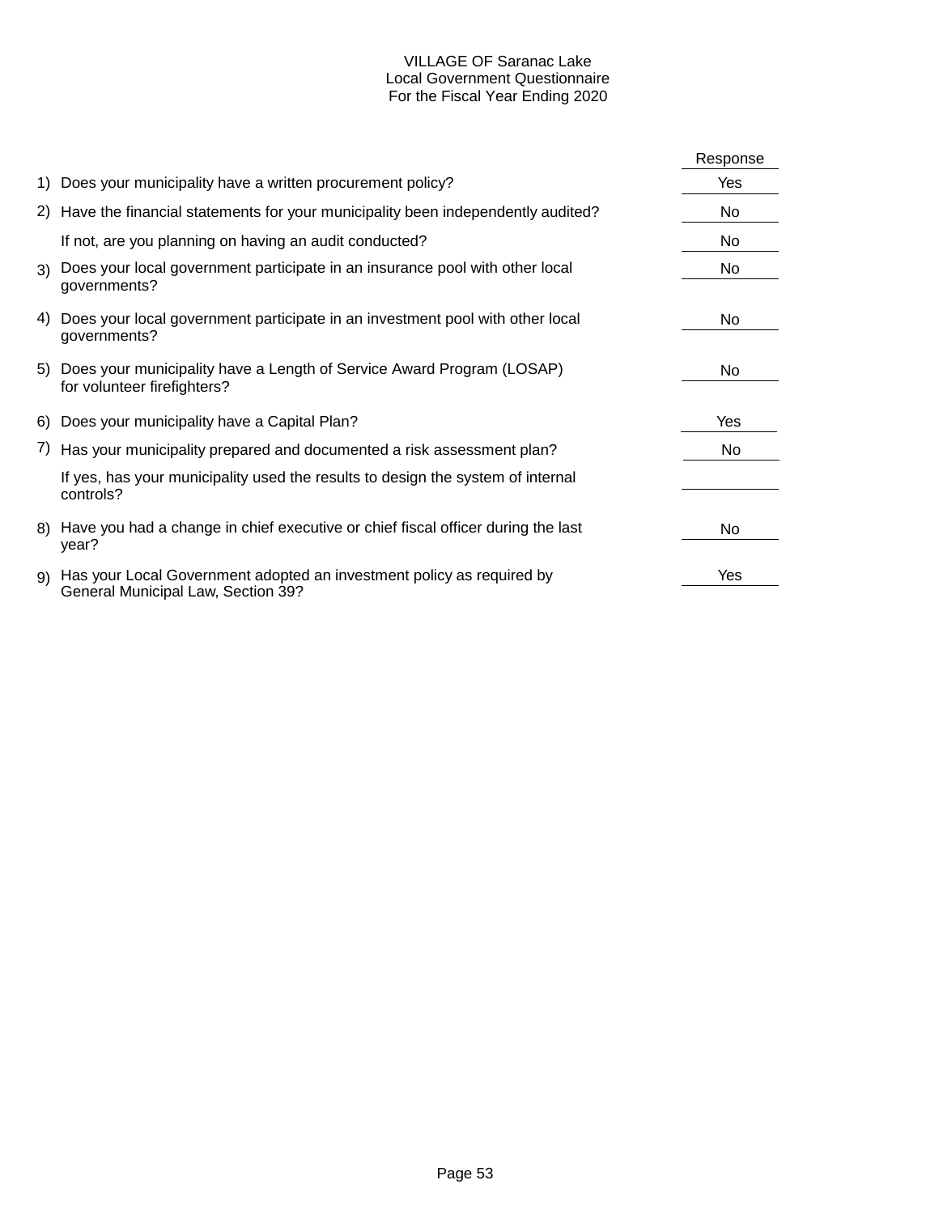# VILLAGE OF Saranac Lake
## Local Government Questionnaire
### For the Fiscal Year Ending 2020

| | | Response |
|---|---|---|
| 1) | Does your municipality have a written procurement policy? | Yes |
| 2) | Have the financial statements for your municipality been independently audited? | No |
| | If not, are you planning on having an audit conducted? | No |
| 3) | Does your local government participate in an insurance pool with other local governments? | No |
| 4) | Does your local government participate in an investment pool with other local governments? | No |
| 5) | Does your municipality have a Length of Service Award Program (LOSAP) for volunteer firefighters? | No |
| 6) | Does your municipality have a Capital Plan? | Yes |
| 7) | Has your municipality prepared and documented a risk assessment plan? | No |
| | If yes, has your municipality used the results to design the system of internal controls? | |
| 8) | Have you had a change in chief executive or chief fiscal officer during the last year? | No |
| 9) | Has your Local Government adopted an investment policy as required by General Municipal Law, Section 39? | Yes |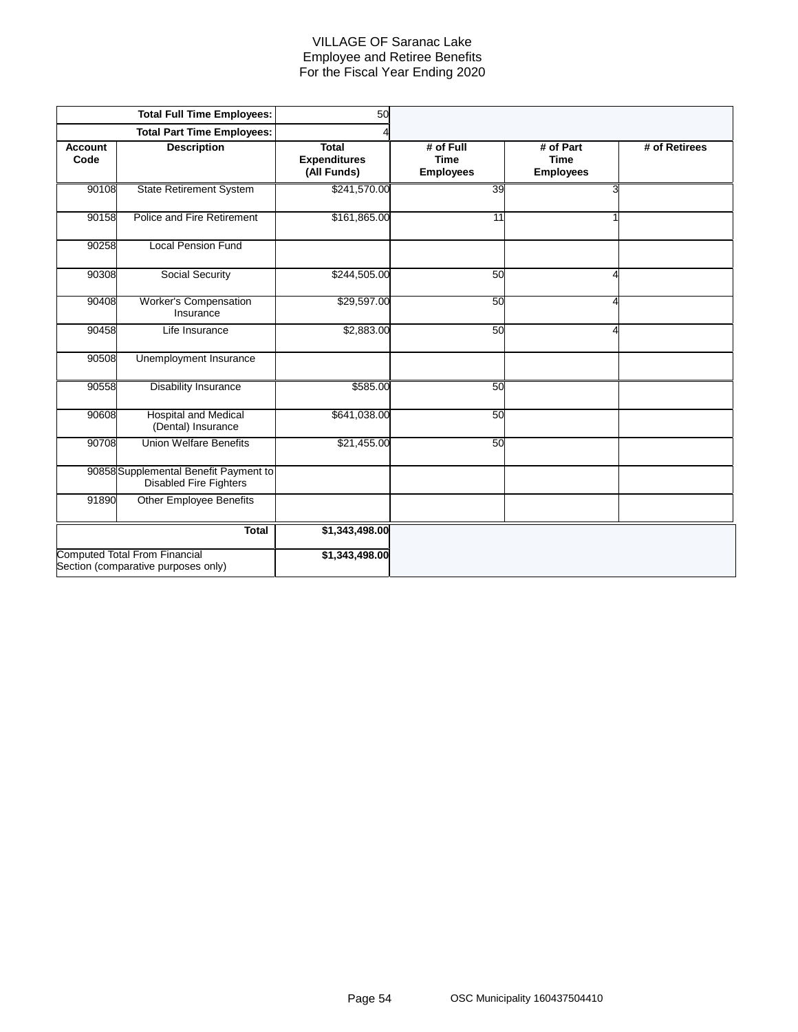# VILLAGE OF Saranac Lake
## Employee and Retiree Benefits
## For the Fiscal Year Ending 2020

| | Total Full Time Employees: | 50 | | | |
|---|---|---|---|---|---|
| | **Total Part Time Employees:** | 4 | | | |
| **Account Code** | **Description** | **Total Expenditures (All Funds)** | **# of Full Time Employees** | **# of Part Time Employees** | **# of Retirees** |
| 90108 | State Retirement System | $241,570.00 | 39 | 3 | |
| 90158 | Police and Fire Retirement | $161,865.00 | 11 | 1 | |
| 90258 | Local Pension Fund | | | | |
| 90308 | Social Security | $244,505.00 | 50 | 4 | |
| 90408 | Worker's Compensation Insurance | $29,597.00 | 50 | 4 | |
| 90458 | Life Insurance | $2,883.00 | 50 | 4 | |
| 90508 | Unemployment Insurance | | | | |
| 90558 | Disability Insurance | $585.00 | 50 | | |
| 90608 | Hospital and Medical (Dental) Insurance | $641,038.00 | 50 | | |
| 90708 | Union Welfare Benefits | $21,455.00 | 50 | | |
| 90858 | Supplemental Benefit Payment to Disabled Fire Fighters | | | | |
| 91890 | Other Employee Benefits | | | | |
| | **Total** | **$1,343,498.00** | | | |
| | Computed Total From Financial Section (comparative purposes only) | **$1,343,498.00** | | | |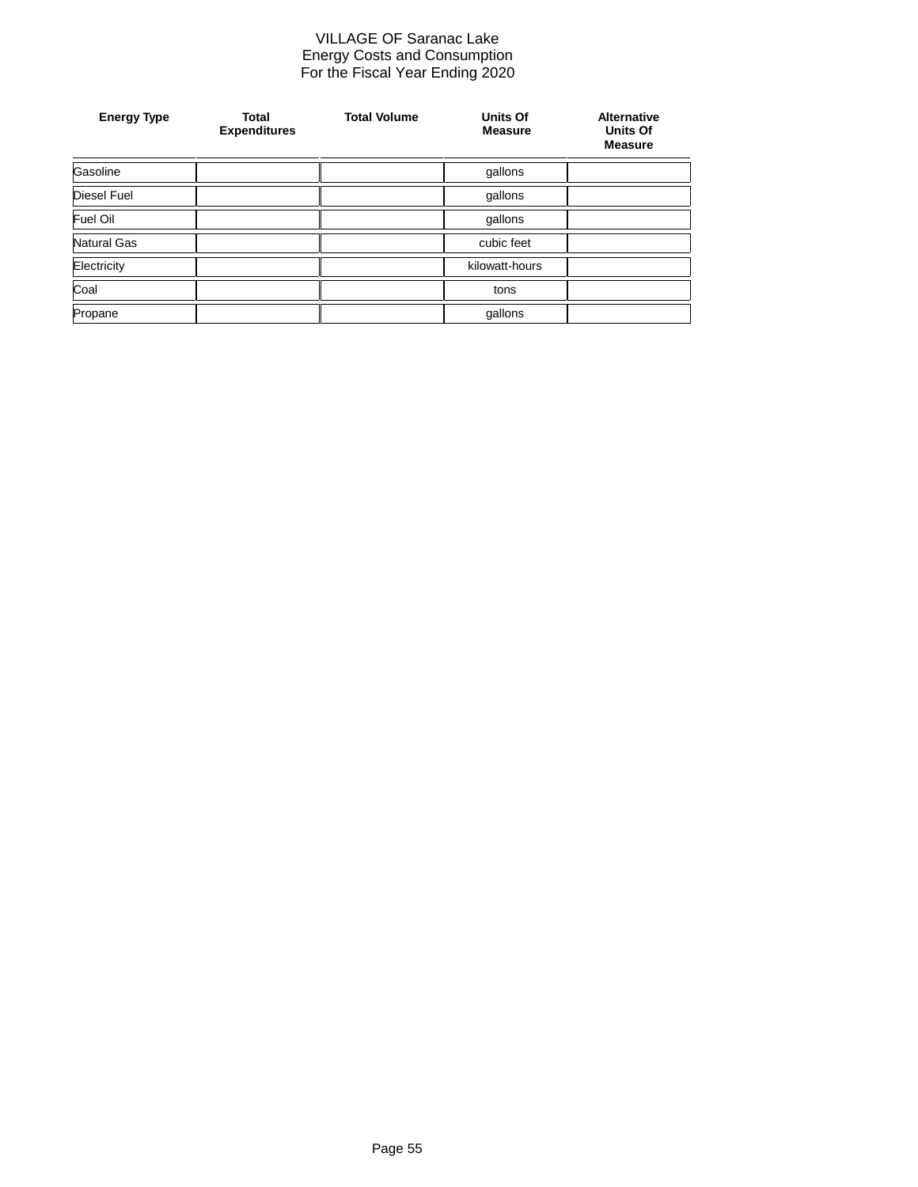VILLAGE OF Saranac Lake
Energy Costs and Consumption
For the Fiscal Year Ending 2020

| Energy Type | Total Expenditures | Total Volume | Units Of Measure | Alternative Units Of Measure |
|---|---|---|---|---|
| Gasoline | | | gallons | |
| Diesel Fuel | | | gallons | |
| Fuel Oil | | | gallons | |
| Natural Gas | | | cubic feet | |
| Electricity | | | kilowatt-hours | |
| Coal | | | tons | |
| Propane | | | gallons | |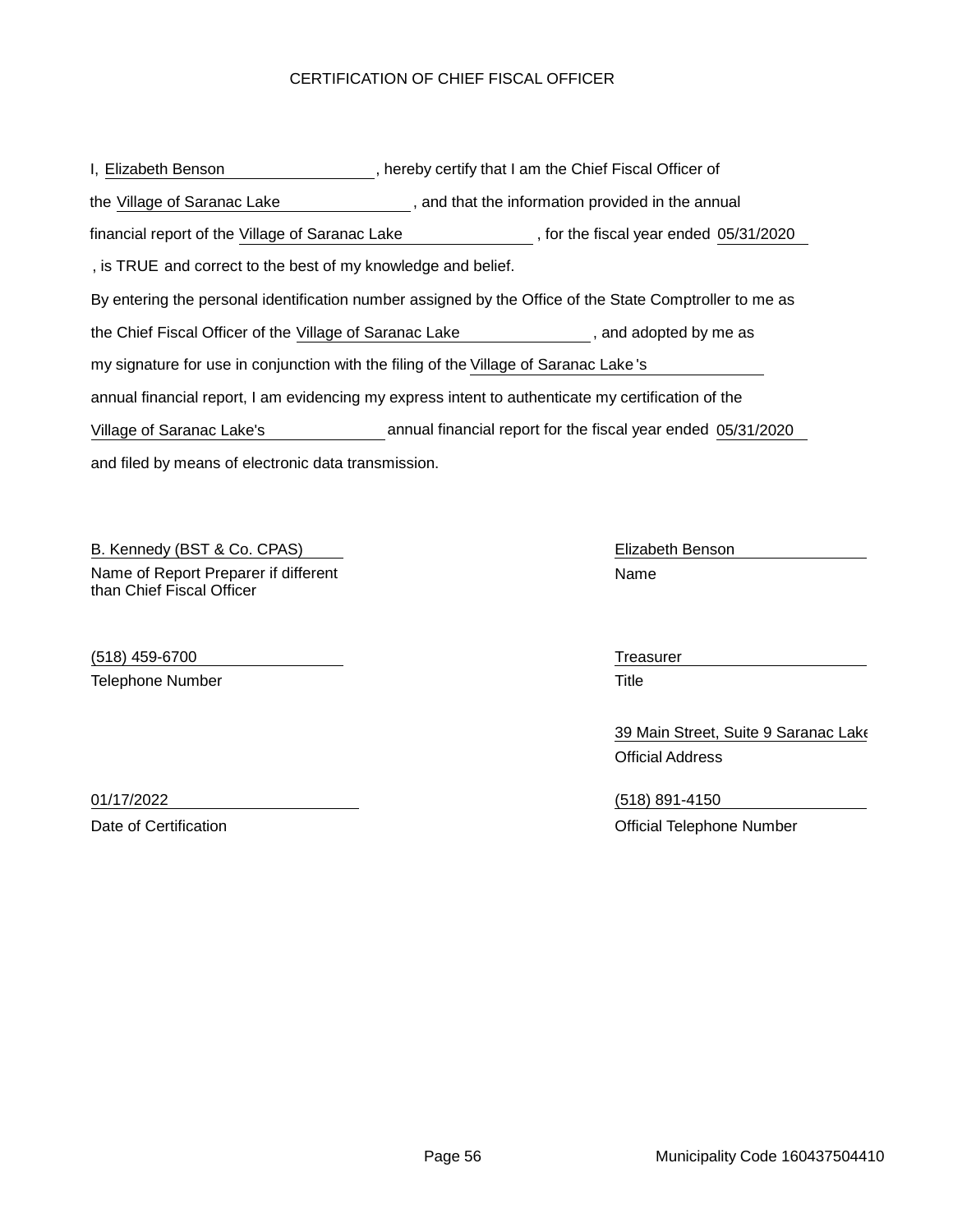# CERTIFICATION OF CHIEF FISCAL OFFICER

I, Elizabeth Benson, hereby certify that I am the Chief Fiscal Officer of the Village of Saranac Lake, and that the information provided in the annual financial report of the Village of Saranac Lake, for the fiscal year ended 05/31/2020, is TRUE and correct to the best of my knowledge and belief.

By entering the personal identification number assigned by the Office of the State Comptroller to me as the Chief Fiscal Officer of the Village of Saranac Lake, and adopted by me as my signature for use in conjunction with the filing of the Village of Saranac Lake's annual financial report, I am evidencing my express intent to authenticate my certification of the Village of Saranac Lake's annual financial report for the fiscal year ended 05/31/2020 and filed by means of electronic data transmission.

B. Kennedy (BST & Co. CPAS)
Name of Report Preparer if different than Chief Fiscal Officer

(518) 459-6700
Telephone Number

01/17/2022
Date of Certification

Elizabeth Benson
Name

Treasurer
Title

39 Main Street, Suite 9 Saranac Lake
Official Address

(518) 891-4150
Official Telephone Number

Municipality Code 160437504410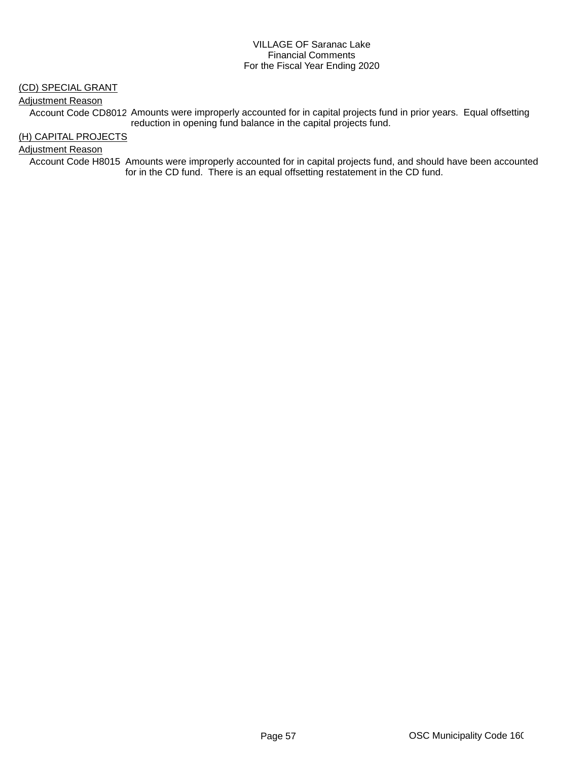VILLAGE OF Saranac Lake
Financial Comments
For the Fiscal Year Ending 2020

(CD) SPECIAL GRANT

Adjustment Reason

Account Code CD8012 Amounts were improperly accounted for in capital projects fund in prior years. Equal offsetting reduction in opening fund balance in the capital projects fund.

(H) CAPITAL PROJECTS

Adjustment Reason

Account Code H8015 Amounts were improperly accounted for in capital projects fund, and should have been accounted for in the CD fund. There is an equal offsetting restatement in the CD fund.